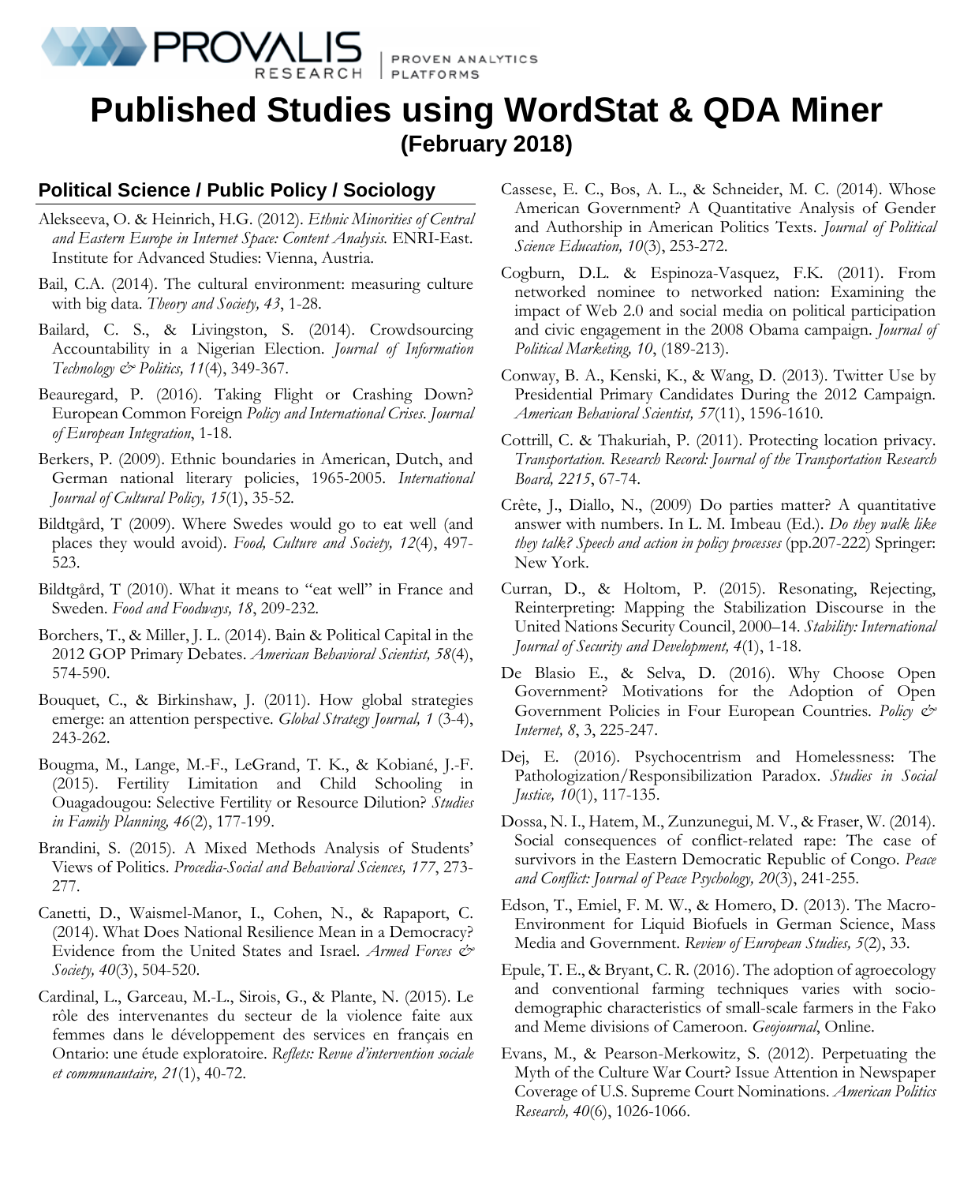PROVALIS RESEARCH | PROVEN ANALYTICS PLATFORMS

# Published Studies using WordStat & QDA Miner

**(February 2018)**

## Political Science / Public Policy / Sociology

Alekseeva, O. & Heinrich, H.G. (2012). *Ethnic Minorities of Central and Eastern Europe in Internet Space: Content Analysis.* ENRI-East. Institute for Advanced Studies: Vienna, Austria.

Bail, C.A. (2014). The cultural environment: measuring culture with big data. *Theory and Society, 43*, 1-28.

Bailard, C. S., & Livingston, S. (2014). Crowdsourcing Accountability in a Nigerian Election. *Journal of Information Technology & Politics, 11*(4), 349-367.

Beauregard, P. (2016). Taking Flight or Crashing Down? European Common Foreign *Policy and International Crises. Journal of European Integration*, 1-18.

Berkers, P. (2009). Ethnic boundaries in American, Dutch, and German national literary policies, 1965-2005. *International Journal of Cultural Policy, 15*(1), 35-52.

Bildtgård, T (2009). Where Swedes would go to eat well (and places they would avoid). *Food, Culture and Society, 12*(4), 497-523.

Bildtgård, T (2010). What it means to "eat well" in France and Sweden. *Food and Foodways, 18*, 209-232.

Borchers, T., & Miller, J. L. (2014). Bain & Political Capital in the 2012 GOP Primary Debates. *American Behavioral Scientist, 58*(4), 574-590.

Bouquet, C., & Birkinshaw, J. (2011). How global strategies emerge: an attention perspective. *Global Strategy Journal, 1* (3-4), 243-262.

Bougma, M., Lange, M.-F., LeGrand, T. K., & Kobiané, J.-F. (2015). Fertility Limitation and Child Schooling in Ouagadougou: Selective Fertility or Resource Dilution? *Studies in Family Planning, 46*(2), 177-199.

Brandini, S. (2015). A Mixed Methods Analysis of Students' Views of Politics. *Procedia-Social and Behavioral Sciences, 177*, 273-277.

Canetti, D., Waismel-Manor, I., Cohen, N., & Rapaport, C. (2014). What Does National Resilience Mean in a Democracy? Evidence from the United States and Israel. *Armed Forces & Society, 40*(3), 504-520.

Cardinal, L., Garceau, M.-L., Sirois, G., & Plante, N. (2015). Le rôle des intervenantes du secteur de la violence faite aux femmes dans le développement des services en français en Ontario: une étude exploratoire. *Reflets: Revue d'intervention sociale et communautaire, 21*(1), 40-72.

Cassese, E. C., Bos, A. L., & Schneider, M. C. (2014). Whose American Government? A Quantitative Analysis of Gender and Authorship in American Politics Texts. *Journal of Political Science Education, 10*(3), 253-272.

Cogburn, D.L. & Espinoza-Vasquez, F.K. (2011). From networked nominee to networked nation: Examining the impact of Web 2.0 and social media on political participation and civic engagement in the 2008 Obama campaign. *Journal of Political Marketing, 10*, (189-213).

Conway, B. A., Kenski, K., & Wang, D. (2013). Twitter Use by Presidential Primary Candidates During the 2012 Campaign. *American Behavioral Scientist, 57*(11), 1596-1610.

Cottrill, C. & Thakuriah, P. (2011). Protecting location privacy. *Transportation. Research Record: Journal of the Transportation Research Board, 2215*, 67-74.

Crête, J., Diallo, N., (2009) Do parties matter? A quantitative answer with numbers. In L. M. Imbeau (Ed.). *Do they walk like they talk? Speech and action in policy processes* (pp.207-222) Springer: New York.

Curran, D., & Holtom, P. (2015). Resonating, Rejecting, Reinterpreting: Mapping the Stabilization Discourse in the United Nations Security Council, 2000–14. *Stability: International Journal of Security and Development, 4*(1), 1-18.

De Blasio E., & Selva, D. (2016). Why Choose Open Government? Motivations for the Adoption of Open Government Policies in Four European Countries. *Policy & Internet, 8*, 3, 225-247.

Dej, E. (2016). Psychocentrism and Homelessness: The Pathologization/Responsibilization Paradox. *Studies in Social Justice, 10*(1), 117-135.

Dossa, N. I., Hatem, M., Zunzunegui, M. V., & Fraser, W. (2014). Social consequences of conflict-related rape: The case of survivors in the Eastern Democratic Republic of Congo. *Peace and Conflict: Journal of Peace Psychology, 20*(3), 241-255.

Edson, T., Emiel, F. M. W., & Homero, D. (2013). The Macro-Environment for Liquid Biofuels in German Science, Mass Media and Government. *Review of European Studies, 5*(2), 33.

Epule, T. E., & Bryant, C. R. (2016). The adoption of agroecology and conventional farming techniques varies with socio-demographic characteristics of small-scale farmers in the Fako and Meme divisions of Cameroon. *Geojournal*, Online.

Evans, M., & Pearson-Merkowitz, S. (2012). Perpetuating the Myth of the Culture War Court? Issue Attention in Newspaper Coverage of U.S. Supreme Court Nominations. *American Politics Research, 40*(6), 1026-1066.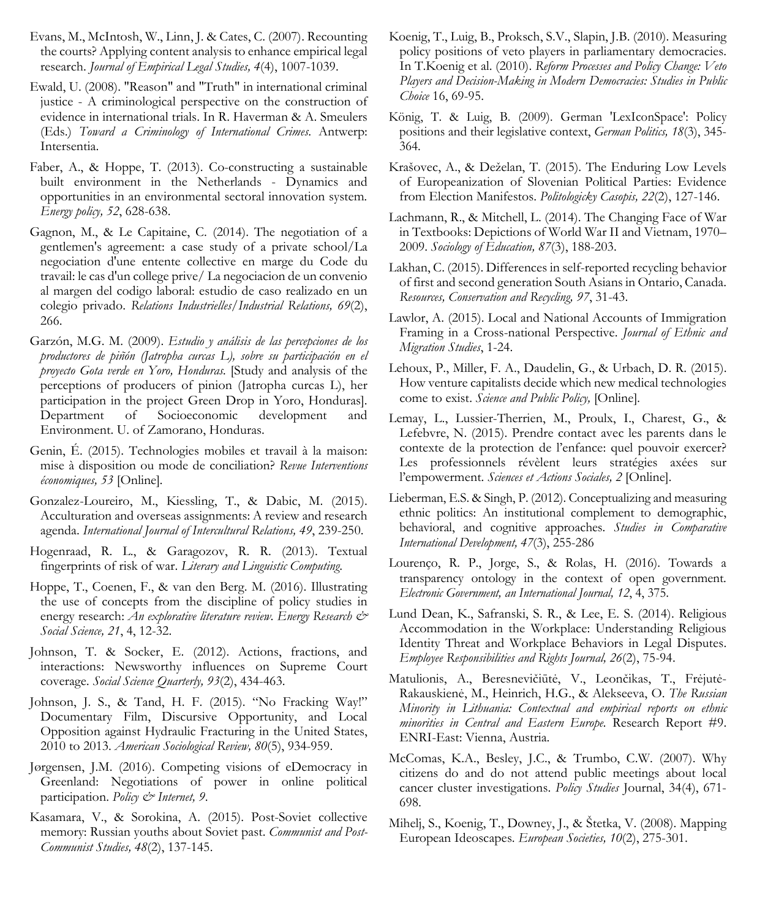Evans, M., McIntosh, W., Linn, J. & Cates, C. (2007). Recounting the courts? Applying content analysis to enhance empirical legal research. *Journal of Empirical Legal Studies, 4*(4), 1007-1039.

Ewald, U. (2008). "Reason" and "Truth" in international criminal justice - A criminological perspective on the construction of evidence in international trials. In R. Haverman & A. Smeulers (Eds.) *Toward a Criminology of International Crimes.* Antwerp: Intersentia.

Faber, A., & Hoppe, T. (2013). Co-constructing a sustainable built environment in the Netherlands - Dynamics and opportunities in an environmental sectoral innovation system. *Energy policy, 52*, 628-638.

Gagnon, M., & Le Capitaine, C. (2014). The negotiation of a gentlemen's agreement: a case study of a private school/La negociation d'une entente collective en marge du Code du travail: le cas d'un college prive/ La negociacion de un convenio al margen del codigo laboral: estudio de caso realizado en un colegio privado. *Relations Industrielles/Industrial Relations, 69*(2), 266.

Garzón, M.G. M. (2009). *Estudio y análisis de las percepciones de los productores de piñón (Jatropha curcas L), sobre su participación en el proyecto Gota verde en Yoro, Honduras.* [Study and analysis of the perceptions of producers of pinion (Jatropha curcas L), her participation in the project Green Drop in Yoro, Honduras]. Department of Socioeconomic development and Environment. U. of Zamorano, Honduras.

Genin, É. (2015). Technologies mobiles et travail à la maison: mise à disposition ou mode de conciliation? *Revue Interventions économiques, 53* [Online].

Gonzalez-Loureiro, M., Kiessling, T., & Dabic, M. (2015). Acculturation and overseas assignments: A review and research agenda. *International Journal of Intercultural Relations, 49*, 239-250.

Hogenraad, R. L., & Garagozov, R. R. (2013). Textual fingerprints of risk of war. *Literary and Linguistic Computing.*

Hoppe, T., Coenen, F., & van den Berg. M. (2016). Illustrating the use of concepts from the discipline of policy studies in energy research: *An explorative literature review. Energy Research & Social Science, 21*, 4, 12-32.

Johnson, T. & Socker, E. (2012). Actions, fractions, and interactions: Newsworthy influences on Supreme Court coverage. *Social Science Quarterly, 93*(2), 434-463.

Johnson, J. S., & Tand, H. F. (2015). "No Fracking Way!" Documentary Film, Discursive Opportunity, and Local Opposition against Hydraulic Fracturing in the United States, 2010 to 2013. *American Sociological Review, 80*(5), 934-959.

Jørgensen, J.M. (2016). Competing visions of eDemocracy in Greenland: Negotiations of power in online political participation. *Policy & Internet, 9*.

Kasamara, V., & Sorokina, A. (2015). Post-Soviet collective memory: Russian youths about Soviet past. *Communist and Post-Communist Studies, 48*(2), 137-145.

Koenig, T., Luig, B., Proksch, S.V., Slapin, J.B. (2010). Measuring policy positions of veto players in parliamentary democracies. In T.Koenig et al. (2010). *Reform Processes and Policy Change: Veto Players and Decision-Making in Modern Democracies: Studies in Public Choice* 16, 69-95.

König, T. & Luig, B. (2009). German 'LexIconSpace': Policy positions and their legislative context, *German Politics, 18*(3), 345-364.

Krašovec, A., & Deželan, T. (2015). The Enduring Low Levels of Europeanization of Slovenian Political Parties: Evidence from Election Manifestos. *Politologicky Casopis, 22*(2), 127-146.

Lachmann, R., & Mitchell, L. (2014). The Changing Face of War in Textbooks: Depictions of World War II and Vietnam, 1970–2009. *Sociology of Education, 87*(3), 188-203.

Lakhan, C. (2015). Differences in self-reported recycling behavior of first and second generation South Asians in Ontario, Canada. *Resources, Conservation and Recycling, 97*, 31-43.

Lawlor, A. (2015). Local and National Accounts of Immigration Framing in a Cross-national Perspective. *Journal of Ethnic and Migration Studies*, 1-24.

Lehoux, P., Miller, F. A., Daudelin, G., & Urbach, D. R. (2015). How venture capitalists decide which new medical technologies come to exist. *Science and Public Policy,* [Online].

Lemay, L., Lussier-Therrien, M., Proulx, I., Charest, G., & Lefebvre, N. (2015). Prendre contact avec les parents dans le contexte de la protection de l'enfance: quel pouvoir exercer? Les professionnels révèlent leurs stratégies axées sur l'empowerment. *Sciences et Actions Sociales, 2* [Online].

Lieberman, E.S. & Singh, P. (2012). Conceptualizing and measuring ethnic politics: An institutional complement to demographic, behavioral, and cognitive approaches. *Studies in Comparative International Development, 47*(3), 255-286

Lourenço, R. P., Jorge, S., & Rolas, H. (2016). Towards a transparency ontology in the context of open government. *Electronic Government, an International Journal, 12*, 4, 375.

Lund Dean, K., Safranski, S. R., & Lee, E. S. (2014). Religious Accommodation in the Workplace: Understanding Religious Identity Threat and Workplace Behaviors in Legal Disputes. *Employee Responsibilities and Rights Journal, 26*(2), 75-94.

Matulionis, A., Beresnevičiūtė, V., Leončikas, T., Frėjutė-Rakauskienė, M., Heinrich, H.G., & Alekseeva, O. *The Russian Minority in Lithuania: Contextual and empirical reports on ethnic minorities in Central and Eastern Europe.* Research Report #9. ENRI-East: Vienna, Austria.

McComas, K.A., Besley, J.C., & Trumbo, C.W. (2007). Why citizens do and do not attend public meetings about local cancer cluster investigations. *Policy Studies* Journal, 34(4), 671-698.

Mihelj, S., Koenig, T., Downey, J., & Štetka, V. (2008). Mapping European Ideoscapes. *European Societies, 10*(2), 275-301.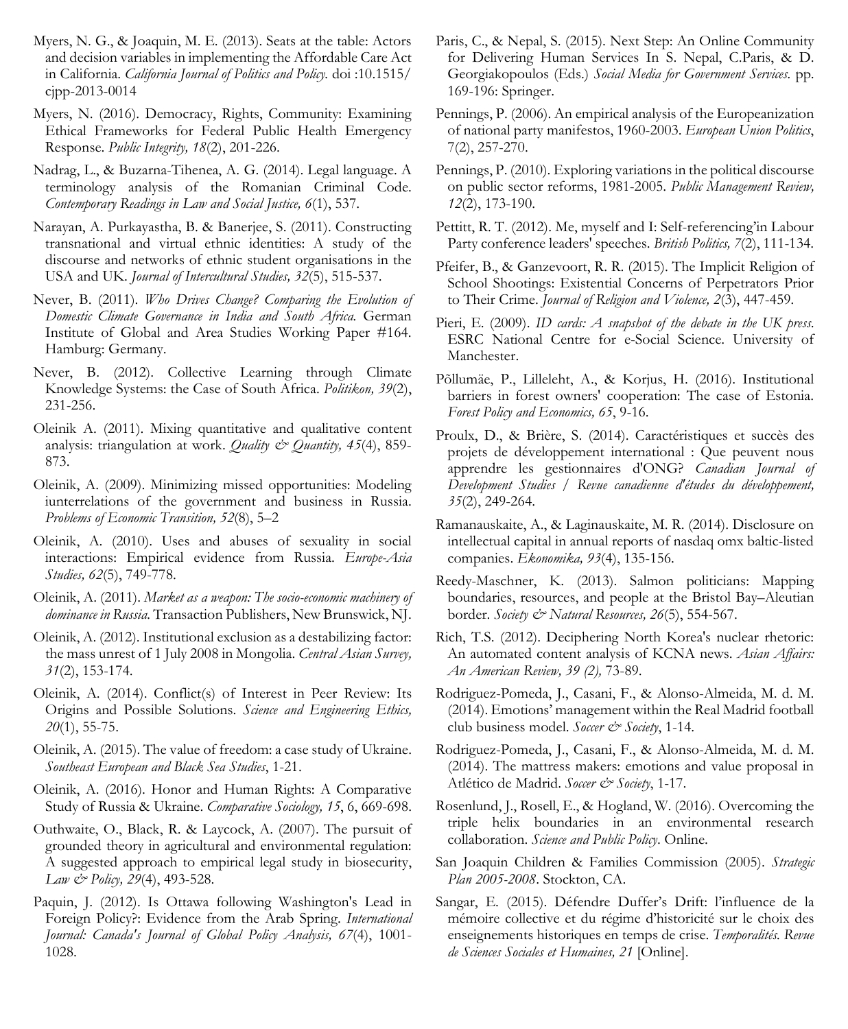Myers, N. G., & Joaquin, M. E. (2013). Seats at the table: Actors and decision variables in implementing the Affordable Care Act in California. *California Journal of Politics and Policy.* doi :10.1515/ cjpp-2013-0014

Myers, N. (2016). Democracy, Rights, Community: Examining Ethical Frameworks for Federal Public Health Emergency Response. *Public Integrity, 18*(2), 201-226.

Nadrag, L., & Buzarna-Tihenea, A. G. (2014). Legal language. A terminology analysis of the Romanian Criminal Code. *Contemporary Readings in Law and Social Justice, 6*(1), 537.

Narayan, A. Purkayastha, B. & Banerjee, S. (2011). Constructing transnational and virtual ethnic identities: A study of the discourse and networks of ethnic student organisations in the USA and UK. *Journal of Intercultural Studies, 32*(5), 515-537.

Never, B. (2011). *Who Drives Change? Comparing the Evolution of Domestic Climate Governance in India and South Africa.* German Institute of Global and Area Studies Working Paper #164. Hamburg: Germany.

Never, B. (2012). Collective Learning through Climate Knowledge Systems: the Case of South Africa. *Politikon, 39*(2), 231-256.

Oleinik A. (2011). Mixing quantitative and qualitative content analysis: triangulation at work. *Quality & Quantity, 45*(4), 859-873.

Oleinik, A. (2009). Minimizing missed opportunities: Modeling iunterrelations of the government and business in Russia. *Problems of Economic Transition, 52*(8), 5–2

Oleinik, A. (2010). Uses and abuses of sexuality in social interactions: Empirical evidence from Russia. *Europe-Asia Studies, 62*(5), 749-778.

Oleinik, A. (2011). *Market as a weapon: The socio-economic machinery of dominance in Russia.* Transaction Publishers, New Brunswick, NJ.

Oleinik, A. (2012). Institutional exclusion as a destabilizing factor: the mass unrest of 1 July 2008 in Mongolia. *Central Asian Survey, 31*(2), 153-174.

Oleinik, A. (2014). Conflict(s) of Interest in Peer Review: Its Origins and Possible Solutions. *Science and Engineering Ethics, 20*(1), 55-75.

Oleinik, A. (2015). The value of freedom: a case study of Ukraine. *Southeast European and Black Sea Studies*, 1-21.

Oleinik, A. (2016). Honor and Human Rights: A Comparative Study of Russia & Ukraine. *Comparative Sociology, 15*, 6, 669-698.

Outhwaite, O., Black, R. & Laycock, A. (2007). The pursuit of grounded theory in agricultural and environmental regulation: A suggested approach to empirical legal study in biosecurity, *Law & Policy, 29*(4), 493-528.

Paquin, J. (2012). Is Ottawa following Washington's Lead in Foreign Policy?: Evidence from the Arab Spring. *International Journal: Canada's Journal of Global Policy Analysis, 67*(4), 1001-1028.

Paris, C., & Nepal, S. (2015). Next Step: An Online Community for Delivering Human Services In S. Nepal, C.Paris, & D. Georgiakopoulos (Eds.) *Social Media for Government Services.* pp. 169-196: Springer.

Pennings, P. (2006). An empirical analysis of the Europeanization of national party manifestos, 1960-2003. *European Union Politics*, 7(2), 257-270.

Pennings, P. (2010). Exploring variations in the political discourse on public sector reforms, 1981-2005. *Public Management Review, 12*(2), 173-190.

Pettitt, R. T. (2012). Me, myself and I: Self-referencing'in Labour Party conference leaders' speeches. *British Politics, 7*(2), 111-134.

Pfeifer, B., & Ganzevoort, R. R. (2015). The Implicit Religion of School Shootings: Existential Concerns of Perpetrators Prior to Their Crime. *Journal of Religion and Violence, 2*(3), 447-459.

Pieri, E. (2009). *ID cards: A snapshot of the debate in the UK press.* ESRC National Centre for e-Social Science. University of Manchester.

Põllumäe, P., Lilleleht, A., & Korjus, H. (2016). Institutional barriers in forest owners' cooperation: The case of Estonia. *Forest Policy and Economics, 65*, 9-16.

Proulx, D., & Brière, S. (2014). Caractéristiques et succès des projets de développement international : Que peuvent nous apprendre les gestionnaires d'ONG? *Canadian Journal of Development Studies / Revue canadienne d'études du développement, 35*(2), 249-264.

Ramanauskaite, A., & Laginauskaite, M. R. (2014). Disclosure on intellectual capital in annual reports of nasdaq omx baltic-listed companies. *Ekonomika, 93*(4), 135-156.

Reedy-Maschner, K. (2013). Salmon politicians: Mapping boundaries, resources, and people at the Bristol Bay–Aleutian border. *Society & Natural Resources, 26*(5), 554-567.

Rich, T.S. (2012). Deciphering North Korea's nuclear rhetoric: An automated content analysis of KCNA news. *Asian Affairs: An American Review, 39 (2),* 73-89.

Rodriguez-Pomeda, J., Casani, F., & Alonso-Almeida, M. d. M. (2014). Emotions' management within the Real Madrid football club business model. *Soccer & Society*, 1-14.

Rodriguez-Pomeda, J., Casani, F., & Alonso-Almeida, M. d. M. (2014). The mattress makers: emotions and value proposal in Atlético de Madrid. *Soccer & Society*, 1-17.

Rosenlund, J., Rosell, E., & Hogland, W. (2016). Overcoming the triple helix boundaries in an environmental research collaboration. *Science and Public Policy*. Online.

San Joaquin Children & Families Commission (2005). *Strategic Plan 2005-2008*. Stockton, CA.

Sangar, E. (2015). Défendre Duffer's Drift: l'influence de la mémoire collective et du régime d'historicité sur le choix des enseignements historiques en temps de crise. *Temporalités. Revue de Sciences Sociales et Humaines, 21* [Online].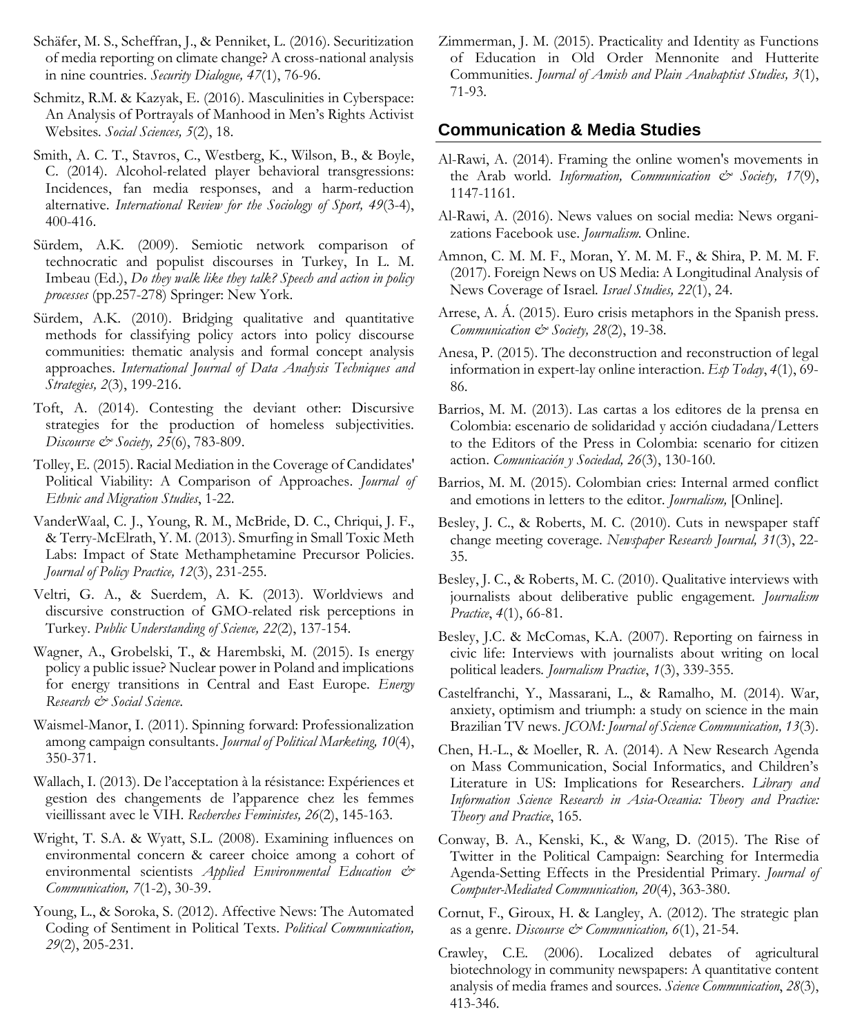Schäfer, M. S., Scheffran, J., & Penniket, L. (2016). Securitization of media reporting on climate change? A cross-national analysis in nine countries. *Security Dialogue, 47*(1), 76-96.

Schmitz, R.M. & Kazyak, E. (2016). Masculinities in Cyberspace: An Analysis of Portrayals of Manhood in Men's Rights Activist Websites. *Social Sciences, 5*(2), 18.

Smith, A. C. T., Stavros, C., Westberg, K., Wilson, B., & Boyle, C. (2014). Alcohol-related player behavioral transgressions: Incidences, fan media responses, and a harm-reduction alternative. *International Review for the Sociology of Sport, 49*(3-4), 400-416.

Sürdem, A.K. (2009). Semiotic network comparison of technocratic and populist discourses in Turkey, In L. M. Imbeau (Ed.), *Do they walk like they talk? Speech and action in policy processes* (pp.257-278) Springer: New York.

Sürdem, A.K. (2010). Bridging qualitative and quantitative methods for classifying policy actors into policy discourse communities: thematic analysis and formal concept analysis approaches. *International Journal of Data Analysis Techniques and Strategies, 2*(3), 199-216.

Toft, A. (2014). Contesting the deviant other: Discursive strategies for the production of homeless subjectivities. *Discourse & Society, 25*(6), 783-809.

Tolley, E. (2015). Racial Mediation in the Coverage of Candidates' Political Viability: A Comparison of Approaches. *Journal of Ethnic and Migration Studies*, 1-22.

VanderWaal, C. J., Young, R. M., McBride, D. C., Chriqui, J. F., & Terry-McElrath, Y. M. (2013). Smurfing in Small Toxic Meth Labs: Impact of State Methamphetamine Precursor Policies. *Journal of Policy Practice, 12*(3), 231-255.

Veltri, G. A., & Suerdem, A. K. (2013). Worldviews and discursive construction of GMO-related risk perceptions in Turkey. *Public Understanding of Science, 22*(2), 137-154.

Wagner, A., Grobelski, T., & Harembski, M. (2015). Is energy policy a public issue? Nuclear power in Poland and implications for energy transitions in Central and East Europe. *Energy Research & Social Science.*

Waismel-Manor, I. (2011). Spinning forward: Professionalization among campaign consultants. *Journal of Political Marketing, 10*(4), 350-371.

Wallach, I. (2013). De l'acceptation à la résistance: Expériences et gestion des changements de l'apparence chez les femmes vieillissant avec le VIH. *Recherches Feministes, 26*(2), 145-163.

Wright, T. S.A. & Wyatt, S.L. (2008). Examining influences on environmental concern & career choice among a cohort of environmental scientists *Applied Environmental Education & Communication, 7*(1-2), 30-39.

Young, L., & Soroka, S. (2012). Affective News: The Automated Coding of Sentiment in Political Texts. *Political Communication, 29*(2), 205-231.

Zimmerman, J. M. (2015). Practicality and Identity as Functions of Education in Old Order Mennonite and Hutterite Communities. *Journal of Amish and Plain Anabaptist Studies, 3*(1), 71-93.

## Communication & Media Studies

Al-Rawi, A. (2014). Framing the online women's movements in the Arab world. *Information, Communication & Society, 17*(9), 1147-1161.

Al-Rawi, A. (2016). News values on social media: News organizations Facebook use. *Journalism.* Online.

Amnon, C. M. M. F., Moran, Y. M. M. F., & Shira, P. M. M. F. (2017). Foreign News on US Media: A Longitudinal Analysis of News Coverage of Israel. *Israel Studies, 22*(1), 24.

Arrese, A. Á. (2015). Euro crisis metaphors in the Spanish press. *Communication & Society, 28*(2), 19-38.

Anesa, P. (2015). The deconstruction and reconstruction of legal information in expert-lay online interaction. *Esp Today*, *4*(1), 69-86.

Barrios, M. M. (2013). Las cartas a los editores de la prensa en Colombia: escenario de solidaridad y acción ciudadana/Letters to the Editors of the Press in Colombia: scenario for citizen action. *Comunicación y Sociedad, 26*(3), 130-160.

Barrios, M. M. (2015). Colombian cries: Internal armed conflict and emotions in letters to the editor. *Journalism,* [Online].

Besley, J. C., & Roberts, M. C. (2010). Cuts in newspaper staff change meeting coverage. *Newspaper Research Journal, 31*(3), 22-35.

Besley, J. C., & Roberts, M. C. (2010). Qualitative interviews with journalists about deliberative public engagement. *Journalism Practice*, *4*(1), 66-81.

Besley, J.C. & McComas, K.A. (2007). Reporting on fairness in civic life: Interviews with journalists about writing on local political leaders. *Journalism Practice*, *1*(3), 339-355.

Castelfranchi, Y., Massarani, L., & Ramalho, M. (2014). War, anxiety, optimism and triumph: a study on science in the main Brazilian TV news. *JCOM: Journal of Science Communication, 13*(3).

Chen, H.-L., & Moeller, R. A. (2014). A New Research Agenda on Mass Communication, Social Informatics, and Children's Literature in US: Implications for Researchers. *Library and Information Science Research in Asia-Oceania: Theory and Practice: Theory and Practice*, 165.

Conway, B. A., Kenski, K., & Wang, D. (2015). The Rise of Twitter in the Political Campaign: Searching for Intermedia Agenda-Setting Effects in the Presidential Primary. *Journal of Computer-Mediated Communication, 20*(4), 363-380.

Cornut, F., Giroux, H. & Langley, A. (2012). The strategic plan as a genre. *Discourse & Communication, 6*(1), 21-54.

Crawley, C.E. (2006). Localized debates of agricultural biotechnology in community newspapers: A quantitative content analysis of media frames and sources. *Science Communication*, *28*(3), 413-346.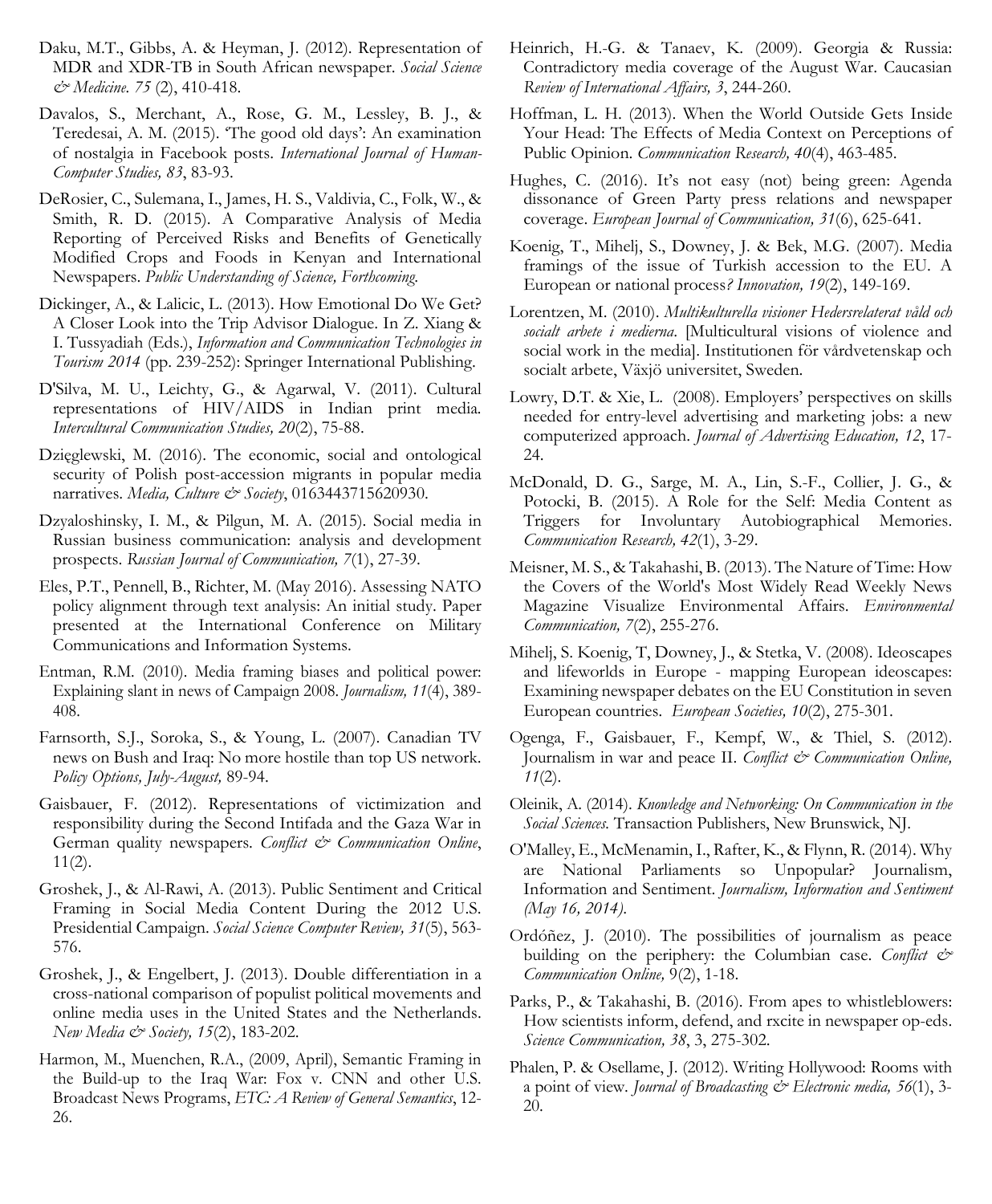Daku, M.T., Gibbs, A. & Heyman, J. (2012). Representation of MDR and XDR-TB in South African newspaper. *Social Science & Medicine. 75* (2), 410-418.

Davalos, S., Merchant, A., Rose, G. M., Lessley, B. J., & Teredesai, A. M. (2015). 'The good old days': An examination of nostalgia in Facebook posts. *International Journal of Human-Computer Studies, 83*, 83-93.

DeRosier, C., Sulemana, I., James, H. S., Valdivia, C., Folk, W., & Smith, R. D. (2015). A Comparative Analysis of Media Reporting of Perceived Risks and Benefits of Genetically Modified Crops and Foods in Kenyan and International Newspapers. *Public Understanding of Science, Forthcoming.*

Dickinger, A., & Lalicic, L. (2013). How Emotional Do We Get? A Closer Look into the Trip Advisor Dialogue. In Z. Xiang & I. Tussyadiah (Eds.), *Information and Communication Technologies in Tourism 2014* (pp. 239-252): Springer International Publishing.

D'Silva, M. U., Leichty, G., & Agarwal, V. (2011). Cultural representations of HIV/AIDS in Indian print media. *Intercultural Communication Studies, 20*(2), 75-88.

Dzięglewski, M. (2016). The economic, social and ontological security of Polish post-accession migrants in popular media narratives. *Media, Culture & Society*, 0163443715620930.

Dzyaloshinsky, I. M., & Pilgun, M. A. (2015). Social media in Russian business communication: analysis and development prospects. *Russian Journal of Communication, 7*(1), 27-39.

Eles, P.T., Pennell, B., Richter, M. (May 2016). Assessing NATO policy alignment through text analysis: An initial study. Paper presented at the International Conference on Military Communications and Information Systems.

Entman, R.M. (2010). Media framing biases and political power: Explaining slant in news of Campaign 2008. *Journalism, 11*(4), 389-408.

Farnsorth, S.J., Soroka, S., & Young, L. (2007). Canadian TV news on Bush and Iraq: No more hostile than top US network. *Policy Options, July-August,* 89-94.

Gaisbauer, F. (2012). Representations of victimization and responsibility during the Second Intifada and the Gaza War in German quality newspapers. *Conflict & Communication Online*, 11(2).

Groshek, J., & Al-Rawi, A. (2013). Public Sentiment and Critical Framing in Social Media Content During the 2012 U.S. Presidential Campaign. *Social Science Computer Review, 31*(5), 563-576.

Groshek, J., & Engelbert, J. (2013). Double differentiation in a cross-national comparison of populist political movements and online media uses in the United States and the Netherlands. *New Media & Society, 15*(2), 183-202.

Harmon, M., Muenchen, R.A., (2009, April), Semantic Framing in the Build-up to the Iraq War: Fox v. CNN and other U.S. Broadcast News Programs, *ETC: A Review of General Semantics*, 12-26.

Heinrich, H.-G. & Tanaev, K. (2009). Georgia & Russia: Contradictory media coverage of the August War. Caucasian *Review of International Affairs, 3*, 244-260.

Hoffman, L. H. (2013). When the World Outside Gets Inside Your Head: The Effects of Media Context on Perceptions of Public Opinion. *Communication Research, 40*(4), 463-485.

Hughes, C. (2016). It's not easy (not) being green: Agenda dissonance of Green Party press relations and newspaper coverage. *European Journal of Communication, 31*(6), 625-641.

Koenig, T., Mihelj, S., Downey, J. & Bek, M.G. (2007). Media framings of the issue of Turkish accession to the EU. A European or national process*? Innovation, 19*(2), 149-169.

Lorentzen, M. (2010). *Multikulturella visioner Hedersrelaterat våld och socialt arbete i medierna.* [Multicultural visions of violence and social work in the media]. Institutionen för vårdvetenskap och socialt arbete, Växjö universitet, Sweden.

Lowry, D.T. & Xie, L. (2008). Employers' perspectives on skills needed for entry-level advertising and marketing jobs: a new computerized approach. *Journal of Advertising Education, 12*, 17-24.

McDonald, D. G., Sarge, M. A., Lin, S.-F., Collier, J. G., & Potocki, B. (2015). A Role for the Self: Media Content as Triggers for Involuntary Autobiographical Memories. *Communication Research, 42*(1), 3-29.

Meisner, M. S., & Takahashi, B. (2013). The Nature of Time: How the Covers of the World's Most Widely Read Weekly News Magazine Visualize Environmental Affairs. *Environmental Communication, 7*(2), 255-276.

Mihelj, S. Koenig, T, Downey, J., & Stetka, V. (2008). Ideoscapes and lifeworlds in Europe - mapping European ideoscapes: Examining newspaper debates on the EU Constitution in seven European countries. *European Societies, 10*(2), 275-301.

Ogenga, F., Gaisbauer, F., Kempf, W., & Thiel, S. (2012). Journalism in war and peace II. *Conflict & Communication Online, 11*(2).

Oleinik, A. (2014). *Knowledge and Networking: On Communication in the Social Sciences.* Transaction Publishers, New Brunswick, NJ.

O'Malley, E., McMenamin, I., Rafter, K., & Flynn, R. (2014). Why are National Parliaments so Unpopular? Journalism, Information and Sentiment. *Journalism, Information and Sentiment (May 16, 2014).*

Ordóñez, J. (2010). The possibilities of journalism as peace building on the periphery: the Columbian case. *Conflict & Communication Online, 9*(2), 1-18.

Parks, P., & Takahashi, B. (2016). From apes to whistleblowers: How scientists inform, defend, and rxcite in newspaper op-eds. *Science Communication, 38*, 3, 275-302.

Phalen, P. & Osellame, J. (2012). Writing Hollywood: Rooms with a point of view. *Journal of Broadcasting & Electronic media, 56*(1), 3-20.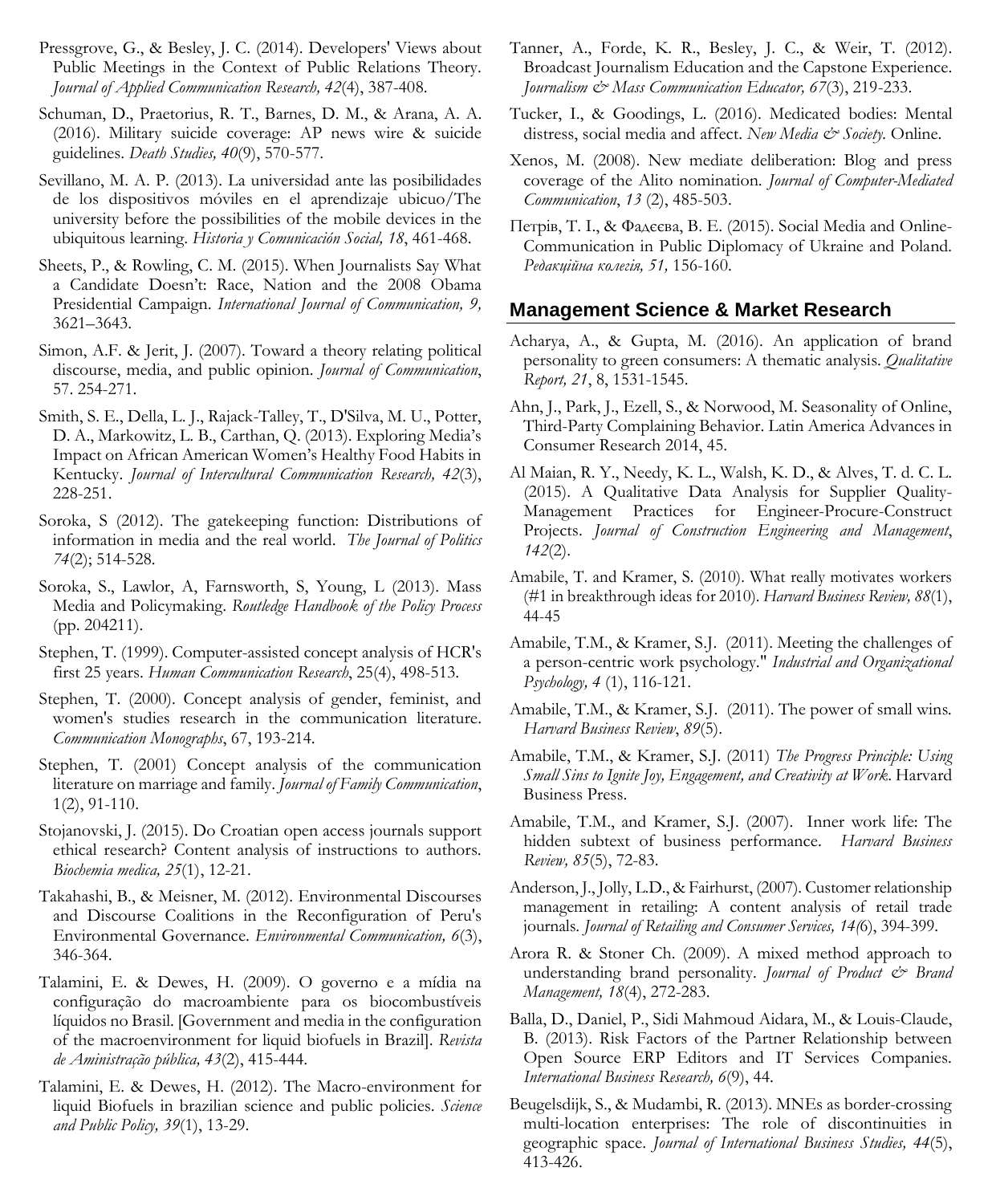Pressgrove, G., & Besley, J. C. (2014). Developers' Views about Public Meetings in the Context of Public Relations Theory. *Journal of Applied Communication Research, 42*(4), 387-408.

Schuman, D., Praetorius, R. T., Barnes, D. M., & Arana, A. A. (2016). Military suicide coverage: AP news wire & suicide guidelines. *Death Studies, 40*(9), 570-577.

Sevillano, M. A. P. (2013). La universidad ante las posibilidades de los dispositivos móviles en el aprendizaje ubicuo/The university before the possibilities of the mobile devices in the ubiquitous learning. *Historia y Comunicación Social, 18*, 461-468.

Sheets, P., & Rowling, C. M. (2015). When Journalists Say What a Candidate Doesn't: Race, Nation and the 2008 Obama Presidential Campaign. *International Journal of Communication, 9,* 3621–3643.

Simon, A.F. & Jerit, J. (2007). Toward a theory relating political discourse, media, and public opinion. *Journal of Communication*, 57. 254-271.

Smith, S. E., Della, L. J., Rajack-Talley, T., D'Silva, M. U., Potter, D. A., Markowitz, L. B., Carthan, Q. (2013). Exploring Media's Impact on African American Women's Healthy Food Habits in Kentucky. *Journal of Intercultural Communication Research, 42*(3), 228-251.

Soroka, S (2012). The gatekeeping function: Distributions of information in media and the real world. *The Journal of Politics 74*(2); 514-528.

Soroka, S., Lawlor, A, Farnsworth, S, Young, L (2013). Mass Media and Policymaking. *Routledge Handbook of the Policy Process* (pp. 204211).

Stephen, T. (1999). Computer-assisted concept analysis of HCR's first 25 years. *Human Communication Research*, 25(4), 498-513.

Stephen, T. (2000). Concept analysis of gender, feminist, and women's studies research in the communication literature. *Communication Monographs*, 67, 193-214.

Stephen, T. (2001) Concept analysis of the communication literature on marriage and family. *Journal of Family Communication*, 1(2), 91-110.

Stojanovski, J. (2015). Do Croatian open access journals support ethical research? Content analysis of instructions to authors. *Biochemia medica, 25*(1), 12-21.

Takahashi, B., & Meisner, M. (2012). Environmental Discourses and Discourse Coalitions in the Reconfiguration of Peru's Environmental Governance. *Environmental Communication, 6*(3), 346-364.

Talamini, E. & Dewes, H. (2009). O governo e a mídia na configuração do macroambiente para os biocombustíveis líquidos no Brasil. [Government and media in the configuration of the macroenvironment for liquid biofuels in Brazil]. *Revista de Aministração pública, 43*(2), 415-444.

Talamini, E. & Dewes, H. (2012). The Macro-environment for liquid Biofuels in brazilian science and public policies. *Science and Public Policy, 39*(1), 13-29.

Tanner, A., Forde, K. R., Besley, J. C., & Weir, T. (2012). Broadcast Journalism Education and the Capstone Experience. *Journalism & Mass Communication Educator, 67*(3), 219-233.

Tucker, I., & Goodings, L. (2016). Medicated bodies: Mental distress, social media and affect. *New Media & Society.* Online.

Xenos, M. (2008). New mediate deliberation: Blog and press coverage of the Alito nomination. *Journal of Computer-Mediated Communication*, *13* (2), 485-503.

Петрів, Т. І., & Фадєєва, В. Е. (2015). Social Media and Online-Communication in Public Diplomacy of Ukraine and Poland. *Редакційна колегія, 51,* 156-160.

## Management Science & Market Research

Acharya, A., & Gupta, M. (2016). An application of brand personality to green consumers: A thematic analysis. *Qualitative Report, 21*, 8, 1531-1545.

Ahn, J., Park, J., Ezell, S., & Norwood, M. Seasonality of Online, Third-Party Complaining Behavior. Latin America Advances in Consumer Research 2014, 45.

Al Maian, R. Y., Needy, K. L., Walsh, K. D., & Alves, T. d. C. L. (2015). A Qualitative Data Analysis for Supplier Quality-Management Practices for Engineer-Procure-Construct Projects. *Journal of Construction Engineering and Management*, *142*(2).

Amabile, T. and Kramer, S. (2010). What really motivates workers (#1 in breakthrough ideas for 2010). *Harvard Business Review, 88*(1), 44-45

Amabile, T.M., & Kramer, S.J. (2011). Meeting the challenges of a person-centric work psychology." *Industrial and Organizational Psychology, 4* (1), 116-121.

Amabile, T.M., & Kramer, S.J. (2011). The power of small wins. *Harvard Business Review*, *89*(5).

Amabile, T.M., & Kramer, S.J. (2011) *The Progress Principle: Using Small Sins to Ignite Joy, Engagement, and Creativity at Work*. Harvard Business Press.

Amabile, T.M., and Kramer, S.J. (2007). Inner work life: The hidden subtext of business performance. *Harvard Business Review, 85*(5), 72-83.

Anderson, J., Jolly, L.D., & Fairhurst, (2007). Customer relationship management in retailing: A content analysis of retail trade journals. *Journal of Retailing and Consumer Services, 14(*6), 394-399.

Arora R. & Stoner Ch. (2009). A mixed method approach to understanding brand personality. *Journal of Product & Brand Management, 18*(4), 272-283.

Balla, D., Daniel, P., Sidi Mahmoud Aidara, M., & Louis-Claude, B. (2013). Risk Factors of the Partner Relationship between Open Source ERP Editors and IT Services Companies. *International Business Research, 6*(9), 44.

Beugelsdijk, S., & Mudambi, R. (2013). MNEs as border-crossing multi-location enterprises: The role of discontinuities in geographic space. *Journal of International Business Studies, 44*(5), 413-426.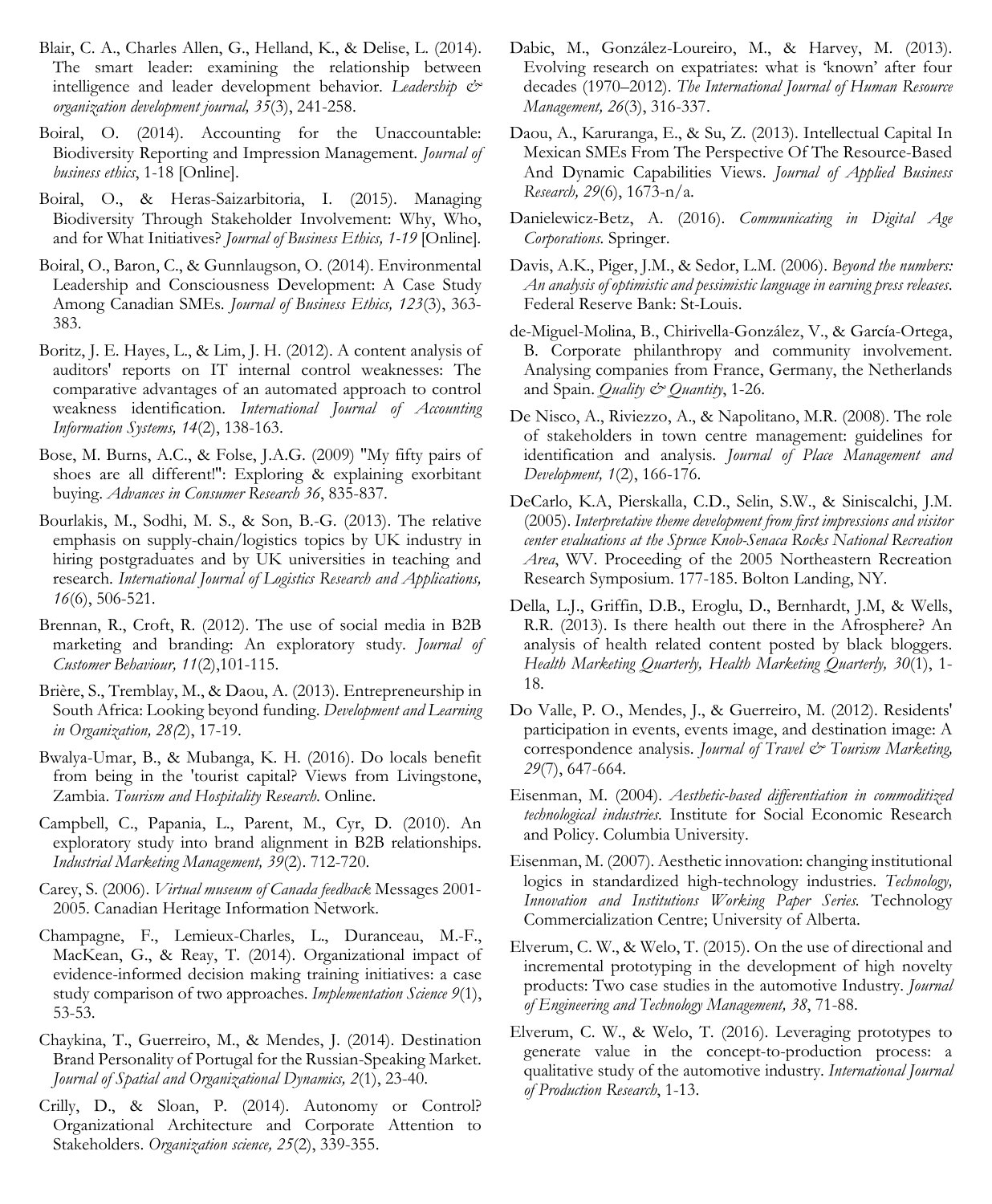Blair, C. A., Charles Allen, G., Helland, K., & Delise, L. (2014). The smart leader: examining the relationship between intelligence and leader development behavior. *Leadership & organization development journal, 35*(3), 241-258.

Boiral, O. (2014). Accounting for the Unaccountable: Biodiversity Reporting and Impression Management. *Journal of business ethics*, 1-18 [Online].

Boiral, O., & Heras-Saizarbitoria, I. (2015). Managing Biodiversity Through Stakeholder Involvement: Why, Who, and for What Initiatives? *Journal of Business Ethics, 1-19* [Online].

Boiral, O., Baron, C., & Gunnlaugson, O. (2014). Environmental Leadership and Consciousness Development: A Case Study Among Canadian SMEs. *Journal of Business Ethics, 123*(3), 363-383.

Boritz, J. E. Hayes, L., & Lim, J. H. (2012). A content analysis of auditors' reports on IT internal control weaknesses: The comparative advantages of an automated approach to control weakness identification. *International Journal of Accounting Information Systems, 14*(2), 138-163.

Bose, M. Burns, A.C., & Folse, J.A.G. (2009) "My fifty pairs of shoes are all different!": Exploring & explaining exorbitant buying. *Advances in Consumer Research 36*, 835-837.

Bourlakis, M., Sodhi, M. S., & Son, B.-G. (2013). The relative emphasis on supply-chain/logistics topics by UK industry in hiring postgraduates and by UK universities in teaching and research. *International Journal of Logistics Research and Applications, 16*(6), 506-521.

Brennan, R., Croft, R. (2012). The use of social media in B2B marketing and branding: An exploratory study. *Journal of Customer Behaviour, 11*(2),101-115.

Brière, S., Tremblay, M., & Daou, A. (2013). Entrepreneurship in South Africa: Looking beyond funding. *Development and Learning in Organization, 28(*2), 17-19.

Bwalya-Umar, B., & Mubanga, K. H. (2016). Do locals benefit from being in the 'tourist capital? Views from Livingstone, Zambia. *Tourism and Hospitality Research*. Online.

Campbell, C., Papania, L., Parent, M., Cyr, D. (2010). An exploratory study into brand alignment in B2B relationships. *Industrial Marketing Management, 39*(2). 712-720.

Carey, S. (2006). *Virtual museum of Canada feedback* Messages 2001-2005. Canadian Heritage Information Network.

Champagne, F., Lemieux-Charles, L., Duranceau, M.-F., MacKean, G., & Reay, T. (2014). Organizational impact of evidence-informed decision making training initiatives: a case study comparison of two approaches. *Implementation Science 9*(1), 53-53.

Chaykina, T., Guerreiro, M., & Mendes, J. (2014). Destination Brand Personality of Portugal for the Russian-Speaking Market. *Journal of Spatial and Organizational Dynamics, 2*(1), 23-40.

Crilly, D., & Sloan, P. (2014). Autonomy or Control? Organizational Architecture and Corporate Attention to Stakeholders. *Organization science, 25*(2), 339-355.

Dabic, M., González-Loureiro, M., & Harvey, M. (2013). Evolving research on expatriates: what is 'known' after four decades (1970–2012). *The International Journal of Human Resource Management, 26*(3), 316-337.

Daou, A., Karuranga, E., & Su, Z. (2013). Intellectual Capital In Mexican SMEs From The Perspective Of The Resource-Based And Dynamic Capabilities Views. *Journal of Applied Business Research, 29*(6), 1673-n/a.

Danielewicz-Betz, A. (2016). *Communicating in Digital Age Corporations*. Springer.

Davis, A.K., Piger, J.M., & Sedor, L.M. (2006). *Beyond the numbers: An analysis of optimistic and pessimistic language in earning press releases*. Federal Reserve Bank: St-Louis.

de-Miguel-Molina, B., Chirivella-González, V., & García-Ortega, B. Corporate philanthropy and community involvement. Analysing companies from France, Germany, the Netherlands and Spain. *Quality & Quantity*, 1-26.

De Nisco, A., Riviezzo, A., & Napolitano, M.R. (2008). The role of stakeholders in town centre management: guidelines for identification and analysis. *Journal of Place Management and Development, 1*(2), 166-176.

DeCarlo, K.A, Pierskalla, C.D., Selin, S.W., & Siniscalchi, J.M. (2005). *Interpretative theme development from first impressions and visitor center evaluations at the Spruce Knob-Senaca Rocks National Recreation Area*, WV. Proceeding of the 2005 Northeastern Recreation Research Symposium. 177-185. Bolton Landing, NY.

Della, L.J., Griffin, D.B., Eroglu, D., Bernhardt, J.M, & Wells, R.R. (2013). Is there health out there in the Afrosphere? An analysis of health related content posted by black bloggers. *Health Marketing Quarterly, Health Marketing Quarterly, 30*(1), 1-18.

Do Valle, P. O., Mendes, J., & Guerreiro, M. (2012). Residents' participation in events, events image, and destination image: A correspondence analysis. *Journal of Travel & Tourism Marketing, 29*(7), 647-664.

Eisenman, M. (2004). *Aesthetic-based differentiation in commoditized technological industries*. Institute for Social Economic Research and Policy. Columbia University.

Eisenman, M. (2007). Aesthetic innovation: changing institutional logics in standardized high-technology industries. *Technology, Innovation and Institutions Working Paper Series.* Technology Commercialization Centre; University of Alberta.

Elverum, C. W., & Welo, T. (2015). On the use of directional and incremental prototyping in the development of high novelty products: Two case studies in the automotive Industry. *Journal of Engineering and Technology Management, 38*, 71-88.

Elverum, C. W., & Welo, T. (2016). Leveraging prototypes to generate value in the concept-to-production process: a qualitative study of the automotive industry. *International Journal of Production Research*, 1-13.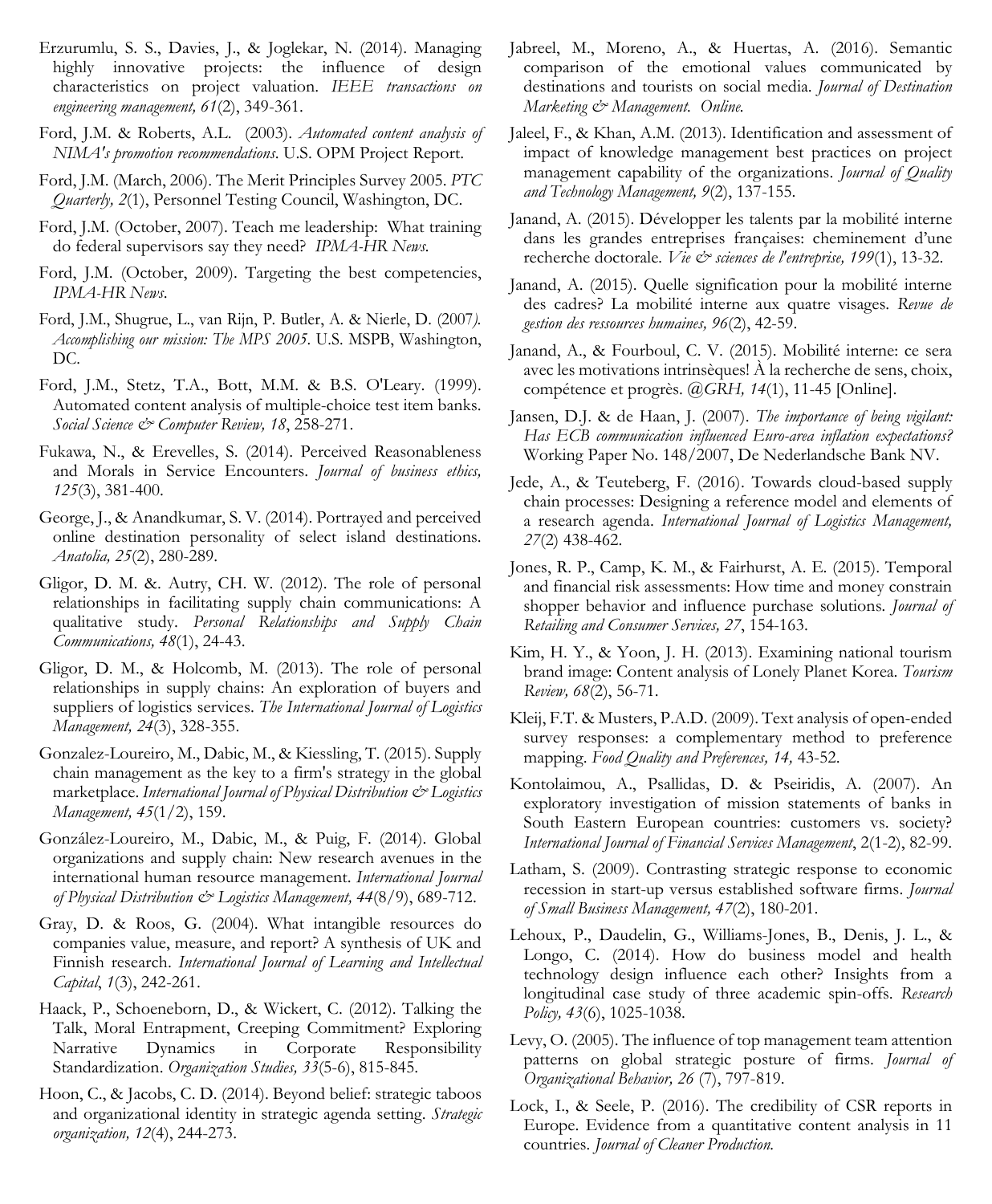Erzurumlu, S. S., Davies, J., & Joglekar, N. (2014). Managing highly innovative projects: the influence of design characteristics on project valuation. *IEEE transactions on engineering management, 61*(2), 349-361.

Ford, J.M. & Roberts, A.L. (2003). *Automated content analysis of NIMA's promotion recommendations*. U.S. OPM Project Report.

Ford, J.M. (March, 2006). The Merit Principles Survey 2005. *PTC Quarterly, 2*(1), Personnel Testing Council, Washington, DC.

Ford, J.M. (October, 2007). Teach me leadership: What training do federal supervisors say they need? *IPMA-HR News.*

Ford, J.M. (October, 2009). Targeting the best competencies, *IPMA-HR News.*

Ford, J.M., Shugrue, L., van Rijn, P. Butler, A. & Nierle, D. (2007). *Accomplishing our mission: The MPS 2005*. U.S. MSPB, Washington, DC.

Ford, J.M., Stetz, T.A., Bott, M.M. & B.S. O'Leary. (1999). Automated content analysis of multiple-choice test item banks. *Social Science & Computer Review, 18*, 258-271.

Fukawa, N., & Erevelles, S. (2014). Perceived Reasonableness and Morals in Service Encounters. *Journal of business ethics, 125*(3), 381-400.

George, J., & Anandkumar, S. V. (2014). Portrayed and perceived online destination personality of select island destinations. *Anatolia, 25*(2), 280-289.

Gligor, D. M. &. Autry, CH. W. (2012). The role of personal relationships in facilitating supply chain communications: A qualitative study. *Personal Relationships and Supply Chain Communications, 48*(1), 24-43.

Gligor, D. M., & Holcomb, M. (2013). The role of personal relationships in supply chains: An exploration of buyers and suppliers of logistics services. *The International Journal of Logistics Management, 24*(3), 328-355.

Gonzalez-Loureiro, M., Dabic, M., & Kiessling, T. (2015). Supply chain management as the key to a firm's strategy in the global marketplace. *International Journal of Physical Distribution & Logistics Management, 45*(1/2), 159.

González-Loureiro, M., Dabic, M., & Puig, F. (2014). Global organizations and supply chain: New research avenues in the international human resource management. *International Journal of Physical Distribution & Logistics Management, 44*(8/9), 689-712.

Gray, D. & Roos, G. (2004). What intangible resources do companies value, measure, and report? A synthesis of UK and Finnish research. *International Journal of Learning and Intellectual Capital*, *1*(3), 242-261.

Haack, P., Schoeneborn, D., & Wickert, C. (2012). Talking the Talk, Moral Entrapment, Creeping Commitment? Exploring Narrative Dynamics in Corporate Responsibility Standardization. *Organization Studies, 33*(5-6), 815-845.

Hoon, C., & Jacobs, C. D. (2014). Beyond belief: strategic taboos and organizational identity in strategic agenda setting. *Strategic organization, 12*(4), 244-273.

Jabreel, M., Moreno, A., & Huertas, A. (2016). Semantic comparison of the emotional values communicated by destinations and tourists on social media. *Journal of Destination Marketing & Management. Online.*

Jaleel, F., & Khan, A.M. (2013). Identification and assessment of impact of knowledge management best practices on project management capability of the organizations. *Journal of Quality and Technology Management, 9*(2), 137-155.

Janand, A. (2015). Développer les talents par la mobilité interne dans les grandes entreprises françaises: cheminement d'une recherche doctorale. *Vie & sciences de l'entreprise, 199*(1), 13-32.

Janand, A. (2015). Quelle signification pour la mobilité interne des cadres? La mobilité interne aux quatre visages. *Revue de gestion des ressources humaines, 96*(2), 42-59.

Janand, A., & Fourboul, C. V. (2015). Mobilité interne: ce sera avec les motivations intrinsèques! À la recherche de sens, choix, compétence et progrès. *@GRH, 14*(1), 11-45 [Online].

Jansen, D.J. & de Haan, J. (2007). *The importance of being vigilant: Has ECB communication influenced Euro-area inflation expectations?* Working Paper No. 148/2007, De Nederlandsche Bank NV.

Jede, A., & Teuteberg, F. (2016). Towards cloud-based supply chain processes: Designing a reference model and elements of a research agenda. *International Journal of Logistics Management, 27*(2) 438-462.

Jones, R. P., Camp, K. M., & Fairhurst, A. E. (2015). Temporal and financial risk assessments: How time and money constrain shopper behavior and influence purchase solutions. *Journal of Retailing and Consumer Services, 27*, 154-163.

Kim, H. Y., & Yoon, J. H. (2013). Examining national tourism brand image: Content analysis of Lonely Planet Korea. *Tourism Review, 68*(2), 56-71.

Kleij, F.T. & Musters, P.A.D. (2009). Text analysis of open-ended survey responses: a complementary method to preference mapping. *Food Quality and Preferences, 14,* 43-52.

Kontolaimou, A., Psallidas, D. & Pseiridis, A. (2007). An exploratory investigation of mission statements of banks in South Eastern European countries: customers vs. society? *International Journal of Financial Services Management*, 2(1-2), 82-99.

Latham, S. (2009). Contrasting strategic response to economic recession in start-up versus established software firms. *Journal of Small Business Management, 47*(2), 180-201.

Lehoux, P., Daudelin, G., Williams-Jones, B., Denis, J. L., & Longo, C. (2014). How do business model and health technology design influence each other? Insights from a longitudinal case study of three academic spin-offs. *Research Policy, 43*(6), 1025-1038.

Levy, O. (2005). The influence of top management team attention patterns on global strategic posture of firms. *Journal of Organizational Behavior, 26* (7), 797-819.

Lock, I., & Seele, P. (2016). The credibility of CSR reports in Europe. Evidence from a quantitative content analysis in 11 countries. *Journal of Cleaner Production.*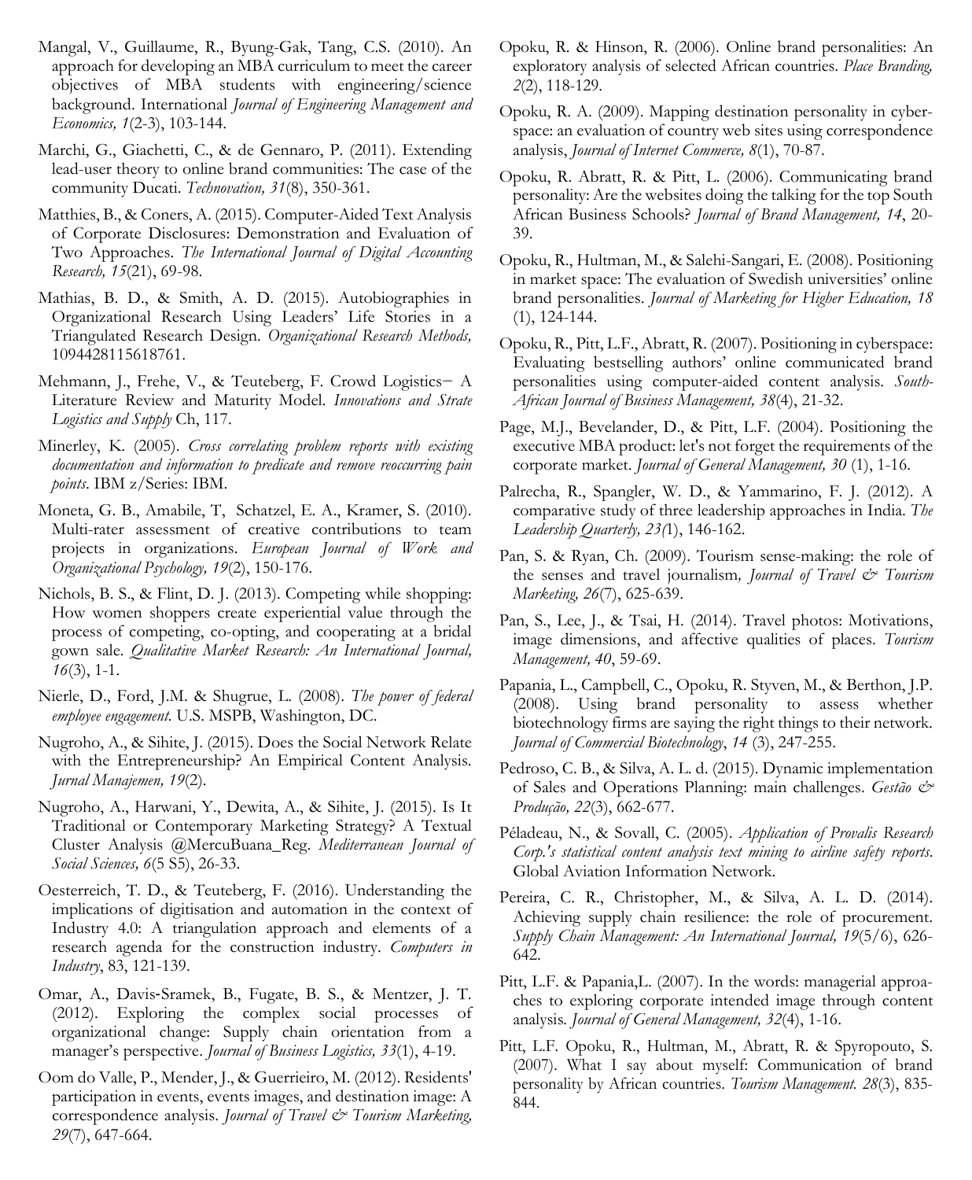Mangal, V., Guillaume, R., Byung-Gak, Tang, C.S. (2010). An approach for developing an MBA curriculum to meet the career objectives of MBA students with engineering/science background. International *Journal of Engineering Management and Economics, 1*(2-3), 103-144.

Marchi, G., Giachetti, C., & de Gennaro, P. (2011). Extending lead-user theory to online brand communities: The case of the community Ducati. *Technovation, 31*(8), 350-361.

Matthies, B., & Coners, A. (2015). Computer-Aided Text Analysis of Corporate Disclosures: Demonstration and Evaluation of Two Approaches. *The International Journal of Digital Accounting Research, 15*(21), 69-98.

Mathias, B. D., & Smith, A. D. (2015). Autobiographies in Organizational Research Using Leaders' Life Stories in a Triangulated Research Design. *Organizational Research Methods,* 1094428115618761.

Mehmann, J., Frehe, V., & Teuteberg, F. Crowd Logistics− A Literature Review and Maturity Model. *Innovations and Strate Logistics and Supply* Ch, 117.

Minerley, K. (2005). *Cross correlating problem reports with existing documentation and information to predicate and remove reoccurring pain points*. IBM z/Series: IBM.

Moneta, G. B., Amabile, T, Schatzel, E. A., Kramer, S. (2010). Multi-rater assessment of creative contributions to team projects in organizations. *European Journal of Work and Organizational Psychology, 19*(2), 150-176.

Nichols, B. S., & Flint, D. J. (2013). Competing while shopping: How women shoppers create experiential value through the process of competing, co-opting, and cooperating at a bridal gown sale. *Qualitative Market Research: An International Journal, 16*(3), 1-1.

Nierle, D., Ford, J.M. & Shugrue, L. (2008). *The power of federal employee engagement.* U.S. MSPB, Washington, DC.

Nugroho, A., & Sihite, J. (2015). Does the Social Network Relate with the Entrepreneurship? An Empirical Content Analysis. *Jurnal Manajemen, 19*(2).

Nugroho, A., Harwani, Y., Dewita, A., & Sihite, J. (2015). Is It Traditional or Contemporary Marketing Strategy? A Textual Cluster Analysis @MercuBuana_Reg. *Mediterranean Journal of Social Sciences, 6*(5 S5), 26-33.

Oesterreich, T. D., & Teuteberg, F. (2016). Understanding the implications of digitisation and automation in the context of Industry 4.0: A triangulation approach and elements of a research agenda for the construction industry. *Computers in Industry*, 83, 121-139.

Omar, A., Davis‐Sramek, B., Fugate, B. S., & Mentzer, J. T. (2012). Exploring the complex social processes of organizational change: Supply chain orientation from a manager's perspective. *Journal of Business Logistics, 33*(1), 4-19.

Oom do Valle, P., Mender, J., & Guerrieiro, M. (2012). Residents' participation in events, events images, and destination image: A correspondence analysis. *Journal of Travel & Tourism Marketing, 29*(7), 647-664.

Opoku, R. & Hinson, R. (2006). Online brand personalities: An exploratory analysis of selected African countries. *Place Branding, 2*(2), 118-129.

Opoku, R. A. (2009). Mapping destination personality in cyber-space: an evaluation of country web sites using correspondence analysis, *Journal of Internet Commerce, 8*(1), 70-87.

Opoku, R. Abratt, R. & Pitt, L. (2006). Communicating brand personality: Are the websites doing the talking for the top South African Business Schools? *Journal of Brand Management, 14*, 20-39.

Opoku, R., Hultman, M., & Salehi-Sangari, E. (2008). Positioning in market space: The evaluation of Swedish universities' online brand personalities. *Journal of Marketing for Higher Education, 18* (1), 124-144.

Opoku, R., Pitt, L.F., Abratt, R. (2007). Positioning in cyberspace: Evaluating bestselling authors' online communicated brand personalities using computer-aided content analysis. *South-African Journal of Business Management, 38*(4), 21-32.

Page, M.J., Bevelander, D., & Pitt, L.F. (2004). Positioning the executive MBA product: let's not forget the requirements of the corporate market. *Journal of General Management, 30* (1), 1-16.

Palrecha, R., Spangler, W. D., & Yammarino, F. J. (2012). A comparative study of three leadership approaches in India. *The Leadership Quarterly, 23(*1), 146-162.

Pan, S. & Ryan, Ch. (2009). Tourism sense-making: the role of the senses and travel journalism*, Journal of Travel & Tourism Marketing, 26*(7), 625-639.

Pan, S., Lee, J., & Tsai, H. (2014). Travel photos: Motivations, image dimensions, and affective qualities of places. *Tourism Management, 40*, 59-69.

Papania, L., Campbell, C., Opoku, R. Styven, M., & Berthon, J.P. (2008). Using brand personality to assess whether biotechnology firms are saying the right things to their network. *Journal of Commercial Biotechnology*, *14* (3), 247-255.

Pedroso, C. B., & Silva, A. L. d. (2015). Dynamic implementation of Sales and Operations Planning: main challenges. *Gestão & Produção, 22*(3), 662-677.

Péladeau, N., & Sovall, C. (2005). *Application of Provalis Research Corp.'s statistical content analysis text mining to airline safety reports*. Global Aviation Information Network.

Pereira, C. R., Christopher, M., & Silva, A. L. D. (2014). Achieving supply chain resilience: the role of procurement. *Supply Chain Management: An International Journal, 19*(5/6), 626-642.

Pitt, L.F. & Papania,L. (2007). In the words: managerial approaches to exploring corporate intended image through content analysis. *Journal of General Management, 32*(4), 1-16.

Pitt, L.F. Opoku, R., Hultman, M., Abratt, R. & Spyropouto, S. (2007). What I say about myself: Communication of brand personality by African countries. *Tourism Management. 28*(3), 835-844.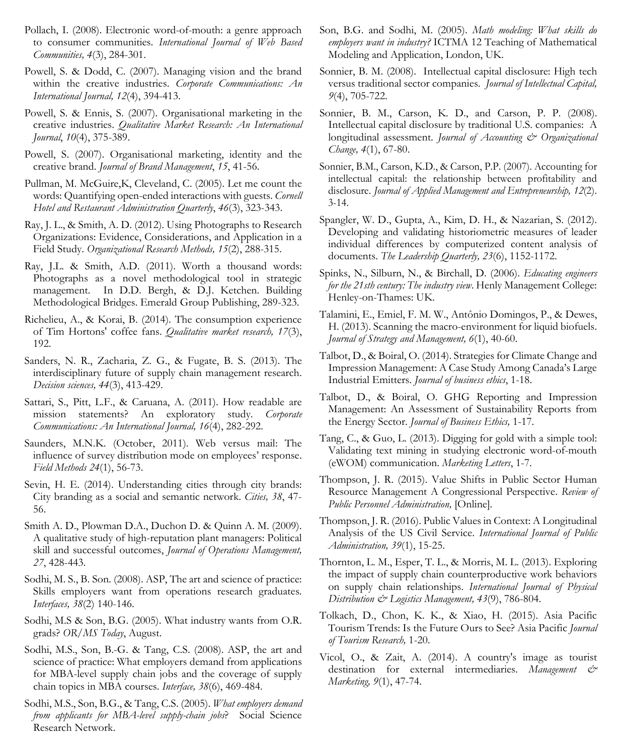Pollach, I. (2008). Electronic word-of-mouth: a genre approach to consumer communities. *International Journal of Web Based Communities, 4*(3), 284-301.

Powell, S. & Dodd, C. (2007). Managing vision and the brand within the creative industries. *Corporate Communications: An International Journal, 12*(4), 394-413.

Powell, S. & Ennis, S. (2007). Organisational marketing in the creative industries. *Qualitative Market Research: An International Journal*, *10*(4), 375-389.

Powell, S. (2007). Organisational marketing, identity and the creative brand. *Journal of Brand Management*, *15*, 41-56.

Pullman, M. McGuire,K, Cleveland, C. (2005). Let me count the words: Quantifying open-ended interactions with guests. *Cornell Hotel and Restaurant Administration Quarterly*, *46*(3), 323-343.

Ray, J. L., & Smith, A. D. (2012). Using Photographs to Research Organizations: Evidence, Considerations, and Application in a Field Study. *Organizational Research Methods, 15*(2), 288-315.

Ray, J.L. & Smith, A.D. (2011). Worth a thousand words: Photographs as a novel methodological tool in strategic management. In D.D. Bergh, & D.J. Ketchen. Building Methodological Bridges. Emerald Group Publishing, 289-323.

Richelieu, A., & Korai, B. (2014). The consumption experience of Tim Hortons' coffee fans. *Qualitative market research, 17*(3), 192.

Sanders, N. R., Zacharia, Z. G., & Fugate, B. S. (2013). The interdisciplinary future of supply chain management research. *Decision sciences, 44*(3), 413-429.

Sattari, S., Pitt, L.F., & Caruana, A. (2011). How readable are mission statements? An exploratory study. *Corporate Communications: An International Journal, 16*(4), 282-292.

Saunders, M.N.K. (October, 2011). Web versus mail: The influence of survey distribution mode on employees' response. *Field Methods 24*(1), 56-73.

Sevin, H. E. (2014). Understanding cities through city brands: City branding as a social and semantic network. *Cities, 38*, 47-56.

Smith A. D., Plowman D.A., Duchon D. & Quinn A. M. (2009). A qualitative study of high-reputation plant managers: Political skill and successful outcomes, *Journal of Operations Management, 27*, 428-443.

Sodhi, M. S., B. Son. (2008). ASP, The art and science of practice: Skills employers want from operations research graduates. *Interfaces, 38*(2) 140-146.

Sodhi, M.S & Son, B.G. (2005). What industry wants from O.R. grads? *OR/MS Today*, August.

Sodhi, M.S., Son, B.-G. & Tang, C.S. (2008). ASP, the art and science of practice: What employers demand from applications for MBA-level supply chain jobs and the coverage of supply chain topics in MBA courses. *Interface, 38*(6), 469-484.

Sodhi, M.S., Son, B.G., & Tang, C.S. (2005). *What employers demand from applicants for MBA-level supply-chain jobs*? Social Science Research Network.

Son, B.G. and Sodhi, M. (2005). *Math modeling: What skills do employers want in industry?* ICTMA 12 Teaching of Mathematical Modeling and Application, London, UK.

Sonnier, B. M. (2008). Intellectual capital disclosure: High tech versus traditional sector companies. *Journal of Intellectual Capital, 9*(4), 705-722.

Sonnier, B. M., Carson, K. D., and Carson, P. P. (2008). Intellectual capital disclosure by traditional U.S. companies: A longitudinal assessment. *Journal of Accounting & Organizational Change, 4*(1), 67-80.

Sonnier, B.M., Carson, K.D., & Carson, P.P. (2007). Accounting for intellectual capital: the relationship between profitability and disclosure. *Journal of Applied Management and Entrepreneurship, 12*(2). 3-14.

Spangler, W. D., Gupta, A., Kim, D. H., & Nazarian, S. (2012). Developing and validating historiometric measures of leader individual differences by computerized content analysis of documents. *The Leadership Quarterly, 23*(6), 1152-1172.

Spinks, N., Silburn, N., & Birchall, D. (2006). *Educating engineers for the 21sth century: The industry view*. Henly Management College: Henley-on-Thames: UK.

Talamini, E., Emiel, F. M. W., Antônio Domingos, P., & Dewes, H. (2013). Scanning the macro-environment for liquid biofuels. *Journal of Strategy and Management, 6*(1), 40-60.

Talbot, D., & Boiral, O. (2014). Strategies for Climate Change and Impression Management: A Case Study Among Canada's Large Industrial Emitters. *Journal of business ethics*, 1-18.

Talbot, D., & Boiral, O. GHG Reporting and Impression Management: An Assessment of Sustainability Reports from the Energy Sector. *Journal of Business Ethics,* 1-17.

Tang, C., & Guo, L. (2013). Digging for gold with a simple tool: Validating text mining in studying electronic word-of-mouth (eWOM) communication. *Marketing Letters*, 1-7.

Thompson, J. R. (2015). Value Shifts in Public Sector Human Resource Management A Congressional Perspective. *Review of Public Personnel Administration,* [Online].

Thompson, J. R. (2016). Public Values in Context: A Longitudinal Analysis of the US Civil Service. *International Journal of Public Administration, 39*(1), 15-25.

Thornton, L. M., Esper, T. L., & Morris, M. L. (2013). Exploring the impact of supply chain counterproductive work behaviors on supply chain relationships. *International Journal of Physical Distribution & Logistics Management, 43*(9), 786-804.

Tolkach, D., Chon, K. K., & Xiao, H. (2015). Asia Pacific Tourism Trends: Is the Future Ours to See? Asia Pacific *Journal of Tourism Research,* 1-20.

Vicol, O., & Zait, A. (2014). A country's image as tourist destination for external intermediaries. *Management & Marketing, 9*(1), 47-74.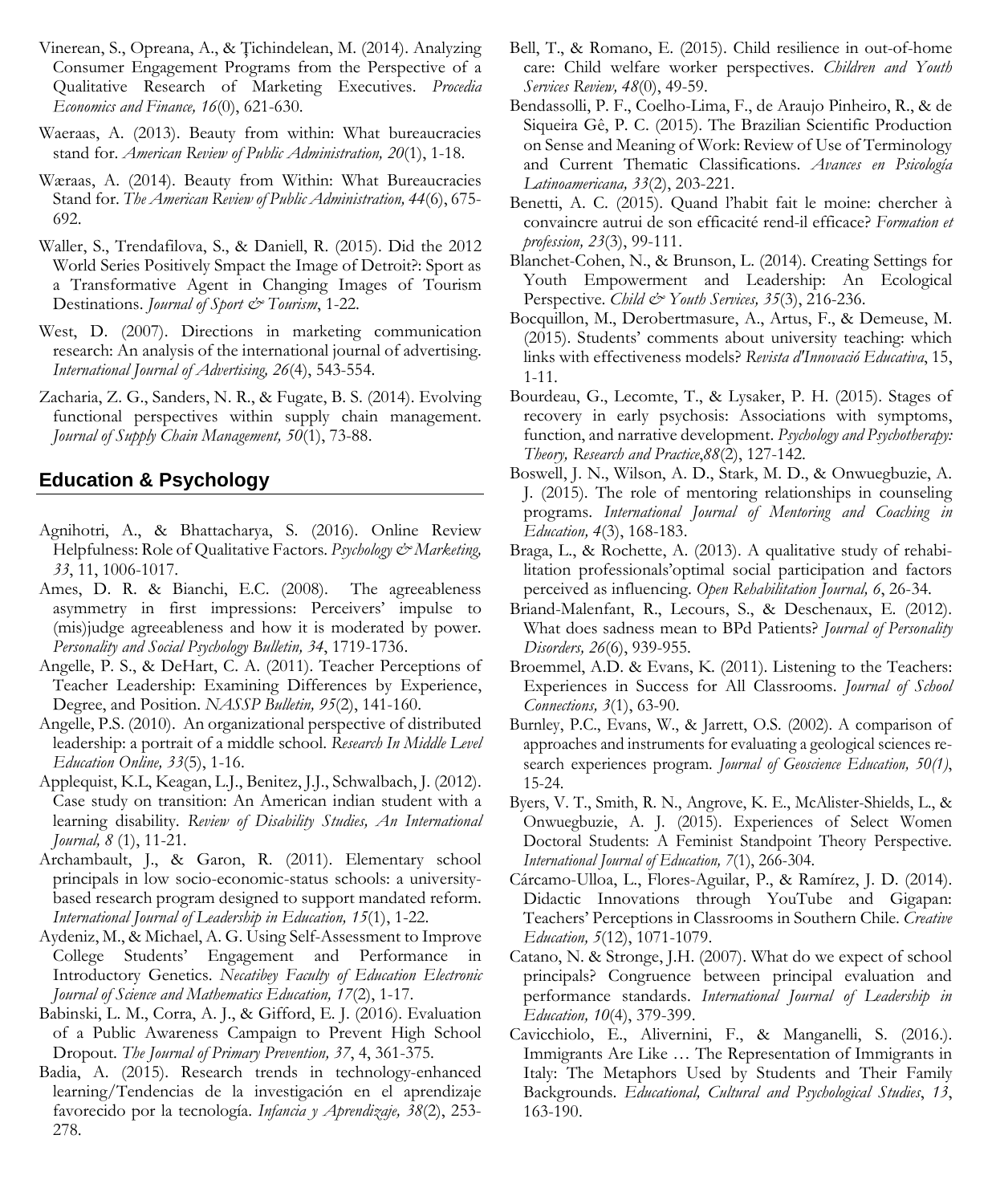Vinerean, S., Opreana, A., & Ţichindelean, M. (2014). Analyzing Consumer Engagement Programs from the Perspective of a Qualitative Research of Marketing Executives. *Procedia Economics and Finance, 16*(0), 621-630.

Waeraas, A. (2013). Beauty from within: What bureaucracies stand for. *American Review of Public Administration, 20*(1), 1-18.

Wæraas, A. (2014). Beauty from Within: What Bureaucracies Stand for. *The American Review of Public Administration, 44*(6), 675-692.

Waller, S., Trendafilova, S., & Daniell, R. (2015). Did the 2012 World Series Positively Smpact the Image of Detroit?: Sport as a Transformative Agent in Changing Images of Tourism Destinations. *Journal of Sport & Tourism*, 1-22.

West, D. (2007). Directions in marketing communication research: An analysis of the international journal of advertising. *International Journal of Advertising, 26*(4), 543-554.

Zacharia, Z. G., Sanders, N. R., & Fugate, B. S. (2014). Evolving functional perspectives within supply chain management. *Journal of Supply Chain Management, 50*(1), 73-88.

## Education & Psychology

Agnihotri, A., & Bhattacharya, S. (2016). Online Review Helpfulness: Role of Qualitative Factors. *Psychology & Marketing, 33*, 11, 1006-1017.

Ames, D. R. & Bianchi, E.C. (2008). The agreeableness asymmetry in first impressions: Perceivers' impulse to (mis)judge agreeableness and how it is moderated by power. *Personality and Social Psychology Bulletin, 34*, 1719-1736.

Angelle, P. S., & DeHart, C. A. (2011). Teacher Perceptions of Teacher Leadership: Examining Differences by Experience, Degree, and Position. *NASSP Bulletin, 95*(2), 141-160.

Angelle, P.S. (2010). An organizational perspective of distributed leadership: a portrait of a middle school. *Research In Middle Level Education Online, 33*(5), 1-16.

Applequist, K.L, Keagan, L.J., Benitez, J.J., Schwalbach, J. (2012). Case study on transition: An American indian student with a learning disability. *Review of Disability Studies, An International Journal, 8* (1), 11-21.

Archambault, J., & Garon, R. (2011). Elementary school principals in low socio-economic-status schools: a university-based research program designed to support mandated reform. *International Journal of Leadership in Education, 15*(1), 1-22.

Aydeniz, M., & Michael, A. G. Using Self-Assessment to Improve College Students' Engagement and Performance in Introductory Genetics. *Necatibey Faculty of Education Electronic Journal of Science and Mathematics Education, 17*(2), 1-17.

Babinski, L. M., Corra, A. J., & Gifford, E. J. (2016). Evaluation of a Public Awareness Campaign to Prevent High School Dropout. *The Journal of Primary Prevention, 37*, 4, 361-375.

Badia, A. (2015). Research trends in technology-enhanced learning/Tendencias de la investigación en el aprendizaje favorecido por la tecnología. *Infancia y Aprendizaje, 38*(2), 253-278.

Bell, T., & Romano, E. (2015). Child resilience in out-of-home care: Child welfare worker perspectives. *Children and Youth Services Review, 48*(0), 49-59.

Bendassolli, P. F., Coelho-Lima, F., de Araujo Pinheiro, R., & de Siqueira Gê, P. C. (2015). The Brazilian Scientific Production on Sense and Meaning of Work: Review of Use of Terminology and Current Thematic Classifications. *Avances en Psicología Latinoamericana, 33*(2), 203-221.

Benetti, A. C. (2015). Quand l'habit fait le moine: chercher à convaincre autrui de son efficacité rend-il efficace? *Formation et profession, 23*(3), 99-111.

Blanchet-Cohen, N., & Brunson, L. (2014). Creating Settings for Youth Empowerment and Leadership: An Ecological Perspective. *Child & Youth Services, 35*(3), 216-236.

Bocquillon, M., Derobertmasure, A., Artus, F., & Demeuse, M. (2015). Students' comments about university teaching: which links with effectiveness models? *Revista d'Innovació Educativa*, 15, 1-11.

Bourdeau, G., Lecomte, T., & Lysaker, P. H. (2015). Stages of recovery in early psychosis: Associations with symptoms, function, and narrative development. *Psychology and Psychotherapy: Theory, Research and Practice,88*(2), 127-142.

Boswell, J. N., Wilson, A. D., Stark, M. D., & Onwuegbuzie, A. J. (2015). The role of mentoring relationships in counseling programs. *International Journal of Mentoring and Coaching in Education, 4*(3), 168-183.

Braga, L., & Rochette, A. (2013). A qualitative study of rehabilitation professionals'optimal social participation and factors perceived as influencing. *Open Rehabilitation Journal, 6*, 26-34.

Briand-Malenfant, R., Lecours, S., & Deschenaux, E. (2012). What does sadness mean to BPd Patients? *Journal of Personality Disorders, 26*(6), 939-955.

Broemmel, A.D. & Evans, K. (2011). Listening to the Teachers: Experiences in Success for All Classrooms. *Journal of School Connections, 3*(1), 63-90.

Burnley, P.C., Evans, W., & Jarrett, O.S. (2002). A comparison of approaches and instruments for evaluating a geological sciences research experiences program. *Journal of Geoscience Education, 50(1)*, 15-24.

Byers, V. T., Smith, R. N., Angrove, K. E., McAlister-Shields, L., & Onwuegbuzie, A. J. (2015). Experiences of Select Women Doctoral Students: A Feminist Standpoint Theory Perspective. *International Journal of Education, 7*(1), 266-304.

Cárcamo-Ulloa, L., Flores-Aguilar, P., & Ramírez, J. D. (2014). Didactic Innovations through YouTube and Gigapan: Teachers' Perceptions in Classrooms in Southern Chile. *Creative Education, 5*(12), 1071-1079.

Catano, N. & Stronge, J.H. (2007). What do we expect of school principals? Congruence between principal evaluation and performance standards. *International Journal of Leadership in Education, 10*(4), 379-399.

Cavicchiolo, E., Alivernini, F., & Manganelli, S. (2016.). Immigrants Are Like … The Representation of Immigrants in Italy: The Metaphors Used by Students and Their Family Backgrounds. *Educational, Cultural and Psychological Studies*, *13*, 163-190.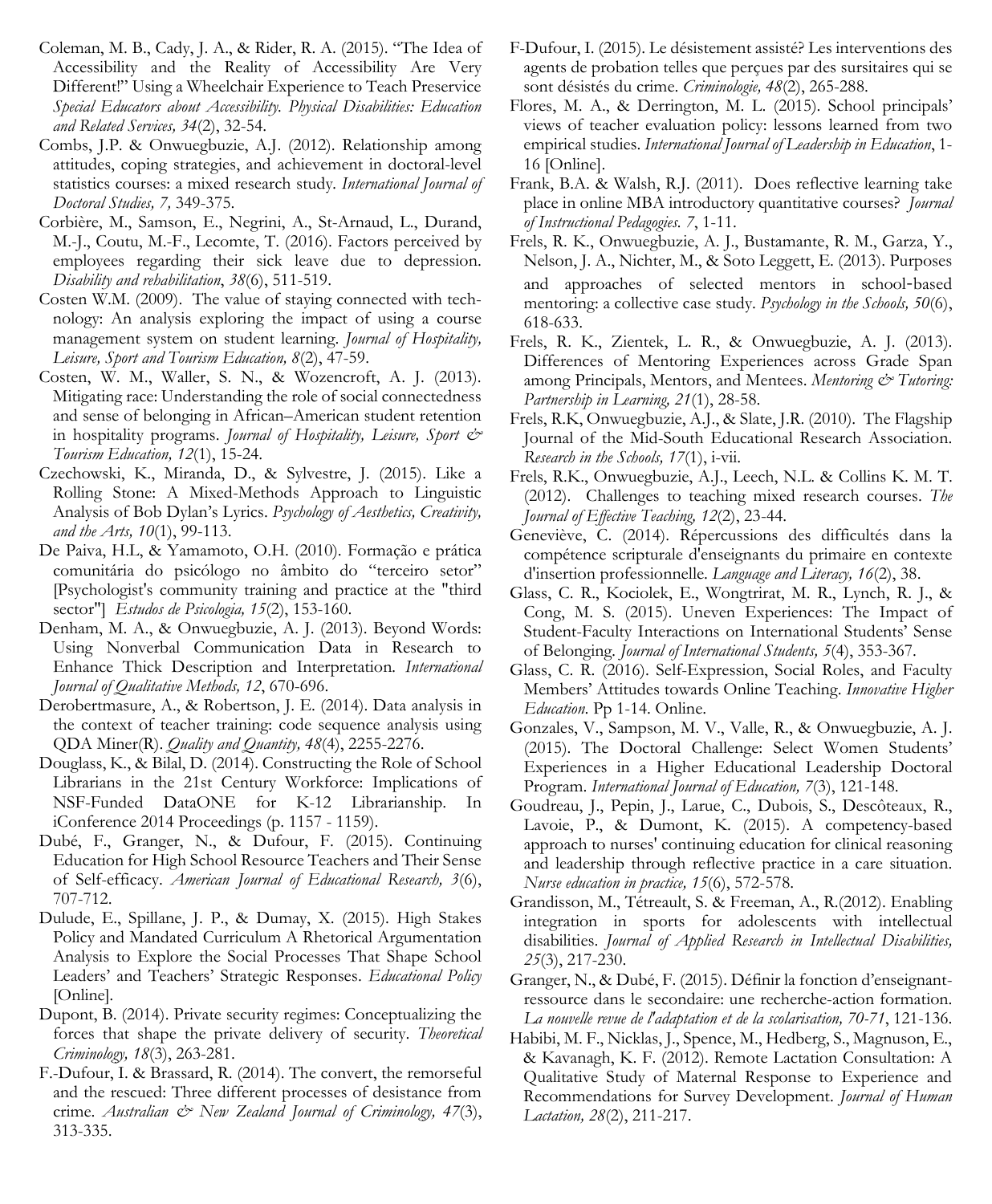Coleman, M. B., Cady, J. A., & Rider, R. A. (2015). "The Idea of Accessibility and the Reality of Accessibility Are Very Different!" Using a Wheelchair Experience to Teach Preservice *Special Educators about Accessibility. Physical Disabilities: Education and Related Services, 34*(2), 32-54.

Combs, J.P. & Onwuegbuzie, A.J. (2012). Relationship among attitudes, coping strategies, and achievement in doctoral-level statistics courses: a mixed research study. *International Journal of Doctoral Studies, 7,* 349-375.

Corbière, M., Samson, E., Negrini, A., St-Arnaud, L., Durand, M.-J., Coutu, M.-F., Lecomte, T. (2016). Factors perceived by employees regarding their sick leave due to depression. *Disability and rehabilitation*, *38*(6), 511-519.

Costen W.M. (2009). The value of staying connected with technology: An analysis exploring the impact of using a course management system on student learning. *Journal of Hospitality, Leisure, Sport and Tourism Education, 8*(2), 47-59.

Costen, W. M., Waller, S. N., & Wozencroft, A. J. (2013). Mitigating race: Understanding the role of social connectedness and sense of belonging in African–American student retention in hospitality programs. *Journal of Hospitality, Leisure, Sport & Tourism Education, 12*(1), 15-24.

Czechowski, K., Miranda, D., & Sylvestre, J. (2015). Like a Rolling Stone: A Mixed-Methods Approach to Linguistic Analysis of Bob Dylan's Lyrics. *Psychology of Aesthetics, Creativity, and the Arts, 10*(1), 99-113.

De Paiva, H.L, & Yamamoto, O.H. (2010). Formação e prática comunitária do psicólogo no âmbito do "terceiro setor" [Psychologist's community training and practice at the "third sector"] *Estudos de Psicologia, 15*(2), 153-160.

Denham, M. A., & Onwuegbuzie, A. J. (2013). Beyond Words: Using Nonverbal Communication Data in Research to Enhance Thick Description and Interpretation. *International Journal of Qualitative Methods, 12*, 670-696.

Derobertmasure, A., & Robertson, J. E. (2014). Data analysis in the context of teacher training: code sequence analysis using QDA Miner(R). *Quality and Quantity, 48*(4), 2255-2276.

Douglass, K., & Bilal, D. (2014). Constructing the Role of School Librarians in the 21st Century Workforce: Implications of NSF-Funded DataONE for K-12 Librarianship. In iConference 2014 Proceedings (p. 1157 - 1159).

Dubé, F., Granger, N., & Dufour, F. (2015). Continuing Education for High School Resource Teachers and Their Sense of Self-efficacy. *American Journal of Educational Research, 3*(6), 707-712.

Dulude, E., Spillane, J. P., & Dumay, X. (2015). High Stakes Policy and Mandated Curriculum A Rhetorical Argumentation Analysis to Explore the Social Processes That Shape School Leaders' and Teachers' Strategic Responses. *Educational Policy* [Online].

Dupont, B. (2014). Private security regimes: Conceptualizing the forces that shape the private delivery of security. *Theoretical Criminology, 18*(3), 263-281.

F.-Dufour, I. & Brassard, R. (2014). The convert, the remorseful and the rescued: Three different processes of desistance from crime. *Australian & New Zealand Journal of Criminology, 47*(3), 313-335.

F-Dufour, I. (2015). Le désistement assisté? Les interventions des agents de probation telles que perçues par des sursitaires qui se sont désistés du crime. *Criminologie, 48*(2), 265-288.

Flores, M. A., & Derrington, M. L. (2015). School principals' views of teacher evaluation policy: lessons learned from two empirical studies. *International Journal of Leadership in Education*, 1-16 [Online].

Frank, B.A. & Walsh, R.J. (2011). Does reflective learning take place in online MBA introductory quantitative courses? *Journal of Instructional Pedagogies. 7*, 1-11.

Frels, R. K., Onwuegbuzie, A. J., Bustamante, R. M., Garza, Y., Nelson, J. A., Nichter, M., & Soto Leggett, E. (2013). Purposes and approaches of selected mentors in school-based mentoring: a collective case study. *Psychology in the Schools, 50*(6), 618-633.

Frels, R. K., Zientek, L. R., & Onwuegbuzie, A. J. (2013). Differences of Mentoring Experiences across Grade Span among Principals, Mentors, and Mentees. *Mentoring & Tutoring: Partnership in Learning, 21*(1), 28-58.

Frels, R.K, Onwuegbuzie, A.J., & Slate, J.R. (2010). The Flagship Journal of the Mid-South Educational Research Association. *Research in the Schools, 17*(1), i-vii.

Frels, R.K., Onwuegbuzie, A.J., Leech, N.L. & Collins K. M. T. (2012). Challenges to teaching mixed research courses. *The Journal of Effective Teaching, 12*(2), 23-44.

Geneviève, C. (2014). Répercussions des difficultés dans la compétence scripturale d'enseignants du primaire en contexte d'insertion professionnelle. *Language and Literacy, 16*(2), 38.

Glass, C. R., Kociolek, E., Wongtrirat, M. R., Lynch, R. J., & Cong, M. S. (2015). Uneven Experiences: The Impact of Student-Faculty Interactions on International Students' Sense of Belonging. *Journal of International Students, 5*(4), 353-367.

Glass, C. R. (2016). Self-Expression, Social Roles, and Faculty Members' Attitudes towards Online Teaching. *Innovative Higher Education.* Pp 1-14. Online.

Gonzales, V., Sampson, M. V., Valle, R., & Onwuegbuzie, A. J. (2015). The Doctoral Challenge: Select Women Students' Experiences in a Higher Educational Leadership Doctoral Program. *International Journal of Education, 7*(3), 121-148.

Goudreau, J., Pepin, J., Larue, C., Dubois, S., Descôteaux, R., Lavoie, P., & Dumont, K. (2015). A competency-based approach to nurses' continuing education for clinical reasoning and leadership through reflective practice in a care situation. *Nurse education in practice, 15*(6), 572-578.

Grandisson, M., Tétreault, S. & Freeman, A., R.(2012). Enabling integration in sports for adolescents with intellectual disabilities. *Journal of Applied Research in Intellectual Disabilities, 25*(3), 217-230.

Granger, N., & Dubé, F. (2015). Définir la fonction d'enseignant-ressource dans le secondaire: une recherche-action formation. *La nouvelle revue de l'adaptation et de la scolarisation, 70-71*, 121-136.

Habibi, M. F., Nicklas, J., Spence, M., Hedberg, S., Magnuson, E., & Kavanagh, K. F. (2012). Remote Lactation Consultation: A Qualitative Study of Maternal Response to Experience and Recommendations for Survey Development. *Journal of Human Lactation, 28*(2), 211-217.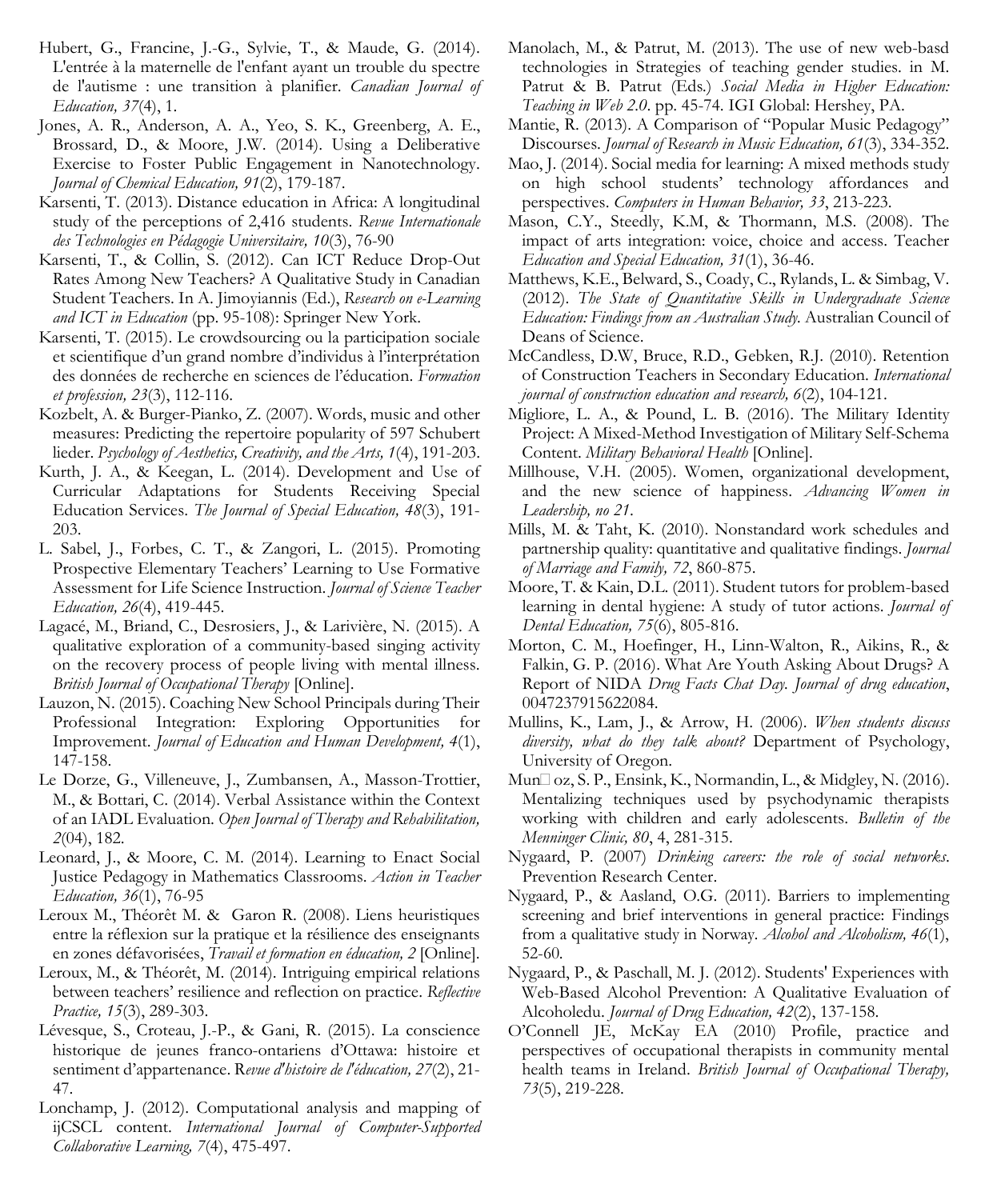Hubert, G., Francine, J.-G., Sylvie, T., & Maude, G. (2014). L'entrée à la maternelle de l'enfant ayant un trouble du spectre de l'autisme : une transition à planifier. *Canadian Journal of Education, 37*(4), 1.

Jones, A. R., Anderson, A. A., Yeo, S. K., Greenberg, A. E., Brossard, D., & Moore, J.W. (2014). Using a Deliberative Exercise to Foster Public Engagement in Nanotechnology. *Journal of Chemical Education, 91*(2), 179-187.

Karsenti, T. (2013). Distance education in Africa: A longitudinal study of the perceptions of 2,416 students. *Revue Internationale des Technologies en Pédagogie Universitaire, 10*(3), 76-90

Karsenti, T., & Collin, S. (2012). Can ICT Reduce Drop-Out Rates Among New Teachers? A Qualitative Study in Canadian Student Teachers. In A. Jimoyiannis (Ed.), *Research on e-Learning and ICT in Education* (pp. 95-108): Springer New York.

Karsenti, T. (2015). Le crowdsourcing ou la participation sociale et scientifique d'un grand nombre d'individus à l'interprétation des données de recherche en sciences de l'éducation. *Formation et profession, 23*(3), 112-116.

Kozbelt, A. & Burger-Pianko, Z. (2007). Words, music and other measures: Predicting the repertoire popularity of 597 Schubert lieder. *Psychology of Aesthetics, Creativity, and the Arts, 1*(4), 191-203.

Kurth, J. A., & Keegan, L. (2014). Development and Use of Curricular Adaptations for Students Receiving Special Education Services. *The Journal of Special Education, 48*(3), 191-203.

L. Sabel, J., Forbes, C. T., & Zangori, L. (2015). Promoting Prospective Elementary Teachers' Learning to Use Formative Assessment for Life Science Instruction. *Journal of Science Teacher Education, 26*(4), 419-445.

Lagacé, M., Briand, C., Desrosiers, J., & Larivière, N. (2015). A qualitative exploration of a community-based singing activity on the recovery process of people living with mental illness. *British Journal of Occupational Therapy* [Online].

Lauzon, N. (2015). Coaching New School Principals during Their Professional Integration: Exploring Opportunities for Improvement. *Journal of Education and Human Development, 4*(1), 147-158.

Le Dorze, G., Villeneuve, J., Zumbansen, A., Masson-Trottier, M., & Bottari, C. (2014). Verbal Assistance within the Context of an IADL Evaluation. *Open Journal of Therapy and Rehabilitation, 2*(04), 182.

Leonard, J., & Moore, C. M. (2014). Learning to Enact Social Justice Pedagogy in Mathematics Classrooms. *Action in Teacher Education, 36*(1), 76-95

Leroux M., Théorêt M. & Garon R. (2008). Liens heuristiques entre la réflexion sur la pratique et la résilience des enseignants en zones défavorisées, *Travail et formation en éducation, 2* [Online].

Leroux, M., & Théorêt, M. (2014). Intriguing empirical relations between teachers' resilience and reflection on practice. *Reflective Practice, 15*(3), 289-303.

Lévesque, S., Croteau, J.-P., & Gani, R. (2015). La conscience historique de jeunes franco-ontariens d'Ottawa: histoire et sentiment d'appartenance. R*evue d'histoire de l'éducation, 27*(2), 21-47.

Lonchamp, J. (2012). Computational analysis and mapping of ijCSCL content. *International Journal of Computer-Supported Collaborative Learning, 7*(4), 475-497.

Manolach, M., & Patrut, M. (2013). The use of new web-basd technologies in Strategies of teaching gender studies. in M. Patrut & B. Patrut (Eds.) *Social Media in Higher Education: Teaching in Web 2.0*. pp. 45-74. IGI Global: Hershey, PA.

Mantie, R. (2013). A Comparison of "Popular Music Pedagogy" Discourses. *Journal of Research in Music Education, 61*(3), 334-352.

Mao, J. (2014). Social media for learning: A mixed methods study on high school students' technology affordances and perspectives. *Computers in Human Behavior, 33*, 213-223.

Mason, C.Y., Steedly, K.M, & Thormann, M.S. (2008). The impact of arts integration: voice, choice and access. Teacher *Education and Special Education, 31*(1), 36-46.

Matthews, K.E., Belward, S., Coady, C., Rylands, L. & Simbag, V. (2012). *The State of Quantitative Skills in Undergraduate Science Education: Findings from an Australian Study.* Australian Council of Deans of Science.

McCandless, D.W, Bruce, R.D., Gebken, R.J. (2010). Retention of Construction Teachers in Secondary Education. *International journal of construction education and research, 6*(2), 104-121.

Migliore, L. A., & Pound, L. B. (2016). The Military Identity Project: A Mixed-Method Investigation of Military Self-Schema Content. *Military Behavioral Health* [Online].

Millhouse, V.H. (2005). Women, organizational development, and the new science of happiness. *Advancing Women in Leadership, no 21.*

Mills, M. & Taht, K. (2010). Nonstandard work schedules and partnership quality: quantitative and qualitative findings. *Journal of Marriage and Family, 72*, 860-875.

Moore, T. & Kain, D.L. (2011). Student tutors for problem-based learning in dental hygiene: A study of tutor actions. *Journal of Dental Education, 75*(6), 805-816.

Morton, C. M., Hoefinger, H., Linn-Walton, R., Aikins, R., & Falkin, G. P. (2016). What Are Youth Asking About Drugs? A Report of NIDA *Drug Facts Chat Day. Journal of drug education*, 0047237915622084.

Mullins, K., Lam, J., & Arrow, H. (2006). *When students discuss diversity, what do they talk about?* Department of Psychology, University of Oregon.

Mun□ oz, S. P., Ensink, K., Normandin, L., & Midgley, N. (2016). Mentalizing techniques used by psychodynamic therapists working with children and early adolescents. *Bulletin of the Menninger Clinic, 80*, 4, 281-315.

Nygaard, P. (2007) *Drinking careers: the role of social networks.* Prevention Research Center.

Nygaard, P., & Aasland, O.G. (2011). Barriers to implementing screening and brief interventions in general practice: Findings from a qualitative study in Norway. *Alcohol and Alcoholism, 46*(1), 52-60.

Nygaard, P., & Paschall, M. J. (2012). Students' Experiences with Web-Based Alcohol Prevention: A Qualitative Evaluation of Alcoholedu. *Journal of Drug Education, 42*(2), 137-158.

O'Connell JE, McKay EA (2010) Profile, practice and perspectives of occupational therapists in community mental health teams in Ireland. *British Journal of Occupational Therapy, 73*(5), 219-228.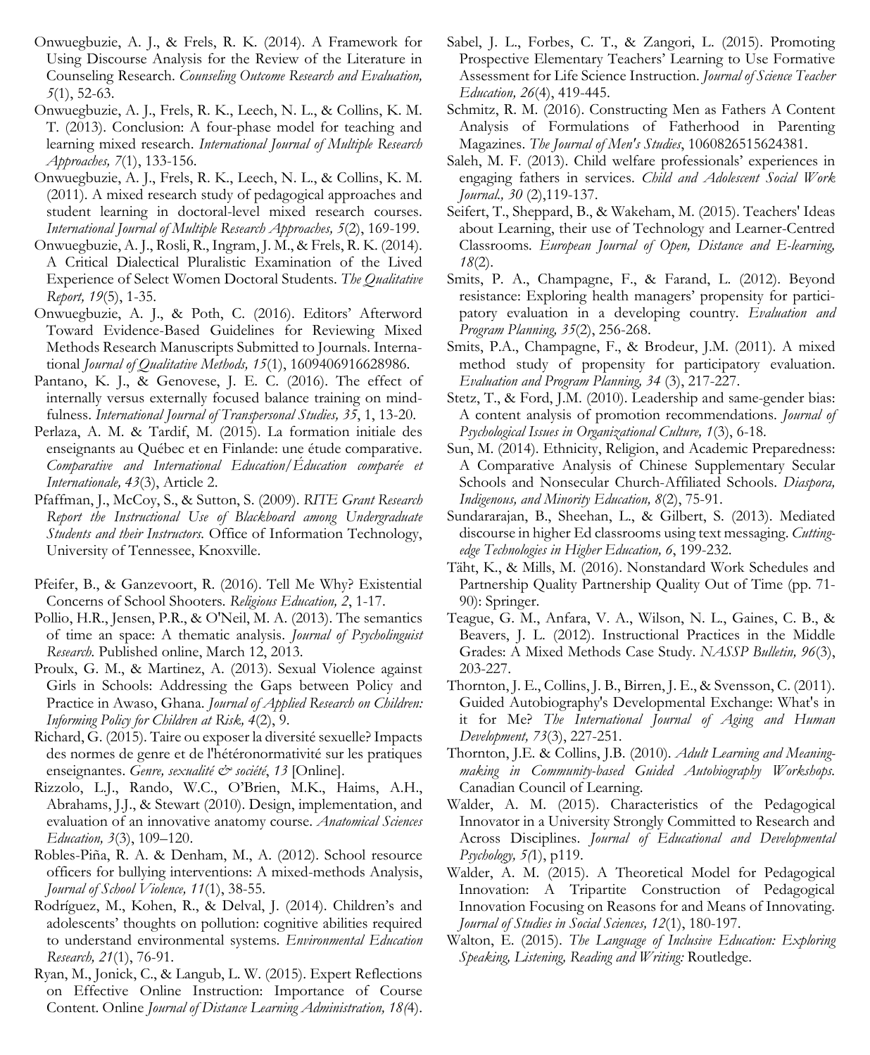Onwuegbuzie, A. J., & Frels, R. K. (2014). A Framework for Using Discourse Analysis for the Review of the Literature in Counseling Research. *Counseling Outcome Research and Evaluation, 5*(1), 52-63.

Onwuegbuzie, A. J., Frels, R. K., Leech, N. L., & Collins, K. M. T. (2013). Conclusion: A four-phase model for teaching and learning mixed research. *International Journal of Multiple Research Approaches, 7*(1), 133-156.

Onwuegbuzie, A. J., Frels, R. K., Leech, N. L., & Collins, K. M. (2011). A mixed research study of pedagogical approaches and student learning in doctoral-level mixed research courses. *International Journal of Multiple Research Approaches, 5*(2), 169-199.

Onwuegbuzie, A. J., Rosli, R., Ingram, J. M., & Frels, R. K. (2014). A Critical Dialectical Pluralistic Examination of the Lived Experience of Select Women Doctoral Students. *The Qualitative Report, 19*(5), 1-35.

Onwuegbuzie, A. J., & Poth, C. (2016). Editors' Afterword Toward Evidence-Based Guidelines for Reviewing Mixed Methods Research Manuscripts Submitted to Journals. International *Journal of Qualitative Methods, 15*(1), 1609406916628986.

Pantano, K. J., & Genovese, J. E. C. (2016). The effect of internally versus externally focused balance training on mindfulness. *International Journal of Transpersonal Studies, 35*, 1, 13-20.

Perlaza, A. M. & Tardif, M. (2015). La formation initiale des enseignants au Québec et en Finlande: une étude comparative. *Comparative and International Education/Éducation comparée et Internationale, 43*(3), Article 2.

Pfaffman, J., McCoy, S., & Sutton, S. (2009). *RITE Grant Research Report the Instructional Use of Blackboard among Undergraduate Students and their Instructors.* Office of Information Technology, University of Tennessee, Knoxville.

Pfeifer, B., & Ganzevoort, R. (2016). Tell Me Why? Existential Concerns of School Shooters. *Religious Education, 2*, 1-17.

Pollio, H.R., Jensen, P.R., & O'Neil, M. A. (2013). The semantics of time an space: A thematic analysis. *Journal of Psycholinguist Research.* Published online, March 12, 2013.

Proulx, G. M., & Martinez, A. (2013). Sexual Violence against Girls in Schools: Addressing the Gaps between Policy and Practice in Awaso, Ghana. *Journal of Applied Research on Children: Informing Policy for Children at Risk, 4*(2), 9.

Richard, G. (2015). Taire ou exposer la diversité sexuelle? Impacts des normes de genre et de l'hétéronormativité sur les pratiques enseignantes. *Genre, sexualité & société*, *13* [Online].

Rizzolo, L.J., Rando, W.C., O'Brien, M.K., Haims, A.H., Abrahams, J.J., & Stewart (2010). Design, implementation, and evaluation of an innovative anatomy course. *Anatomical Sciences Education, 3*(3), 109–120.

Robles-Piña, R. A. & Denham, M., A. (2012). School resource officers for bullying interventions: A mixed-methods Analysis, *Journal of School Violence, 11*(1), 38-55.

Rodríguez, M., Kohen, R., & Delval, J. (2014). Children's and adolescents' thoughts on pollution: cognitive abilities required to understand environmental systems. *Environmental Education Research, 21*(1), 76-91.

Ryan, M., Jonick, C., & Langub, L. W. (2015). Expert Reflections on Effective Online Instruction: Importance of Course Content. Online *Journal of Distance Learning Administration, 18(*4).

Sabel, J. L., Forbes, C. T., & Zangori, L. (2015). Promoting Prospective Elementary Teachers' Learning to Use Formative Assessment for Life Science Instruction. *Journal of Science Teacher Education, 26*(4), 419-445.

Schmitz, R. M. (2016). Constructing Men as Fathers A Content Analysis of Formulations of Fatherhood in Parenting Magazines. *The Journal of Men's Studies*, 1060826515624381.

Saleh, M. F. (2013). Child welfare professionals' experiences in engaging fathers in services. *Child and Adolescent Social Work Journal., 30* (2),119-137.

Seifert, T., Sheppard, B., & Wakeham, M. (2015). Teachers' Ideas about Learning, their use of Technology and Learner-Centred Classrooms. *European Journal of Open, Distance and E-learning, 18*(2).

Smits, P. A., Champagne, F., & Farand, L. (2012). Beyond resistance: Exploring health managers' propensity for participatory evaluation in a developing country. *Evaluation and Program Planning, 35*(2), 256-268.

Smits, P.A., Champagne, F., & Brodeur, J.M. (2011). A mixed method study of propensity for participatory evaluation. *Evaluation and Program Planning, 34* (3), 217-227.

Stetz, T., & Ford, J.M. (2010). Leadership and same-gender bias: A content analysis of promotion recommendations. *Journal of Psychological Issues in Organizational Culture, 1*(3), 6-18.

Sun, M. (2014). Ethnicity, Religion, and Academic Preparedness: A Comparative Analysis of Chinese Supplementary Secular Schools and Nonsecular Church-Affiliated Schools. *Diaspora, Indigenous, and Minority Education, 8*(2), 75-91.

Sundararajan, B., Sheehan, L., & Gilbert, S. (2013). Mediated discourse in higher Ed classrooms using text messaging. *Cutting-edge Technologies in Higher Education, 6*, 199-232.

Täht, K., & Mills, M. (2016). Nonstandard Work Schedules and Partnership Quality Partnership Quality Out of Time (pp. 71-90): Springer.

Teague, G. M., Anfara, V. A., Wilson, N. L., Gaines, C. B., & Beavers, J. L. (2012). Instructional Practices in the Middle Grades: A Mixed Methods Case Study. *NASSP Bulletin, 96*(3), 203-227.

Thornton, J. E., Collins, J. B., Birren, J. E., & Svensson, C. (2011). Guided Autobiography's Developmental Exchange: What's in it for Me? *The International Journal of Aging and Human Development, 73*(3), 227-251.

Thornton, J.E. & Collins, J.B. (2010). *Adult Learning and Meaning-making in Community-based Guided Autobiography Workshops.* Canadian Council of Learning.

Walder, A. M. (2015). Characteristics of the Pedagogical Innovator in a University Strongly Committed to Research and Across Disciplines. *Journal of Educational and Developmental Psychology, 5(*1), p119.

Walder, A. M. (2015). A Theoretical Model for Pedagogical Innovation: A Tripartite Construction of Pedagogical Innovation Focusing on Reasons for and Means of Innovating. *Journal of Studies in Social Sciences, 12*(1), 180-197.

Walton, E. (2015). *The Language of Inclusive Education: Exploring Speaking, Listening, Reading and Writing:* Routledge.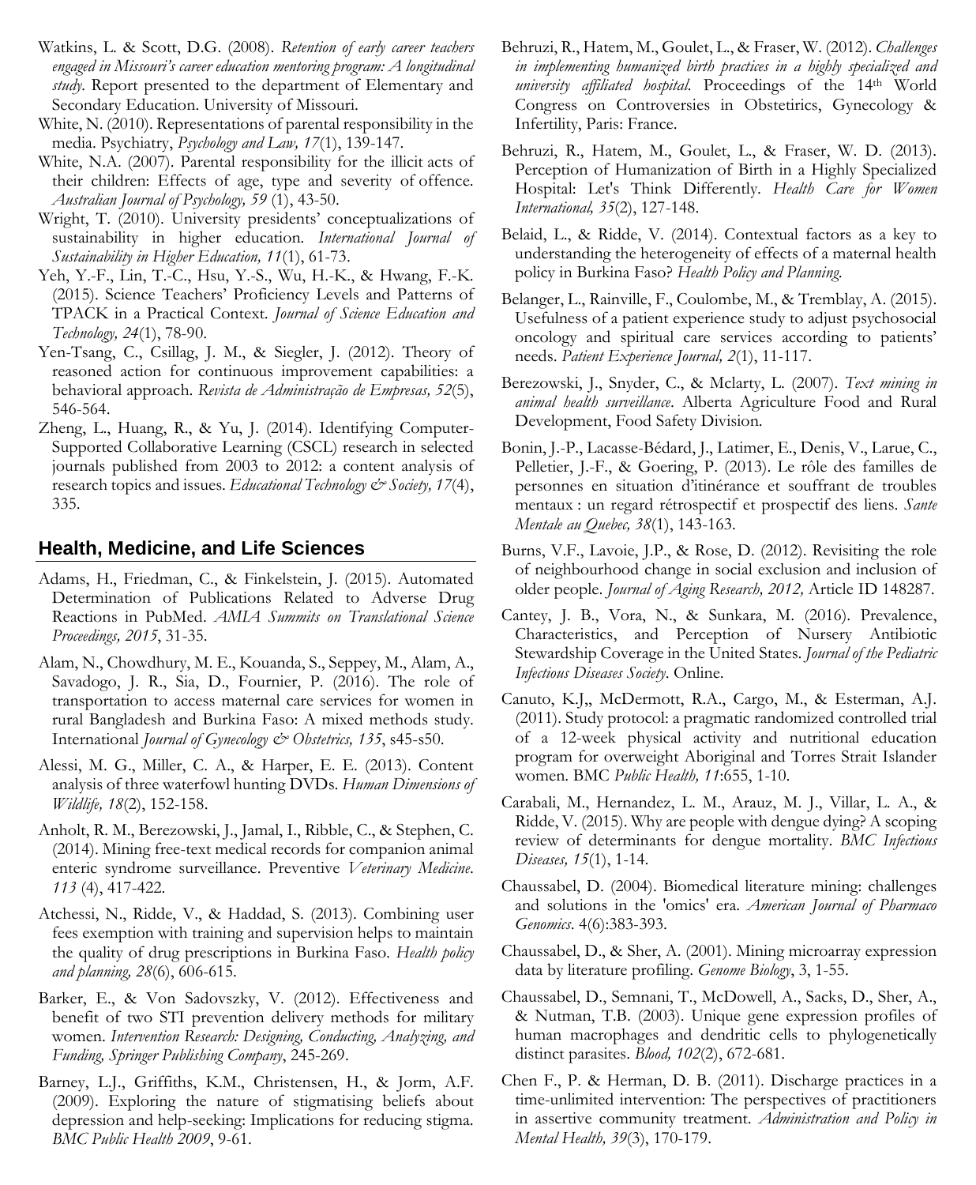Watkins, L. & Scott, D.G. (2008). *Retention of early career teachers engaged in Missouri's career education mentoring program: A longitudinal study*. Report presented to the department of Elementary and Secondary Education. University of Missouri.

White, N. (2010). Representations of parental responsibility in the media. Psychiatry, *Psychology and Law, 17*(1), 139-147.

White, N.A. (2007). Parental responsibility for the illicit acts of their children: Effects of age, type and severity of offence. *Australian Journal of Psychology, 59* (1), 43-50.

Wright, T. (2010). University presidents' conceptualizations of sustainability in higher education. *International Journal of Sustainability in Higher Education, 11*(1), 61-73.

Yeh, Y.-F., Lin, T.-C., Hsu, Y.-S., Wu, H.-K., & Hwang, F.-K. (2015). Science Teachers' Proficiency Levels and Patterns of TPACK in a Practical Context. *Journal of Science Education and Technology, 24*(1), 78-90.

Yen-Tsang, C., Csillag, J. M., & Siegler, J. (2012). Theory of reasoned action for continuous improvement capabilities: a behavioral approach. *Revista de Administração de Empresas, 52*(5), 546-564.

Zheng, L., Huang, R., & Yu, J. (2014). Identifying Computer-Supported Collaborative Learning (CSCL) research in selected journals published from 2003 to 2012: a content analysis of research topics and issues. *Educational Technology & Society, 17*(4), 335.

## Health, Medicine, and Life Sciences

Adams, H., Friedman, C., & Finkelstein, J. (2015). Automated Determination of Publications Related to Adverse Drug Reactions in PubMed. *AMIA Summits on Translational Science Proceedings, 2015*, 31-35.

Alam, N., Chowdhury, M. E., Kouanda, S., Seppey, M., Alam, A., Savadogo, J. R., Sia, D., Fournier, P. (2016). The role of transportation to access maternal care services for women in rural Bangladesh and Burkina Faso: A mixed methods study. International *Journal of Gynecology & Obstetrics, 135*, s45-s50.

Alessi, M. G., Miller, C. A., & Harper, E. E. (2013). Content analysis of three waterfowl hunting DVDs. *Human Dimensions of Wildlife, 18*(2), 152-158.

Anholt, R. M., Berezowski, J., Jamal, I., Ribble, C., & Stephen, C. (2014). Mining free-text medical records for companion animal enteric syndrome surveillance. Preventive *Veterinary Medicine*. *113* (4), 417-422.

Atchessi, N., Ridde, V., & Haddad, S. (2013). Combining user fees exemption with training and supervision helps to maintain the quality of drug prescriptions in Burkina Faso. *Health policy and planning, 28*(6), 606-615.

Barker, E., & Von Sadovszky, V. (2012). Effectiveness and benefit of two STI prevention delivery methods for military women. *Intervention Research: Designing, Conducting, Analyzing, and Funding, Springer Publishing Company*, 245-269.

Barney, L.J., Griffiths, K.M., Christensen, H., & Jorm, A.F. (2009). Exploring the nature of stigmatising beliefs about depression and help-seeking: Implications for reducing stigma. *BMC Public Health 2009*, 9-61.

Behruzi, R., Hatem, M., Goulet, L., & Fraser, W. (2012). *Challenges in implementing humanized birth practices in a highly specialized and university affiliated hospital.* Proceedings of the 14th World Congress on Controversies in Obstetirics, Gynecology & Infertility, Paris: France.

Behruzi, R., Hatem, M., Goulet, L., & Fraser, W. D. (2013). Perception of Humanization of Birth in a Highly Specialized Hospital: Let's Think Differently. *Health Care for Women International, 35*(2), 127-148.

Belaid, L., & Ridde, V. (2014). Contextual factors as a key to understanding the heterogeneity of effects of a maternal health policy in Burkina Faso? *Health Policy and Planning.*

Belanger, L., Rainville, F., Coulombe, M., & Tremblay, A. (2015). Usefulness of a patient experience study to adjust psychosocial oncology and spiritual care services according to patients' needs. *Patient Experience Journal, 2*(1), 11-117.

Berezowski, J., Snyder, C., & Mclarty, L. (2007). *Text mining in animal health surveillance*. Alberta Agriculture Food and Rural Development, Food Safety Division.

Bonin, J.-P., Lacasse-Bédard, J., Latimer, E., Denis, V., Larue, C., Pelletier, J.-F., & Goering, P. (2013). Le rôle des familles de personnes en situation d'itinérance et souffrant de troubles mentaux : un regard rétrospectif et prospectif des liens. *Sante Mentale au Quebec, 38*(1), 143-163.

Burns, V.F., Lavoie, J.P., & Rose, D. (2012). Revisiting the role of neighbourhood change in social exclusion and inclusion of older people. *Journal of Aging Research, 2012,* Article ID 148287.

Cantey, J. B., Vora, N., & Sunkara, M. (2016). Prevalence, Characteristics, and Perception of Nursery Antibiotic Stewardship Coverage in the United States. *Journal of the Pediatric Infectious Diseases Society*. Online.

Canuto, K.J,, McDermott, R.A., Cargo, M., & Esterman, A.J. (2011). Study protocol: a pragmatic randomized controlled trial of a 12-week physical activity and nutritional education program for overweight Aboriginal and Torres Strait Islander women. BMC *Public Health, 11*:655, 1-10.

Carabali, M., Hernandez, L. M., Arauz, M. J., Villar, L. A., & Ridde, V. (2015). Why are people with dengue dying? A scoping review of determinants for dengue mortality. *BMC Infectious Diseases, 15*(1), 1-14.

Chaussabel, D. (2004). Biomedical literature mining: challenges and solutions in the 'omics' era. *American Journal of Pharmaco Genomics*. 4(6):383-393.

Chaussabel, D., & Sher, A. (2001). Mining microarray expression data by literature profiling. *Genome Biology*, 3, 1-55.

Chaussabel, D., Semnani, T., McDowell, A., Sacks, D., Sher, A., & Nutman, T.B. (2003). Unique gene expression profiles of human macrophages and dendritic cells to phylogenetically distinct parasites. *Blood, 102*(2), 672-681.

Chen F., P. & Herman, D. B. (2011). Discharge practices in a time-unlimited intervention: The perspectives of practitioners in assertive community treatment. *Administration and Policy in Mental Health, 39*(3), 170-179.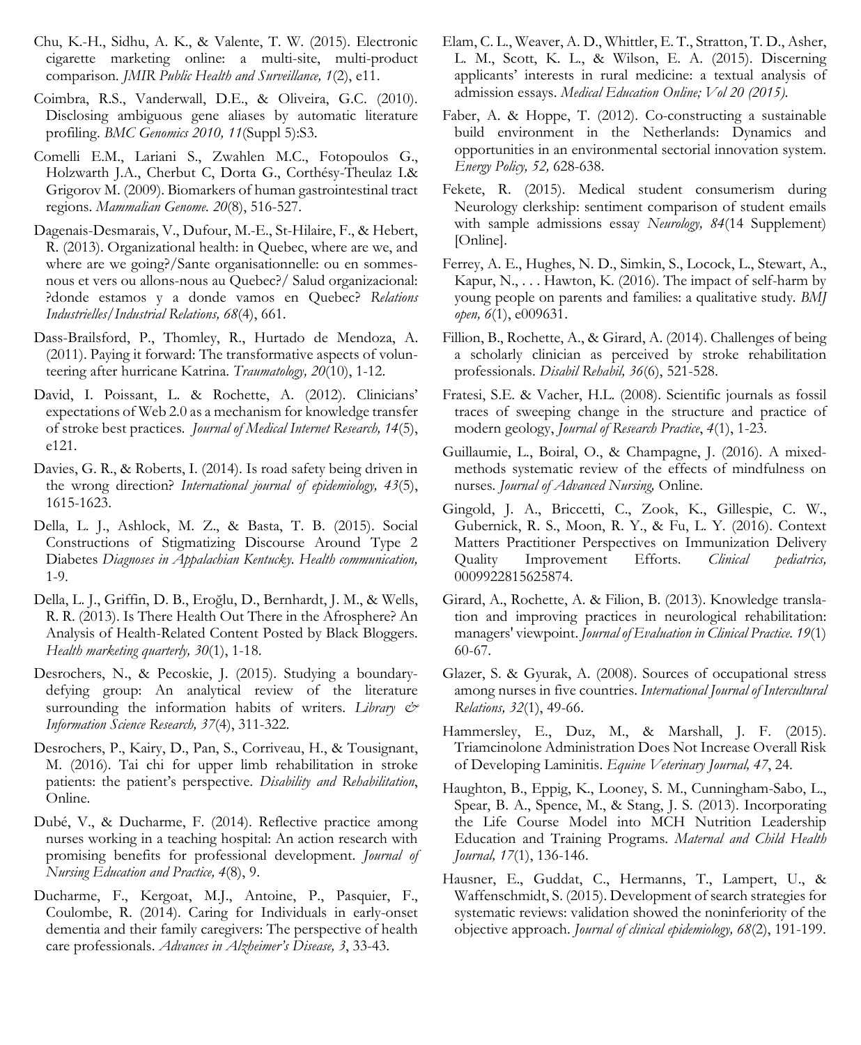Chu, K.-H., Sidhu, A. K., & Valente, T. W. (2015). Electronic cigarette marketing online: a multi-site, multi-product comparison. *JMIR Public Health and Surveillance, 1*(2), e11.

Coimbra, R.S., Vanderwall, D.E., & Oliveira, G.C. (2010). Disclosing ambiguous gene aliases by automatic literature profiling. *BMC Genomics 2010, 11*(Suppl 5):S3.

Comelli E.M., Lariani S., Zwahlen M.C., Fotopoulos G., Holzwarth J.A., Cherbut C, Dorta G., Corthésy-Theulaz I.& Grigorov M. (2009). Biomarkers of human gastrointestinal tract regions. *Mammalian Genome. 20*(8), 516-527.

Dagenais-Desmarais, V., Dufour, M.-E., St-Hilaire, F., & Hebert, R. (2013). Organizational health: in Quebec, where are we, and where are we going?/Sante organisationnelle: ou en sommes-nous et vers ou allons-nous au Quebec?/ Salud organizacional: ?donde estamos y a donde vamos en Quebec? *Relations Industrielles/Industrial Relations, 68*(4), 661.

Dass-Brailsford, P., Thomley, R., Hurtado de Mendoza, A. (2011). Paying it forward: The transformative aspects of volunteering after hurricane Katrina. *Traumatology, 20*(10), 1-12.

David, I. Poissant, L. & Rochette, A. (2012). Clinicians' expectations of Web 2.0 as a mechanism for knowledge transfer of stroke best practices. *Journal of Medical Internet Research, 14*(5), e121.

Davies, G. R., & Roberts, I. (2014). Is road safety being driven in the wrong direction? *International journal of epidemiology, 43*(5), 1615-1623.

Della, L. J., Ashlock, M. Z., & Basta, T. B. (2015). Social Constructions of Stigmatizing Discourse Around Type 2 Diabetes *Diagnoses in Appalachian Kentucky. Health communication,* 1-9.

Della, L. J., Griffin, D. B., Eroğlu, D., Bernhardt, J. M., & Wells, R. R. (2013). Is There Health Out There in the Afrosphere? An Analysis of Health-Related Content Posted by Black Bloggers. *Health marketing quarterly, 30*(1), 1-18.

Desrochers, N., & Pecoskie, J. (2015). Studying a boundary-defying group: An analytical review of the literature surrounding the information habits of writers. *Library & Information Science Research, 37*(4), 311-322.

Desrochers, P., Kairy, D., Pan, S., Corriveau, H., & Tousignant, M. (2016). Tai chi for upper limb rehabilitation in stroke patients: the patient's perspective. *Disability and Rehabilitation*, Online.

Dubé, V., & Ducharme, F. (2014). Reflective practice among nurses working in a teaching hospital: An action research with promising benefits for professional development. *Journal of Nursing Education and Practice, 4*(8), 9.

Ducharme, F., Kergoat, M.J., Antoine, P., Pasquier, F., Coulombe, R. (2014). Caring for Individuals in early-onset dementia and their family caregivers: The perspective of health care professionals. *Advances in Alzheimer's Disease, 3*, 33-43.

Elam, C. L., Weaver, A. D., Whittler, E. T., Stratton, T. D., Asher, L. M., Scott, K. L., & Wilson, E. A. (2015). Discerning applicants' interests in rural medicine: a textual analysis of admission essays. *Medical Education Online; Vol 20 (2015).*

Faber, A. & Hoppe, T. (2012). Co-constructing a sustainable build environment in the Netherlands: Dynamics and opportunities in an environmental sectorial innovation system. *Energy Policy, 52,* 628-638.

Fekete, R. (2015). Medical student consumerism during Neurology clerkship: sentiment comparison of student emails with sample admissions essay *Neurology, 84*(14 Supplement) [Online].

Ferrey, A. E., Hughes, N. D., Simkin, S., Locock, L., Stewart, A., Kapur, N., . . . Hawton, K. (2016). The impact of self-harm by young people on parents and families: a qualitative study. *BMJ open, 6*(1), e009631.

Fillion, B., Rochette, A., & Girard, A. (2014). Challenges of being a scholarly clinician as perceived by stroke rehabilitation professionals. *Disabil Rehabil, 36*(6), 521-528.

Fratesi, S.E. & Vacher, H.L. (2008). Scientific journals as fossil traces of sweeping change in the structure and practice of modern geology, *Journal of Research Practice*, *4*(1), 1-23.

Guillaumie, L., Boiral, O., & Champagne, J. (2016). A mixed-methods systematic review of the effects of mindfulness on nurses. *Journal of Advanced Nursing,* Online.

Gingold, J. A., Briccetti, C., Zook, K., Gillespie, C. W., Gubernick, R. S., Moon, R. Y., & Fu, L. Y. (2016). Context Matters Practitioner Perspectives on Immunization Delivery Quality Improvement Efforts. *Clinical pediatrics,* 0009922815625874.

Girard, A., Rochette, A. & Filion, B. (2013). Knowledge translation and improving practices in neurological rehabilitation: managers' viewpoint. *Journal of Evaluation in Clinical Practice. 19*(1) 60-67.

Glazer, S. & Gyurak, A. (2008). Sources of occupational stress among nurses in five countries. *International Journal of Intercultural Relations, 32*(1), 49-66.

Hammersley, E., Duz, M., & Marshall, J. F. (2015). Triamcinolone Administration Does Not Increase Overall Risk of Developing Laminitis. *Equine Veterinary Journal, 47*, 24.

Haughton, B., Eppig, K., Looney, S. M., Cunningham-Sabo, L., Spear, B. A., Spence, M., & Stang, J. S. (2013). Incorporating the Life Course Model into MCH Nutrition Leadership Education and Training Programs. *Maternal and Child Health Journal, 17*(1), 136-146.

Hausner, E., Guddat, C., Hermanns, T., Lampert, U., & Waffenschmidt, S. (2015). Development of search strategies for systematic reviews: validation showed the noninferiority of the objective approach. *Journal of clinical epidemiology, 68*(2), 191-199.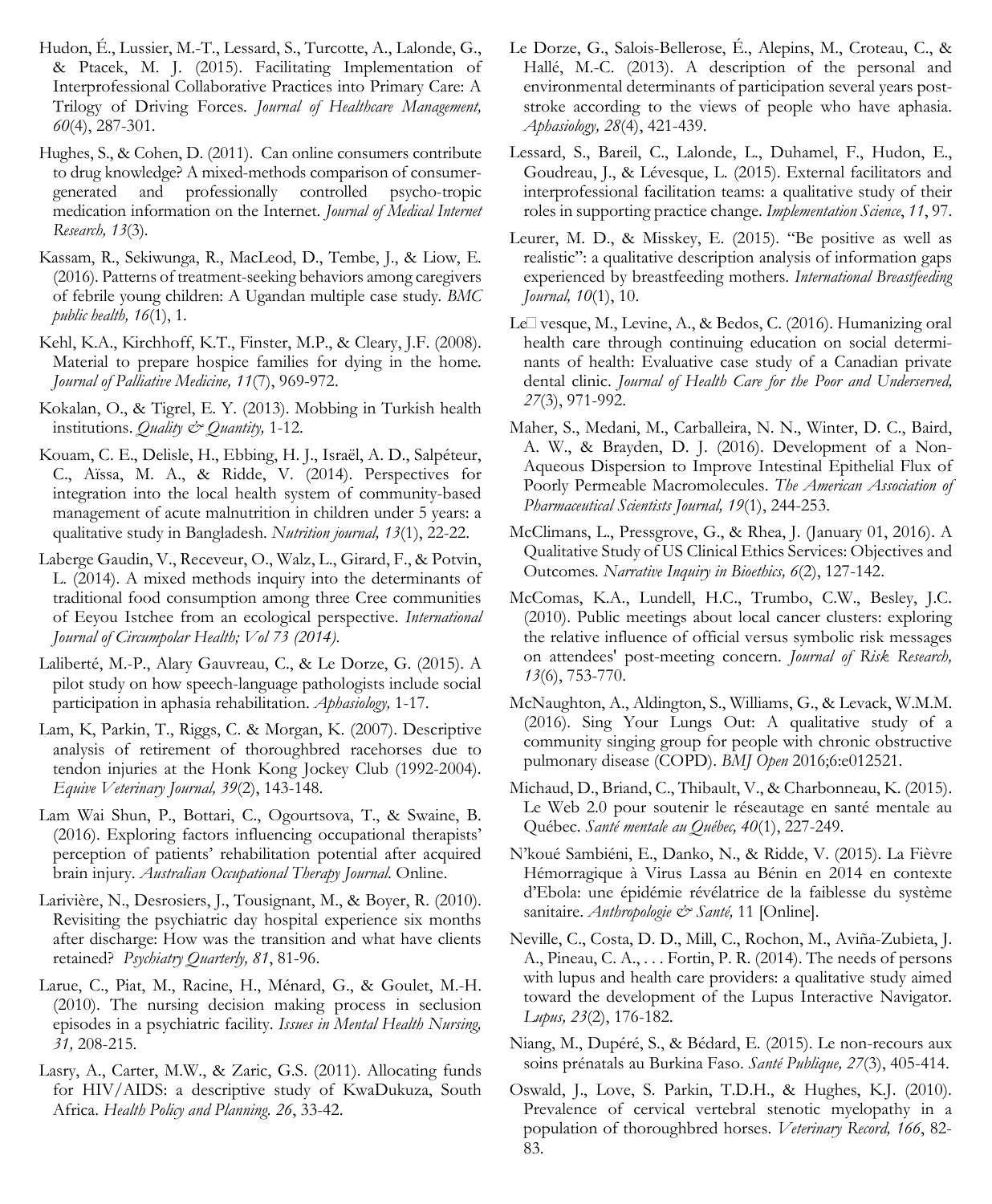Hudon, É., Lussier, M.-T., Lessard, S., Turcotte, A., Lalonde, G., & Ptacek, M. J. (2015). Facilitating Implementation of Interprofessional Collaborative Practices into Primary Care: A Trilogy of Driving Forces. *Journal of Healthcare Management, 60*(4), 287-301.

Hughes, S., & Cohen, D. (2011). Can online consumers contribute to drug knowledge? A mixed-methods comparison of consumer-generated and professionally controlled psycho-tropic medication information on the Internet. *Journal of Medical Internet Research, 13*(3).

Kassam, R., Sekiwunga, R., MacLeod, D., Tembe, J., & Liow, E. (2016). Patterns of treatment-seeking behaviors among caregivers of febrile young children: A Ugandan multiple case study. *BMC public health, 16*(1), 1.

Kehl, K.A., Kirchhoff, K.T., Finster, M.P., & Cleary, J.F. (2008). Material to prepare hospice families for dying in the home. *Journal of Palliative Medicine, 11*(7), 969-972.

Kokalan, O., & Tigrel, E. Y. (2013). Mobbing in Turkish health institutions. *Quality & Quantity,* 1-12.

Kouam, C. E., Delisle, H., Ebbing, H. J., Israël, A. D., Salpéteur, C., Aïssa, M. A., & Ridde, V. (2014). Perspectives for integration into the local health system of community-based management of acute malnutrition in children under 5 years: a qualitative study in Bangladesh. *Nutrition journal, 13*(1), 22-22.

Laberge Gaudin, V., Receveur, O., Walz, L., Girard, F., & Potvin, L. (2014). A mixed methods inquiry into the determinants of traditional food consumption among three Cree communities of Eeyou Istchee from an ecological perspective. *International Journal of Circumpolar Health; Vol 73 (2014).*

Laliberté, M.-P., Alary Gauvreau, C., & Le Dorze, G. (2015). A pilot study on how speech-language pathologists include social participation in aphasia rehabilitation. *Aphasiology,* 1-17.

Lam, K, Parkin, T., Riggs, C. & Morgan, K. (2007). Descriptive analysis of retirement of thoroughbred racehorses due to tendon injuries at the Honk Kong Jockey Club (1992-2004). *Equive Veterinary Journal, 39*(2), 143-148.

Lam Wai Shun, P., Bottari, C., Ogourtsova, T., & Swaine, B. (2016). Exploring factors influencing occupational therapists' perception of patients' rehabilitation potential after acquired brain injury. *Australian Occupational Therapy Journal.* Online.

Larivière, N., Desrosiers, J., Tousignant, M., & Boyer, R. (2010). Revisiting the psychiatric day hospital experience six months after discharge: How was the transition and what have clients retained? *Psychiatry Quarterly, 81*, 81-96.

Larue, C., Piat, M., Racine, H., Ménard, G., & Goulet, M.-H. (2010). The nursing decision making process in seclusion episodes in a psychiatric facility. *Issues in Mental Health Nursing, 31,* 208-215.

Lasry, A., Carter, M.W., & Zaric, G.S. (2011). Allocating funds for HIV/AIDS: a descriptive study of KwaDukuza, South Africa. *Health Policy and Planning. 26*, 33-42.

Le Dorze, G., Salois-Bellerose, É., Alepins, M., Croteau, C., & Hallé, M.-C. (2013). A description of the personal and environmental determinants of participation several years post-stroke according to the views of people who have aphasia. *Aphasiology, 28*(4), 421-439.

Lessard, S., Bareil, C., Lalonde, L., Duhamel, F., Hudon, E., Goudreau, J., & Lévesque, L. (2015). External facilitators and interprofessional facilitation teams: a qualitative study of their roles in supporting practice change. *Implementation Science*, *11*, 97.

Leurer, M. D., & Misskey, E. (2015). "Be positive as well as realistic": a qualitative description analysis of information gaps experienced by breastfeeding mothers. *International Breastfeeding Journal, 10*(1), 10.

Le□vesque, M., Levine, A., & Bedos, C. (2016). Humanizing oral health care through continuing education on social determinants of health: Evaluative case study of a Canadian private dental clinic. *Journal of Health Care for the Poor and Underserved, 27*(3), 971-992.

Maher, S., Medani, M., Carballeira, N. N., Winter, D. C., Baird, A. W., & Brayden, D. J. (2016). Development of a Non-Aqueous Dispersion to Improve Intestinal Epithelial Flux of Poorly Permeable Macromolecules. *The American Association of Pharmaceutical Scientists Journal, 19*(1), 244-253.

McClimans, L., Pressgrove, G., & Rhea, J. (January 01, 2016). A Qualitative Study of US Clinical Ethics Services: Objectives and Outcomes. *Narrative Inquiry in Bioethics, 6*(2), 127-142.

McComas, K.A., Lundell, H.C., Trumbo, C.W., Besley, J.C. (2010). Public meetings about local cancer clusters: exploring the relative influence of official versus symbolic risk messages on attendees' post-meeting concern. *Journal of Risk Research, 13*(6), 753-770.

McNaughton, A., Aldington, S., Williams, G., & Levack, W.M.M. (2016). Sing Your Lungs Out: A qualitative study of a community singing group for people with chronic obstructive pulmonary disease (COPD). *BMJ Open* 2016;6:e012521.

Michaud, D., Briand, C., Thibault, V., & Charbonneau, K. (2015). Le Web 2.0 pour soutenir le réseautage en santé mentale au Québec. *Santé mentale au Québec, 40*(1), 227-249.

N'koué Sambiéni, E., Danko, N., & Ridde, V. (2015). La Fièvre Hémorragique à Virus Lassa au Bénin en 2014 en contexte d'Ebola: une épidémie révélatrice de la faiblesse du système sanitaire. *Anthropologie & Santé,* 11 [Online].

Neville, C., Costa, D. D., Mill, C., Rochon, M., Aviña-Zubieta, J. A., Pineau, C. A., . . . Fortin, P. R. (2014). The needs of persons with lupus and health care providers: a qualitative study aimed toward the development of the Lupus Interactive Navigator. *Lupus, 23*(2), 176-182.

Niang, M., Dupéré, S., & Bédard, E. (2015). Le non-recours aux soins prénatals au Burkina Faso. *Santé Publique, 27*(3), 405-414.

Oswald, J., Love, S. Parkin, T.D.H., & Hughes, K.J. (2010). Prevalence of cervical vertebral stenotic myelopathy in a population of thoroughbred horses. *Veterinary Record, 166*, 82-83.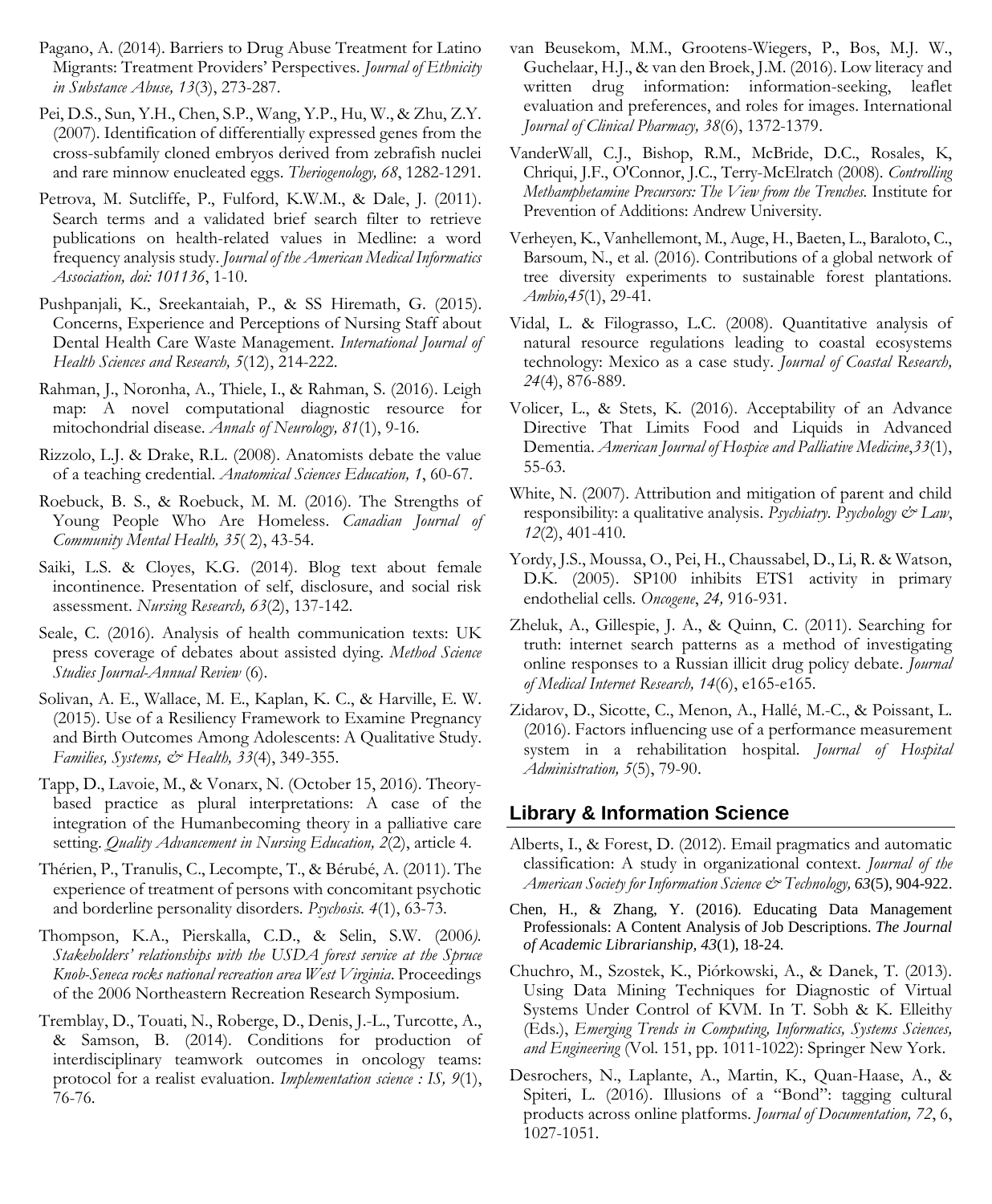Pagano, A. (2014). Barriers to Drug Abuse Treatment for Latino Migrants: Treatment Providers' Perspectives. *Journal of Ethnicity in Substance Abuse, 13*(3), 273-287.

Pei, D.S., Sun, Y.H., Chen, S.P., Wang, Y.P., Hu, W., & Zhu, Z.Y. (2007). Identification of differentially expressed genes from the cross-subfamily cloned embryos derived from zebrafish nuclei and rare minnow enucleated eggs. *Theriogenology, 68*, 1282-1291.

Petrova, M. Sutcliffe, P., Fulford, K.W.M., & Dale, J. (2011). Search terms and a validated brief search filter to retrieve publications on health-related values in Medline: a word frequency analysis study. *Journal of the American Medical Informatics Association, doi: 101136*, 1-10.

Pushpanjali, K., Sreekantaiah, P., & SS Hiremath, G. (2015). Concerns, Experience and Perceptions of Nursing Staff about Dental Health Care Waste Management. *International Journal of Health Sciences and Research, 5*(12), 214-222.

Rahman, J., Noronha, A., Thiele, I., & Rahman, S. (2016). Leigh map: A novel computational diagnostic resource for mitochondrial disease. *Annals of Neurology, 81*(1), 9-16.

Rizzolo, L.J. & Drake, R.L. (2008). Anatomists debate the value of a teaching credential. *Anatomical Sciences Education, 1*, 60-67.

Roebuck, B. S., & Roebuck, M. M. (2016). The Strengths of Young People Who Are Homeless. *Canadian Journal of Community Mental Health, 35*( 2), 43-54.

Saiki, L.S. & Cloyes, K.G. (2014). Blog text about female incontinence. Presentation of self, disclosure, and social risk assessment. *Nursing Research, 63*(2), 137-142.

Seale, C. (2016). Analysis of health communication texts: UK press coverage of debates about assisted dying. *Method Science Studies Journal-Annual Review* (6).

Solivan, A. E., Wallace, M. E., Kaplan, K. C., & Harville, E. W. (2015). Use of a Resiliency Framework to Examine Pregnancy and Birth Outcomes Among Adolescents: A Qualitative Study. *Families, Systems, & Health, 33*(4), 349-355.

Tapp, D., Lavoie, M., & Vonarx, N. (October 15, 2016). Theory-based practice as plural interpretations: A case of the integration of the Humanbecoming theory in a palliative care setting. *Quality Advancement in Nursing Education, 2*(2), article 4.

Thérien, P., Tranulis, C., Lecompte, T., & Bérubé, A. (2011). The experience of treatment of persons with concomitant psychotic and borderline personality disorders. *Psychosis. 4*(1), 63-73.

Thompson, K.A., Pierskalla, C.D., & Selin, S.W. (2006*). Stakeholders' relationships with the USDA forest service at the Spruce Knob-Seneca rocks national recreation area West Virginia*. Proceedings of the 2006 Northeastern Recreation Research Symposium.

Tremblay, D., Touati, N., Roberge, D., Denis, J.-L., Turcotte, A., & Samson, B. (2014). Conditions for production of interdisciplinary teamwork outcomes in oncology teams: protocol for a realist evaluation. *Implementation science : IS, 9*(1), 76-76.

van Beusekom, M.M., Grootens-Wiegers, P., Bos, M.J. W., Guchelaar, H.J., & van den Broek, J.M. (2016). Low literacy and written drug information: information-seeking, leaflet evaluation and preferences, and roles for images. International *Journal of Clinical Pharmacy, 38*(6), 1372-1379.

VanderWall, C.J., Bishop, R.M., McBride, D.C., Rosales, K, Chriqui, J.F., O'Connor, J.C., Terry-McElratch (2008). *Controlling Methamphetamine Precursors: The View from the Trenches.* Institute for Prevention of Additions: Andrew University.

Verheyen, K., Vanhellemont, M., Auge, H., Baeten, L., Baraloto, C., Barsoum, N., et al. (2016). Contributions of a global network of tree diversity experiments to sustainable forest plantations. *Ambio,45*(1), 29-41.

Vidal, L. & Filograsso, L.C. (2008). Quantitative analysis of natural resource regulations leading to coastal ecosystems technology: Mexico as a case study. *Journal of Coastal Research, 24*(4), 876-889.

Volicer, L., & Stets, K. (2016). Acceptability of an Advance Directive That Limits Food and Liquids in Advanced Dementia. *American Journal of Hospice and Palliative Medicine*,*33*(1), 55-63.

White, N. (2007). Attribution and mitigation of parent and child responsibility: a qualitative analysis. *Psychiatry. Psychology & Law*, *12*(2), 401-410.

Yordy, J.S., Moussa, O., Pei, H., Chaussabel, D., Li, R. & Watson, D.K. (2005). SP100 inhibits ETS1 activity in primary endothelial cells. *Oncogene*, *24,* 916-931.

Zheluk, A., Gillespie, J. A., & Quinn, C. (2011). Searching for truth: internet search patterns as a method of investigating online responses to a Russian illicit drug policy debate. *Journal of Medical Internet Research, 14*(6), e165-e165.

Zidarov, D., Sicotte, C., Menon, A., Hallé, M.-C., & Poissant, L. (2016). Factors influencing use of a performance measurement system in a rehabilitation hospital. *Journal of Hospital Administration, 5*(5), 79-90.

## Library & Information Science

Alberts, I., & Forest, D. (2012). Email pragmatics and automatic classification: A study in organizational context. *Journal of the American Society for Information Science & Technology, 63*(5), 904-922.

Chen, H., & Zhang, Y. (2016). Educating Data Management Professionals: A Content Analysis of Job Descriptions. *The Journal of Academic Librarianship, 43*(1), 18-24.

Chuchro, M., Szostek, K., Piórkowski, A., & Danek, T. (2013). Using Data Mining Techniques for Diagnostic of Virtual Systems Under Control of KVM. In T. Sobh & K. Elleithy (Eds.), *Emerging Trends in Computing, Informatics, Systems Sciences, and Engineering* (Vol. 151, pp. 1011-1022): Springer New York.

Desrochers, N., Laplante, A., Martin, K., Quan-Haase, A., & Spiteri, L. (2016). Illusions of a "Bond": tagging cultural products across online platforms. *Journal of Documentation, 72*, 6, 1027-1051.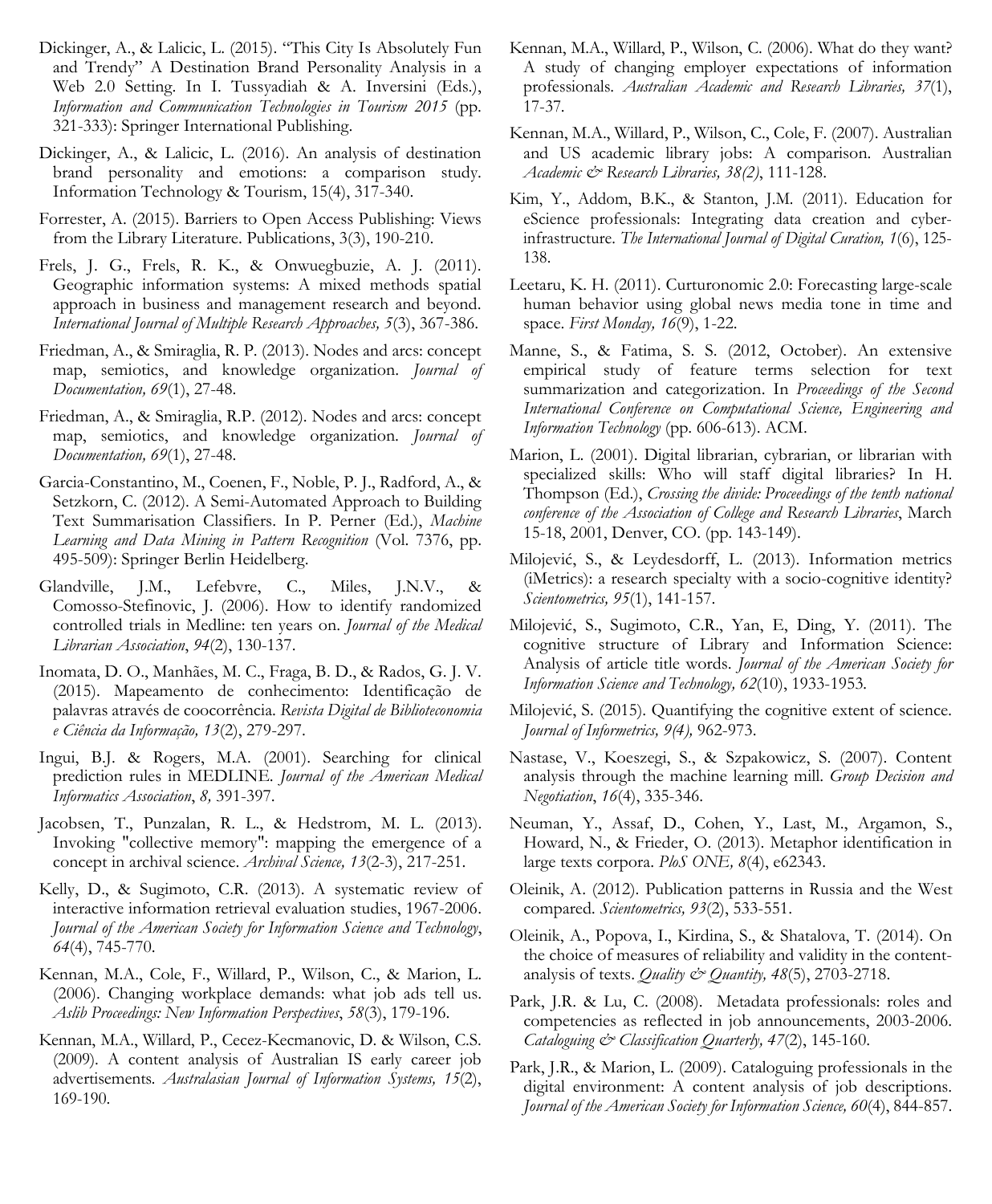Dickinger, A., & Lalicic, L. (2015). "This City Is Absolutely Fun and Trendy" A Destination Brand Personality Analysis in a Web 2.0 Setting. In I. Tussyadiah & A. Inversini (Eds.), *Information and Communication Technologies in Tourism 2015* (pp. 321-333): Springer International Publishing.

Dickinger, A., & Lalicic, L. (2016). An analysis of destination brand personality and emotions: a comparison study. Information Technology & Tourism, 15(4), 317-340.

Forrester, A. (2015). Barriers to Open Access Publishing: Views from the Library Literature. Publications, 3(3), 190-210.

Frels, J. G., Frels, R. K., & Onwuegbuzie, A. J. (2011). Geographic information systems: A mixed methods spatial approach in business and management research and beyond. *International Journal of Multiple Research Approaches, 5*(3), 367-386.

Friedman, A., & Smiraglia, R. P. (2013). Nodes and arcs: concept map, semiotics, and knowledge organization. *Journal of Documentation, 69*(1), 27-48.

Friedman, A., & Smiraglia, R.P. (2012). Nodes and arcs: concept map, semiotics, and knowledge organization. *Journal of Documentation, 69*(1), 27-48.

Garcia-Constantino, M., Coenen, F., Noble, P. J., Radford, A., & Setzkorn, C. (2012). A Semi-Automated Approach to Building Text Summarisation Classifiers. In P. Perner (Ed.), *Machine Learning and Data Mining in Pattern Recognition* (Vol. 7376, pp. 495-509): Springer Berlin Heidelberg.

Glandville, J.M., Lefebvre, C., Miles, J.N.V., & Comosso-Stefinovic, J. (2006). How to identify randomized controlled trials in Medline: ten years on. *Journal of the Medical Librarian Association*, *94*(2), 130-137.

Inomata, D. O., Manhães, M. C., Fraga, B. D., & Rados, G. J. V. (2015). Mapeamento de conhecimento: Identificação de palavras através de coocorrência. *Revista Digital de Biblioteconomia e Ciência da Informação, 13*(2), 279-297.

Ingui, B.J. & Rogers, M.A. (2001). Searching for clinical prediction rules in MEDLINE. *Journal of the American Medical Informatics Association*, *8,* 391-397.

Jacobsen, T., Punzalan, R. L., & Hedstrom, M. L. (2013). Invoking "collective memory": mapping the emergence of a concept in archival science. *Archival Science, 13*(2-3), 217-251.

Kelly, D., & Sugimoto, C.R. (2013). A systematic review of interactive information retrieval evaluation studies, 1967-2006. *Journal of the American Society for Information Science and Technology*, *64*(4), 745-770.

Kennan, M.A., Cole, F., Willard, P., Wilson, C., & Marion, L. (2006). Changing workplace demands: what job ads tell us. *Aslib Proceedings: New Information Perspectives*, *58*(3), 179-196.

Kennan, M.A., Willard, P., Cecez-Kecmanovic, D. & Wilson, C.S. (2009). A content analysis of Australian IS early career job advertisements. *Australasian Journal of Information Systems, 15*(2), 169-190.

Kennan, M.A., Willard, P., Wilson, C. (2006). What do they want? A study of changing employer expectations of information professionals. *Australian Academic and Research Libraries, 37*(1), 17-37.

Kennan, M.A., Willard, P., Wilson, C., Cole, F. (2007). Australian and US academic library jobs: A comparison. Australian *Academic & Research Libraries, 38(2)*, 111-128.

Kim, Y., Addom, B.K., & Stanton, J.M. (2011). Education for eScience professionals: Integrating data creation and cyber-infrastructure. *The International Journal of Digital Curation, 1*(6), 125-138.

Leetaru, K. H. (2011). Curturonomic 2.0: Forecasting large-scale human behavior using global news media tone in time and space. *First Monday, 16*(9), 1-22.

Manne, S., & Fatima, S. S. (2012, October). An extensive empirical study of feature terms selection for text summarization and categorization. In *Proceedings of the Second International Conference on Computational Science, Engineering and Information Technology* (pp. 606-613). ACM.

Marion, L. (2001). Digital librarian, cybrarian, or librarian with specialized skills: Who will staff digital libraries? In H. Thompson (Ed.), *Crossing the divide: Proceedings of the tenth national conference of the Association of College and Research Libraries*, March 15-18, 2001, Denver, CO. (pp. 143-149).

Milojević, S., & Leydesdorff, L. (2013). Information metrics (iMetrics): a research specialty with a socio-cognitive identity? *Scientometrics, 95*(1), 141-157.

Milojević, S., Sugimoto, C.R., Yan, E, Ding, Y. (2011). The cognitive structure of Library and Information Science: Analysis of article title words. *Journal of the American Society for Information Science and Technology, 62*(10), 1933-1953.

Milojević, S. (2015). Quantifying the cognitive extent of science. *Journal of Informetrics, 9(4),* 962-973.

Nastase, V., Koeszegi, S., & Szpakowicz, S. (2007). Content analysis through the machine learning mill. *Group Decision and Negotiation*, *16*(4), 335-346.

Neuman, Y., Assaf, D., Cohen, Y., Last, M., Argamon, S., Howard, N., & Frieder, O. (2013). Metaphor identification in large texts corpora. *PloS ONE, 8*(4), e62343.

Oleinik, A. (2012). Publication patterns in Russia and the West compared. *Scientometrics, 93*(2), 533-551.

Oleinik, A., Popova, I., Kirdina, S., & Shatalova, T. (2014). On the choice of measures of reliability and validity in the content-analysis of texts. *Quality & Quantity, 48*(5), 2703-2718.

Park, J.R. & Lu, C. (2008). Metadata professionals: roles and competencies as reflected in job announcements, 2003-2006. *Cataloguing & Classification Quarterly, 47*(2), 145-160.

Park, J.R., & Marion, L. (2009). Cataloguing professionals in the digital environment: A content analysis of job descriptions. *Journal of the American Society for Information Science, 60*(4), 844-857.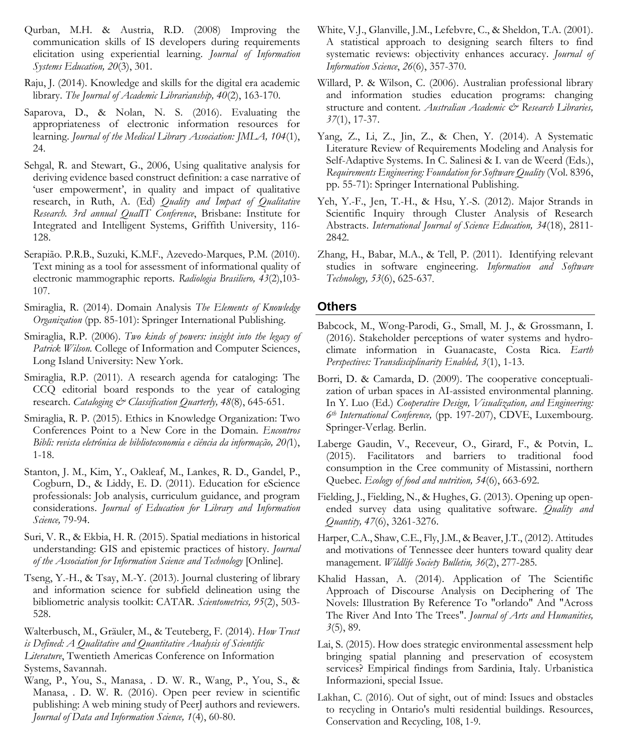Qurban, M.H. & Austria, R.D. (2008) Improving the communication skills of IS developers during requirements elicitation using experiential learning. *Journal of Information Systems Education, 20*(3), 301.

Raju, J. (2014). Knowledge and skills for the digital era academic library. *The Journal of Academic Librarianship, 40*(2), 163-170.

Saparova, D., & Nolan, N. S. (2016). Evaluating the appropriateness of electronic information resources for learning. *Journal of the Medical Library Association: JMLA, 104*(1), 24.

Sehgal, R. and Stewart, G., 2006, Using qualitative analysis for deriving evidence based construct definition: a case narrative of 'user empowerment', in quality and impact of qualitative research, in Ruth, A. (Ed) *Quality and Impact of Qualitative Research. 3rd annual QualIT Conference*, Brisbane: Institute for Integrated and Intelligent Systems, Griffith University, 116-128.

Serapião. P.R.B., Suzuki, K.M.F., Azevedo-Marques, P.M. (2010). Text mining as a tool for assessment of informational quality of electronic mammographic reports. *Radiologia Brasiliero, 43*(2),103-107.

Smiraglia, R. (2014). Domain Analysis *The Elements of Knowledge Organization* (pp. 85-101): Springer International Publishing.

Smiraglia, R.P. (2006). *Two kinds of powers: insight into the legacy of Patrick Wilson.* College of Information and Computer Sciences, Long Island University: New York.

Smiraglia, R.P. (2011). A research agenda for cataloging: The CCQ editorial board responds to the year of cataloging research. *Cataloging & Classification Quarterly, 48*(8), 645-651.

Smiraglia, R. P. (2015). Ethics in Knowledge Organization: Two Conferences Point to a New Core in the Domain. *Encontros Bibli: revista eletrônica de biblioteconomia e ciência da informação, 20(*1), 1-18.

Stanton, J. M., Kim, Y., Oakleaf, M., Lankes, R. D., Gandel, P., Cogburn, D., & Liddy, E. D. (2011). Education for eScience professionals: Job analysis, curriculum guidance, and program considerations. *Journal of Education for Library and Information Science,* 79-94.

Suri, V. R., & Ekbia, H. R. (2015). Spatial mediations in historical understanding: GIS and epistemic practices of history. *Journal of the Association for Information Science and Technology* [Online].

Tseng, Y.-H., & Tsay, M.-Y. (2013). Journal clustering of library and information science for subfield delineation using the bibliometric analysis toolkit: CATAR. *Scientometrics, 95*(2), 503-528.

Walterbusch, M., Gräuler, M., & Teuteberg, F. (2014). *How Trust is Defined: A Qualitative and Quantitative Analysis of Scientific Literature*, Twentieth Americas Conference on Information Systems, Savannah.

Wang, P., You, S., Manasa, . D. W. R., Wang, P., You, S., & Manasa, . D. W. R. (2016). Open peer review in scientific publishing: A web mining study of PeerJ authors and reviewers. *Journal of Data and Information Science, 1*(4), 60-80.

White, V.J., Glanville, J.M., Lefebvre, C., & Sheldon, T.A. (2001). A statistical approach to designing search filters to find systematic reviews: objectivity enhances accuracy. *Journal of Information Science*, *26*(6), 357-370.

Willard, P. & Wilson, C. (2006). Australian professional library and information studies education programs: changing structure and content. *Australian Academic & Research Libraries, 37*(1), 17-37.

Yang, Z., Li, Z., Jin, Z., & Chen, Y. (2014). A Systematic Literature Review of Requirements Modeling and Analysis for Self-Adaptive Systems. In C. Salinesi & I. van de Weerd (Eds.), *Requirements Engineering: Foundation for Software Quality* (Vol. 8396, pp. 55-71): Springer International Publishing.

Yeh, Y.-F., Jen, T.-H., & Hsu, Y.-S. (2012). Major Strands in Scientific Inquiry through Cluster Analysis of Research Abstracts. *International Journal of Science Education, 34*(18), 2811-2842.

Zhang, H., Babar, M.A., & Tell, P. (2011). Identifying relevant studies in software engineering. *Information and Software Technology, 53*(6), 625-637.

## Others

Babcock, M., Wong-Parodi, G., Small, M. J., & Grossmann, I. (2016). Stakeholder perceptions of water systems and hydro-climate information in Guanacaste, Costa Rica. *Earth Perspectives: Transdisciplinarity Enabled, 3*(1), 1-13.

Borri, D. & Camarda, D. (2009). The cooperative conceptualization of urban spaces in AI-assisted environmental planning. In Y. Luo (Ed.) *Cooperative Design, Visualization, and Engineering: 6th International Conference,* (pp. 197-207), CDVE, Luxembourg. Springer-Verlag. Berlin.

Laberge Gaudin, V., Receveur, O., Girard, F., & Potvin, L. (2015). Facilitators and barriers to traditional food consumption in the Cree community of Mistassini, northern Quebec. *Ecology of food and nutrition, 54*(6), 663-692.

Fielding, J., Fielding, N., & Hughes, G. (2013). Opening up open-ended survey data using qualitative software. *Quality and Quantity, 47*(6), 3261-3276.

Harper, C.A., Shaw, C.E., Fly, J.M., & Beaver, J.T., (2012). Attitudes and motivations of Tennessee deer hunters toward quality dear management. *Wildlife Society Bulletin, 36*(2), 277-285.

Khalid Hassan, A. (2014). Application of The Scientific Approach of Discourse Analysis on Deciphering of The Novels: Illustration By Reference To "orlando" And "Across The River And Into The Trees". *Journal of Arts and Humanities, 3*(5), 89.

Lai, S. (2015). How does strategic environmental assessment help bringing spatial planning and preservation of ecosystem services? Empirical findings from Sardinia, Italy. Urbanistica Informazioni, special Issue.

Lakhan, C. (2016). Out of sight, out of mind: Issues and obstacles to recycling in Ontario's multi residential buildings. Resources, Conservation and Recycling, 108, 1-9.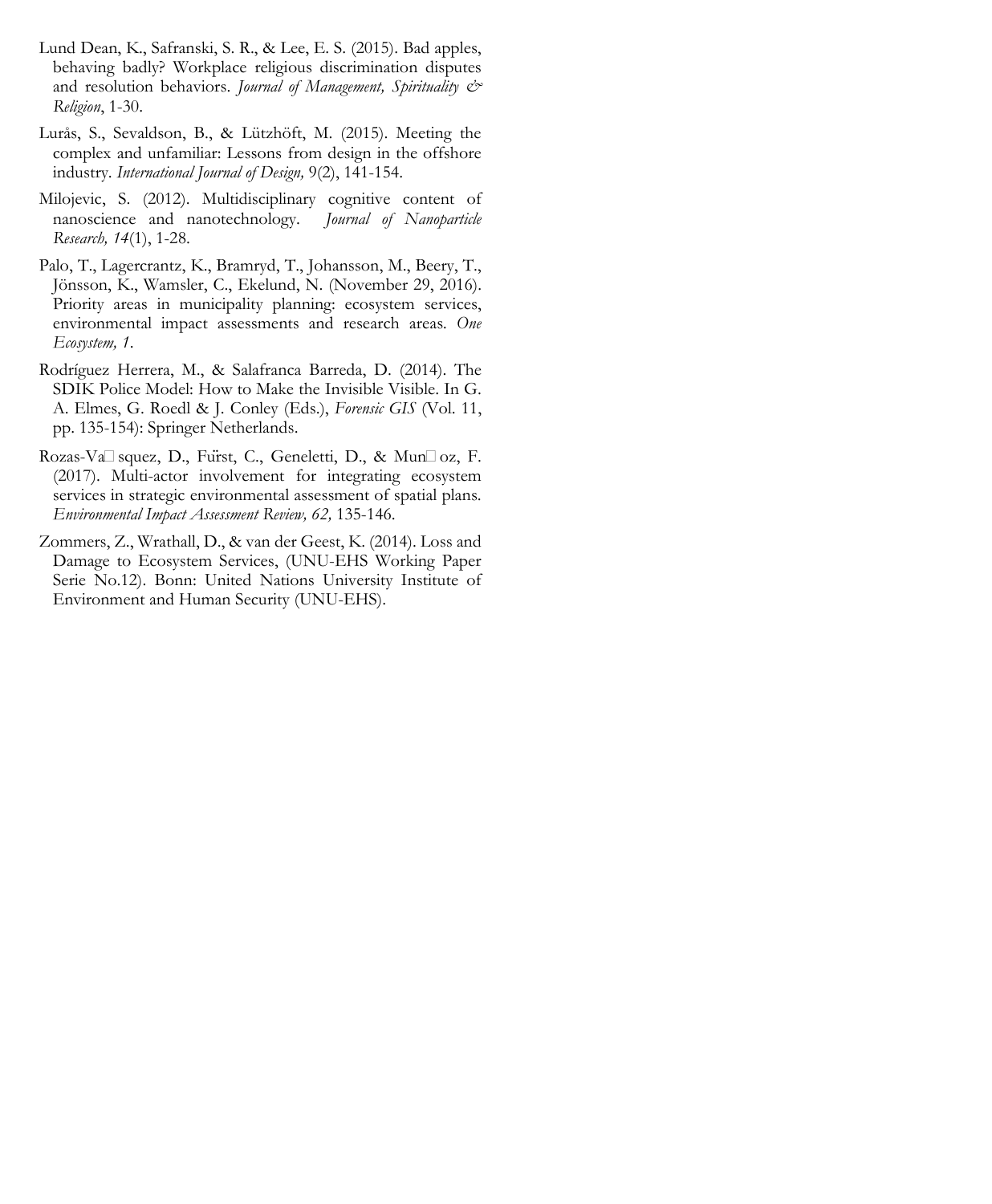Lund Dean, K., Safranski, S. R., & Lee, E. S. (2015). Bad apples, behaving badly? Workplace religious discrimination disputes and resolution behaviors. *Journal of Management, Spirituality & Religion*, 1-30.

Lurås, S., Sevaldson, B., & Lützhöft, M. (2015). Meeting the complex and unfamiliar: Lessons from design in the offshore industry. *International Journal of Design,* 9(2), 141-154.

Milojevic, S. (2012). Multidisciplinary cognitive content of nanoscience and nanotechnology. *Journal of Nanoparticle Research, 14*(1), 1-28.

Palo, T., Lagercrantz, K., Bramryd, T., Johansson, M., Beery, T., Jönsson, K., Wamsler, C., Ekelund, N. (November 29, 2016). Priority areas in municipality planning: ecosystem services, environmental impact assessments and research areas. *One Ecosystem, 1*.

Rodríguez Herrera, M., & Salafranca Barreda, D. (2014). The SDIK Police Model: How to Make the Invisible Visible. In G. A. Elmes, G. Roedl & J. Conley (Eds.), *Forensic GIS* (Vol. 11, pp. 135-154): Springer Netherlands.

Rozas-Va□ squez, D., Fürst, C., Geneletti, D., & Mun□ oz, F. (2017). Multi-actor involvement for integrating ecosystem services in strategic environmental assessment of spatial plans. *Environmental Impact Assessment Review, 62,* 135-146.

Zommers, Z., Wrathall, D., & van der Geest, K. (2014). Loss and Damage to Ecosystem Services, (UNU-EHS Working Paper Serie No.12). Bonn: United Nations University Institute of Environment and Human Security (UNU-EHS).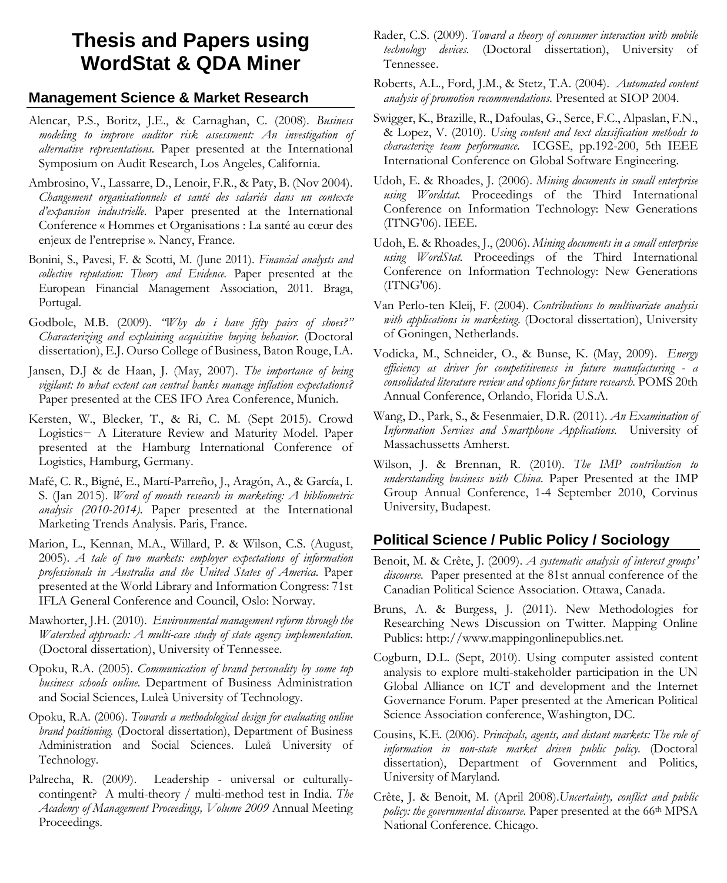# Thesis and Papers using WordStat & QDA Miner

## Management Science & Market Research

Alencar, P.S., Boritz, J.E., & Carnaghan, C. (2008). *Business modeling to improve auditor risk assessment: An investigation of alternative representations.* Paper presented at the International Symposium on Audit Research, Los Angeles, California.

Ambrosino, V., Lassarre, D., Lenoir, F.R., & Paty, B. (Nov 2004). *Changement organisationnels et santé des salariés dans un contexte d'expansion industrielle.* Paper presented at the International Conference « Hommes et Organisations : La santé au cœur des enjeux de l'entreprise ». Nancy, France.

Bonini, S., Pavesi, F. & Scotti, M. (June 2011). *Financial analysts and collective reputation: Theory and Evidence.* Paper presented at the European Financial Management Association, 2011. Braga, Portugal.

Godbole, M.B. (2009). *"Why do i have fifty pairs of shoes?" Characterizing and explaining acquisitive buying behavior.* (Doctoral dissertation), E.J. Ourso College of Business, Baton Rouge, LA.

Jansen, D.J & de Haan, J. (May, 2007). *The importance of being vigilant: to what extent can central banks manage inflation expectations?* Paper presented at the CES IFO Area Conference, Munich.

Kersten, W., Blecker, T., & Ri, C. M. (Sept 2015). Crowd Logistics− A Literature Review and Maturity Model. Paper presented at the Hamburg International Conference of Logistics, Hamburg, Germany.

Mafé, C. R., Bigné, E., Martí-Parreño, J., Aragón, A., & García, I. S. (Jan 2015). *Word of mouth research in marketing: A bibliometric analysis (2010-2014).* Paper presented at the International Marketing Trends Analysis. Paris, France.

Marion, L., Kennan, M.A., Willard, P. & Wilson, C.S. (August, 2005). *A tale of two markets: employer expectations of information professionals in Australia and the United States of America.* Paper presented at the World Library and Information Congress: 71st IFLA General Conference and Council, Oslo: Norway.

Mawhorter, J.H. (2010). *Environmental management reform through the Watershed approach: A multi-case study of state agency implementation.* (Doctoral dissertation), University of Tennessee.

Opoku, R.A. (2005). *Communication of brand personality by some top business schools online.* Department of Business Administration and Social Sciences, Luleà University of Technology.

Opoku, R.A. (2006). *Towards a methodological design for evaluating online brand positioning.* (Doctoral dissertation), Department of Business Administration and Social Sciences. Luleå University of Technology.

Palrecha, R. (2009). Leadership - universal or culturally-contingent? A multi-theory / multi-method test in India. *The Academy of Management Proceedings, Volume 2009* Annual Meeting Proceedings.

Rader, C.S. (2009). *Toward a theory of consumer interaction with mobile technology devices.* (Doctoral dissertation), University of Tennessee.

Roberts, A.L., Ford, J.M., & Stetz, T.A. (2004). *Automated content analysis of promotion recommendations.* Presented at SIOP 2004.

Swigger, K., Brazille, R., Dafoulas, G., Serce, F.C., Alpaslan, F.N., & Lopez, V. (2010). *Using content and text classification methods to characterize team performance.* ICGSE, pp.192-200, 5th IEEE International Conference on Global Software Engineering.

Udoh, E. & Rhoades, J. (2006). *Mining documents in small enterprise using Wordstat.* Proceedings of the Third International Conference on Information Technology: New Generations (ITNG'06). IEEE.

Udoh, E. & Rhoades, J., (2006). *Mining documents in a small enterprise using WordStat.* Proceedings of the Third International Conference on Information Technology: New Generations (ITNG'06).

Van Perlo-ten Kleij, F. (2004). *Contributions to multivariate analysis with applications in marketing.* (Doctoral dissertation), University of Goningen, Netherlands.

Vodicka, M., Schneider, O., & Bunse, K. (May, 2009). *Energy efficiency as driver for competitiveness in future manufacturing - a consolidated literature review and options for future research.* POMS 20th Annual Conference, Orlando, Florida U.S.A.

Wang, D., Park, S., & Fesenmaier, D.R. (2011). *An Examination of Information Services and Smartphone Applications.* University of Massachussetts Amherst.

Wilson, J. & Brennan, R. (2010). *The IMP contribution to understanding business with China.* Paper Presented at the IMP Group Annual Conference, 1-4 September 2010, Corvinus University, Budapest.

## Political Science / Public Policy / Sociology

Benoit, M. & Crête, J. (2009). *A systematic analysis of interest groups' discourse.* Paper presented at the 81st annual conference of the Canadian Political Science Association. Ottawa, Canada.

Bruns, A. & Burgess, J. (2011). New Methodologies for Researching News Discussion on Twitter. Mapping Online Publics: http://www.mappingonlinepublics.net.

Cogburn, D.L. (Sept, 2010). Using computer assisted content analysis to explore multi-stakeholder participation in the UN Global Alliance on ICT and development and the Internet Governance Forum. Paper presented at the American Political Science Association conference, Washington, DC.

Cousins, K.E. (2006). *Principals, agents, and distant markets: The role of information in non-state market driven public policy.* (Doctoral dissertation), Department of Government and Politics, University of Maryland.

Crête, J. & Benoit, M. (April 2008).*Uncertainty, conflict and public policy: the governmental discourse.* Paper presented at the 66th MPSA National Conference. Chicago.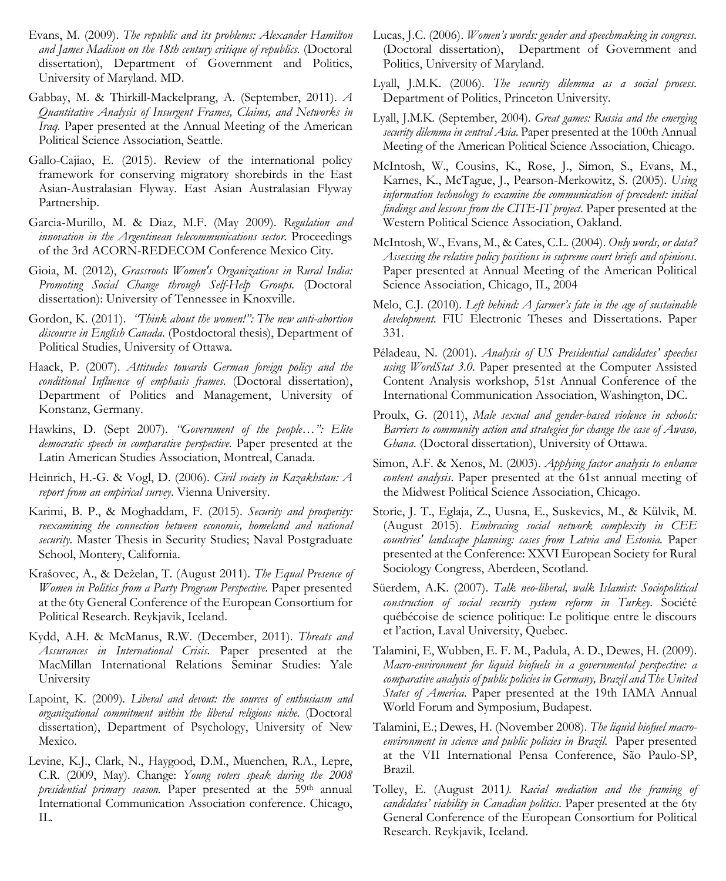Evans, M. (2009). *The republic and its problems: Alexander Hamilton and James Madison on the 18th century critique of republics.* (Doctoral dissertation), Department of Government and Politics, University of Maryland. MD.

Gabbay, M. & Thirkill-Mackelprang, A. (September, 2011). *A Quantitative Analysis of Insurgent Frames, Claims, and Networks in Iraq.* Paper presented at the Annual Meeting of the American Political Science Association, Seattle.

Gallo-Cajiao, E. (2015). Review of the international policy framework for conserving migratory shorebirds in the East Asian-Australasian Flyway. East Asian Australasian Flyway Partnership.

Garcia-Murillo, M. & Diaz, M.F. (May 2009). *Regulation and innovation in the Argentinean telecommunications sector.* Proceedings of the 3rd ACORN-REDECOM Conference Mexico City.

Gioia, M. (2012), *Grassroots Women's Organizations in Rural India: Promoting Social Change through Self-Help Groups.* (Doctoral dissertation): University of Tennessee in Knoxville.

Gordon, K. (2011). *"Think about the women!": The new anti-abortion discourse in English Canada.* (Postdoctoral thesis), Department of Political Studies, University of Ottawa.

Haack, P. (2007). *Attitudes towards German foreign policy and the conditional Influence of emphasis frames.* (Doctoral dissertation), Department of Politics and Management, University of Konstanz, Germany.

Hawkins, D. (Sept 2007). *"Government of the people…": Elite democratic speech in comparative perspective.* Paper presented at the Latin American Studies Association, Montreal, Canada.

Heinrich, H.-G. & Vogl, D. (2006). *Civil society in Kazakhstan: A report from an empirical survey.* Vienna University.

Karimi, B. P., & Moghaddam, F. (2015). *Security and prosperity: reexamining the connection between economic, homeland and national security.* Master Thesis in Security Studies; Naval Postgraduate School, Montery, California.

Krašovec, A., & Deželan, T. (August 2011). *The Equal Presence of Women in Politics from a Party Program Perspective.* Paper presented at the 6ty General Conference of the European Consortium for Political Research. Reykjavik, Iceland.

Kydd, A.H. & McManus, R.W. (December, 2011). *Threats and Assurances in International Crisis.* Paper presented at the MacMillan International Relations Seminar Studies: Yale University

Lapoint, K. (2009). *Liberal and devout: the sources of enthusiasm and organizational commitment within the liberal religious niche.* (Doctoral dissertation), Department of Psychology, University of New Mexico.

Levine, K.J., Clark, N., Haygood, D.M., Muenchen, R.A., Lepre, C.R. (2009, May). Change: *Young voters speak during the 2008 presidential primary season.* Paper presented at the 59th annual International Communication Association conference. Chicago, IL.

Lucas, J.C. (2006). *Women's words: gender and speechmaking in congress.* (Doctoral dissertation), Department of Government and Politics, University of Maryland.

Lyall, J.M.K. (2006). *The security dilemma as a social process.* Department of Politics, Princeton University.

Lyall, J.M.K. (September, 2004). *Great games: Russia and the emerging security dilemma in central Asia.* Paper presented at the 100th Annual Meeting of the American Political Science Association, Chicago.

McIntosh, W., Cousins, K., Rose, J., Simon, S., Evans, M., Karnes, K., McTague, J., Pearson-Merkowitz, S. (2005). *Using information technology to examine the communication of precedent: initial findings and lessons from the CITE-IT project.* Paper presented at the Western Political Science Association, Oakland.

McIntosh, W., Evans, M., & Cates, C.L. (2004). *Only words, or data? Assessing the relative policy positions in supreme court briefs and opinions.* Paper presented at Annual Meeting of the American Political Science Association, Chicago, IL, 2004

Melo, C.J. (2010). *Left behind: A farmer's fate in the age of sustainable development.* FIU Electronic Theses and Dissertations. Paper 331.

Péladeau, N. (2001). *Analysis of US Presidential candidates' speeches using WordStat 3.0.* Paper presented at the Computer Assisted Content Analysis workshop, 51st Annual Conference of the International Communication Association, Washington, DC.

Proulx, G. (2011), *Male sexual and gender-based violence in schools: Barriers to community action and strategies for change the case of Awaso, Ghana.* (Doctoral dissertation), University of Ottawa.

Simon, A.F. & Xenos, M. (2003). *Applying factor analysis to enhance content analysis.* Paper presented at the 61st annual meeting of the Midwest Political Science Association, Chicago.

Storie, J. T., Eglaja, Z., Uusna, E., Suskevics, M., & Külvik, M. (August 2015). *Embracing social network complexity in CEE countries' landscape planning: cases from Latvia and Estonia.* Paper presented at the Conference: XXVI European Society for Rural Sociology Congress, Aberdeen, Scotland.

Süerdem, A.K. (2007). *Talk neo-liberal, walk Islamist: Sociopolitical construction of social security system reform in Turkey.* Société québécoise de science politique: Le politique entre le discours et l'action, Laval University, Quebec.

Talamini, E, Wubben, E. F. M., Padula, A. D., Dewes, H. (2009). *Macro-environment for liquid biofuels in a governmental perspective: a comparative analysis of public policies in Germany, Brazil and The United States of America.* Paper presented at the 19th IAMA Annual World Forum and Symposium, Budapest.

Talamini, E.; Dewes, H. (November 2008). *The liquid biofuel macro-environment in science and public policies in Brazil.* Paper presented at the VII International Pensa Conference, São Paulo-SP, Brazil.

Tolley, E. (August 2011). *Racial mediation and the framing of candidates' viability in Canadian politics.* Paper presented at the 6ty General Conference of the European Consortium for Political Research. Reykjavik, Iceland.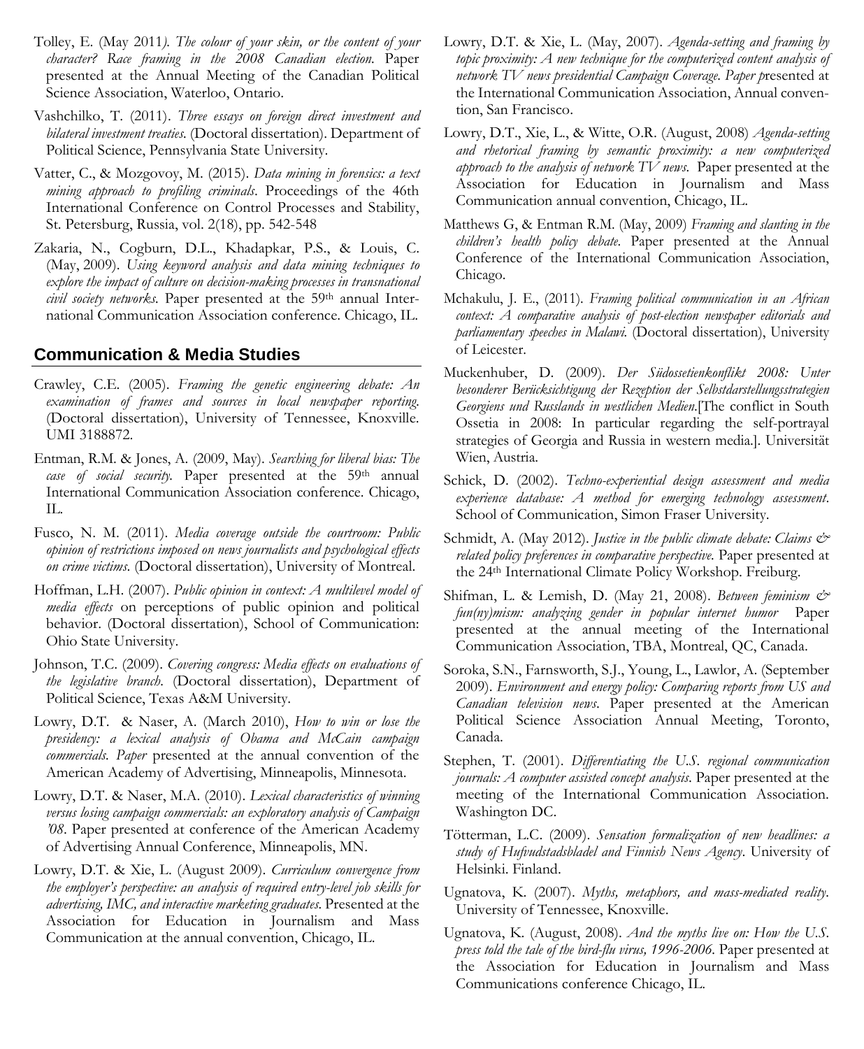Tolley, E. (May 2011*). The colour of your skin, or the content of your character? Race framing in the 2008 Canadian election.* Paper presented at the Annual Meeting of the Canadian Political Science Association, Waterloo, Ontario.

Vashchilko, T. (2011). *Three essays on foreign direct investment and bilateral investment treaties.* (Doctoral dissertation). Department of Political Science, Pennsylvania State University.

Vatter, C., & Mozgovoy, M. (2015). *Data mining in forensics: a text mining approach to profiling criminals*. Proceedings of the 46th International Conference on Control Processes and Stability, St. Petersburg, Russia, vol. 2(18), pp. 542-548

Zakaria, N., Cogburn, D.L., Khadapkar, P.S., & Louis, C. (May, 2009). *Using keyword analysis and data mining techniques to explore the impact of culture on decision-making processes in transnational civil society networks.* Paper presented at the 59th annual International Communication Association conference. Chicago, IL.

## Communication & Media Studies

Crawley, C.E. (2005). *Framing the genetic engineering debate: An examination of frames and sources in local newspaper reporting.* (Doctoral dissertation), University of Tennessee, Knoxville. UMI 3188872.

Entman, R.M. & Jones, A. (2009, May). *Searching for liberal bias: The case of social security.* Paper presented at the 59th annual International Communication Association conference. Chicago, IL.

Fusco, N. M. (2011). *Media coverage outside the courtroom: Public opinion of restrictions imposed on news journalists and psychological effects on crime victims.* (Doctoral dissertation), University of Montreal.

Hoffman, L.H. (2007). *Public opinion in context: A multilevel model of media effects* on perceptions of public opinion and political behavior. (Doctoral dissertation), School of Communication: Ohio State University.

Johnson, T.C. (2009). *Covering congress: Media effects on evaluations of the legislative branch.* (Doctoral dissertation), Department of Political Science, Texas A&M University.

Lowry, D.T. & Naser, A. (March 2010), *How to win or lose the presidency: a lexical analysis of Obama and McCain campaign commercials. Paper* presented at the annual convention of the American Academy of Advertising, Minneapolis, Minnesota.

Lowry, D.T. & Naser, M.A. (2010). *Lexical characteristics of winning versus losing campaign commercials: an exploratory analysis of Campaign '08.* Paper presented at conference of the American Academy of Advertising Annual Conference, Minneapolis, MN.

Lowry, D.T. & Xie, L. (August 2009). *Curriculum convergence from the employer's perspective: an analysis of required entry-level job skills for advertising, IMC, and interactive marketing graduates.* Presented at the Association for Education in Journalism and Mass Communication at the annual convention, Chicago, IL.

Lowry, D.T. & Xie, L. (May, 2007). *Agenda-setting and framing by topic proximity: A new technique for the computerized content analysis of network TV news presidential Campaign Coverage. Paper p*resented at the International Communication Association, Annual convention, San Francisco.

Lowry, D.T., Xie, L., & Witte, O.R. (August, 2008) *Agenda-setting and rhetorical framing by semantic proximity: a new computerized approach to the analysis of network TV news.* Paper presented at the Association for Education in Journalism and Mass Communication annual convention, Chicago, IL.

Matthews G, & Entman R.M. (May, 2009) *Framing and slanting in the children's health policy debate.* Paper presented at the Annual Conference of the International Communication Association, Chicago.

Mchakulu, J. E., (2011). *Framing political communication in an African context: A comparative analysis of post-election newspaper editorials and parliamentary speeches in Malawi.* (Doctoral dissertation), University of Leicester.

Muckenhuber, D. (2009). *Der Südossetienkonflikt 2008: Unter besonderer Berücksichtigung der Rezeption der Selbstdarstellungsstrategien Georgiens und Russlands in westlichen Medien.*[The conflict in South Ossetia in 2008: In particular regarding the self-portrayal strategies of Georgia and Russia in western media.]. Universität Wien, Austria.

Schick, D. (2002). *Techno-experiential design assessment and media experience database: A method for emerging technology assessment*. School of Communication, Simon Fraser University.

Schmidt, A. (May 2012). *Justice in the public climate debate: Claims & related policy preferences in comparative perspective.* Paper presented at the 24th International Climate Policy Workshop. Freiburg.

Shifman, L. & Lemish, D. (May 21, 2008). *Between feminism & fun(ny)mism: analyzing gender in popular internet humor* Paper presented at the annual meeting of the International Communication Association, TBA, Montreal, QC, Canada.

Soroka, S.N., Farnsworth, S.J., Young, L., Lawlor, A. (September 2009). *Environment and energy policy: Comparing reports from US and Canadian television news*. Paper presented at the American Political Science Association Annual Meeting, Toronto, Canada.

Stephen, T. (2001). *Differentiating the U.S. regional communication journals: A computer assisted concept analysis*. Paper presented at the meeting of the International Communication Association. Washington DC.

Tötterman, L.C. (2009). *Sensation formalization of new headlines: a study of Hufvudstadsbladel and Finnish News Agency*. University of Helsinki. Finland.

Ugnatova, K. (2007). *Myths, metaphors, and mass-mediated reality*. University of Tennessee, Knoxville.

Ugnatova, K. (August, 2008). *And the myths live on: How the U.S. press told the tale of the bird-flu virus, 1996-2006*. Paper presented at the Association for Education in Journalism and Mass Communications conference Chicago, IL.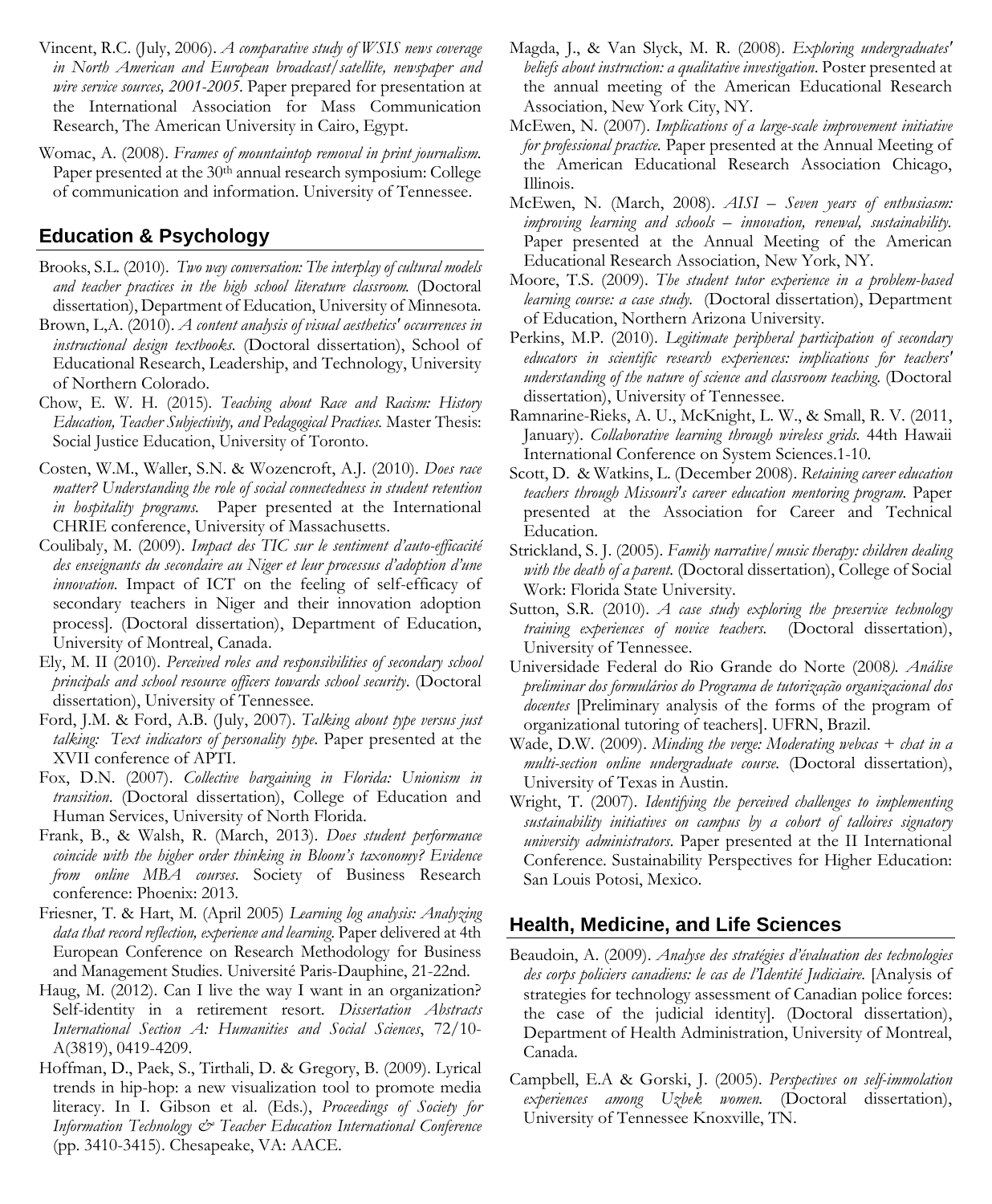Vincent, R.C. (July, 2006). *A comparative study of WSIS news coverage in North American and European broadcast/satellite, newspaper and wire service sources, 2001-2005.* Paper prepared for presentation at the International Association for Mass Communication Research, The American University in Cairo, Egypt.

Womac, A. (2008). *Frames of mountaintop removal in print journalism.* Paper presented at the 30th annual research symposium: College of communication and information. University of Tennessee.

## Education & Psychology

Brooks, S.L. (2010). *Two way conversation: The interplay of cultural models and teacher practices in the high school literature classroom.* (Doctoral dissertation), Department of Education, University of Minnesota.

Brown, L,A. (2010). *A content analysis of visual aesthetics' occurrences in instructional design textbooks.* (Doctoral dissertation), School of Educational Research, Leadership, and Technology, University of Northern Colorado.

Chow, E. W. H. (2015). *Teaching about Race and Racism: History Education, Teacher Subjectivity, and Pedagogical Practices.* Master Thesis: Social Justice Education, University of Toronto.

Costen, W.M., Waller, S.N. & Wozencroft, A.J. (2010). *Does race matter? Understanding the role of social connectedness in student retention in hospitality programs.* Paper presented at the International CHRIE conference, University of Massachusetts.

Coulibaly, M. (2009). *Impact des TIC sur le sentiment d'auto-efficacité des enseignants du secondaire au Niger et leur processus d'adoption d'une innovation.* Impact of ICT on the feeling of self-efficacy of secondary teachers in Niger and their innovation adoption process]. (Doctoral dissertation), Department of Education, University of Montreal, Canada.

Ely, M. II (2010). *Perceived roles and responsibilities of secondary school principals and school resource officers towards school security.* (Doctoral dissertation), University of Tennessee.

Ford, J.M. & Ford, A.B. (July, 2007). *Talking about type versus just talking: Text indicators of personality type.* Paper presented at the XVII conference of APTI.

Fox, D.N. (2007). *Collective bargaining in Florida: Unionism in transition.* (Doctoral dissertation), College of Education and Human Services, University of North Florida.

Frank, B., & Walsh, R. (March, 2013). *Does student performance coincide with the higher order thinking in Bloom's taxonomy? Evidence from online MBA courses.* Society of Business Research conference: Phoenix: 2013.

Friesner, T. & Hart, M. (April 2005) *Learning log analysis: Analyzing data that record reflection, experience and learning.* Paper delivered at 4th European Conference on Research Methodology for Business and Management Studies. Université Paris-Dauphine, 21-22nd.

Haug, M. (2012). Can I live the way I want in an organization? Self-identity in a retirement resort. *Dissertation Abstracts International Section A: Humanities and Social Sciences*, 72/10-A(3819), 0419-4209.

Hoffman, D., Paek, S., Tirthali, D. & Gregory, B. (2009). Lyrical trends in hip-hop: a new visualization tool to promote media literacy. In I. Gibson et al. (Eds.), *Proceedings of Society for Information Technology & Teacher Education International Conference* (pp. 3410-3415). Chesapeake, VA: AACE.

Magda, J., & Van Slyck, M. R. (2008). *Exploring undergraduates' beliefs about instruction: a qualitative investigation*. Poster presented at the annual meeting of the American Educational Research Association, New York City, NY.

McEwen, N. (2007). *Implications of a large-scale improvement initiative for professional practice.* Paper presented at the Annual Meeting of the American Educational Research Association Chicago, Illinois.

McEwen, N. (March, 2008). *AISI – Seven years of enthusiasm: improving learning and schools – innovation, renewal, sustainability.* Paper presented at the Annual Meeting of the American Educational Research Association, New York, NY.

Moore, T.S. (2009). *The student tutor experience in a problem-based learning course: a case study.* (Doctoral dissertation), Department of Education, Northern Arizona University.

Perkins, M.P. (2010). *Legitimate peripheral participation of secondary educators in scientific research experiences: implications for teachers' understanding of the nature of science and classroom teaching.* (Doctoral dissertation), University of Tennessee.

Ramnarine-Rieks, A. U., McKnight, L. W., & Small, R. V. (2011, January). *Collaborative learning through wireless grids.* 44th Hawaii International Conference on System Sciences.1-10.

Scott, D. & Watkins, L. (December 2008). *Retaining career education teachers through Missouri's career education mentoring program.* Paper presented at the Association for Career and Technical Education.

Strickland, S. J. (2005). *Family narrative/music therapy: children dealing with the death of a parent.* (Doctoral dissertation), College of Social Work: Florida State University.

Sutton, S.R. (2010). *A case study exploring the preservice technology training experiences of novice teachers.* (Doctoral dissertation), University of Tennessee.

Universidade Federal do Rio Grande do Norte (2008*). Análise preliminar dos formulários do Programa de tutorização organizacional dos docentes* [Preliminary analysis of the forms of the program of organizational tutoring of teachers]. UFRN, Brazil.

Wade, D.W. (2009). *Minding the verge: Moderating webcas + chat in a multi-section online undergraduate course.* (Doctoral dissertation), University of Texas in Austin.

Wright, T. (2007). *Identifying the perceived challenges to implementing sustainability initiatives on campus by a cohort of talloires signatory university administrators.* Paper presented at the II International Conference. Sustainability Perspectives for Higher Education: San Louis Potosi, Mexico.

## Health, Medicine, and Life Sciences

Beaudoin, A. (2009). *Analyse des stratégies d'évaluation des technologies des corps policiers canadiens: le cas de l'Identité Judiciaire.* [Analysis of strategies for technology assessment of Canadian police forces: the case of the judicial identity]. (Doctoral dissertation), Department of Health Administration, University of Montreal, Canada.

Campbell, E.A & Gorski, J. (2005). *Perspectives on self-immolation experiences among Uzbek women.* (Doctoral dissertation), University of Tennessee Knoxville, TN.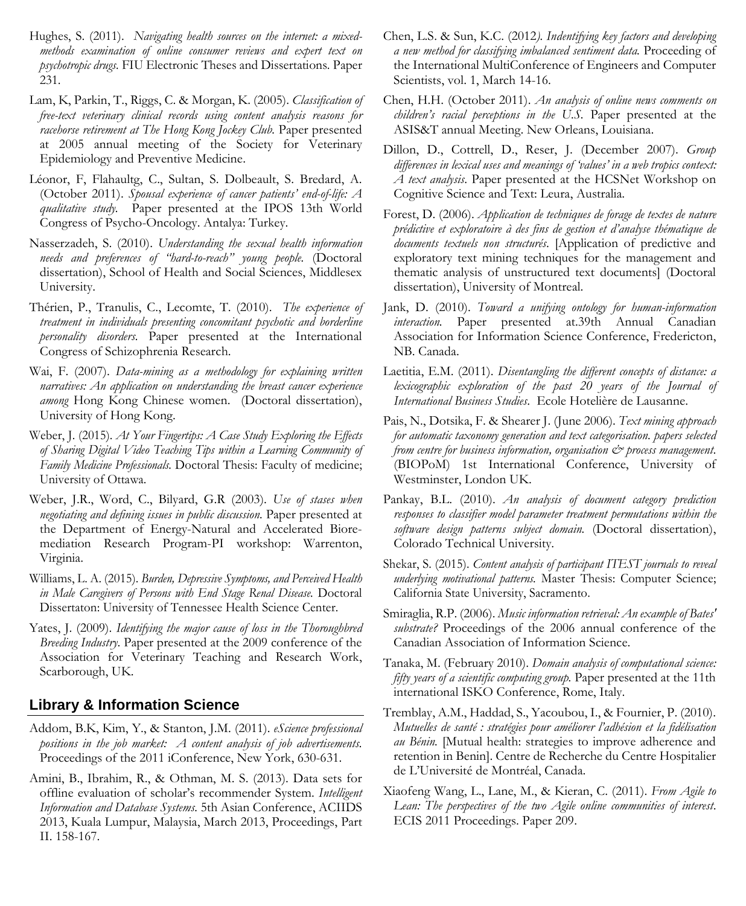Hughes, S. (2011). *Navigating health sources on the internet: a mixed-methods examination of online consumer reviews and expert text on psychotropic drugs.* FIU Electronic Theses and Dissertations. Paper 231.

Lam, K, Parkin, T., Riggs, C. & Morgan, K. (2005). *Classification of free-text veterinary clinical records using content analysis reasons for racehorse retirement at The Hong Kong Jockey Club.* Paper presented at 2005 annual meeting of the Society for Veterinary Epidemiology and Preventive Medicine.

Léonor, F, Flahaultg, C., Sultan, S. Dolbeault, S. Bredard, A. (October 2011). *Spousal experience of cancer patients' end-of-life: A qualitative study.* Paper presented at the IPOS 13th World Congress of Psycho-Oncology. Antalya: Turkey.

Nasserzadeh, S. (2010). *Understanding the sexual health information needs and preferences of "hard-to-reach" young people.* (Doctoral dissertation), School of Health and Social Sciences, Middlesex University.

Thérien, P., Tranulis, C., Lecomte, T. (2010). *The experience of treatment in individuals presenting concomitant psychotic and borderline personality disorders.* Paper presented at the International Congress of Schizophrenia Research.

Wai, F. (2007). *Data-mining as a methodology for explaining written narratives: An application on understanding the breast cancer experience among* Hong Kong Chinese women. (Doctoral dissertation), University of Hong Kong.

Weber, J. (2015). *At Your Fingertips: A Case Study Exploring the Effects of Sharing Digital Video Teaching Tips within a Learning Community of Family Medicine Professionals.* Doctoral Thesis: Faculty of medicine; University of Ottawa.

Weber, J.R., Word, C., Bilyard, G.R (2003). *Use of stases when negotiating and defining issues in public discussion.* Paper presented at the Department of Energy-Natural and Accelerated Bioremediation Research Program-PI workshop: Warrenton, Virginia.

Williams, L. A. (2015). *Burden, Depressive Symptoms, and Perceived Health in Male Caregivers of Persons with End Stage Renal Disease.* Doctoral Dissertaton: University of Tennessee Health Science Center.

Yates, J. (2009). *Identifying the major cause of loss in the Thoroughbred Breeding Industry.* Paper presented at the 2009 conference of the Association for Veterinary Teaching and Research Work, Scarborough, UK.

## Library & Information Science

Addom, B.K, Kim, Y., & Stanton, J.M. (2011). *eScience professional positions in the job market: A content analysis of job advertisements.* Proceedings of the 2011 iConference, New York, 630-631.

Amini, B., Ibrahim, R., & Othman, M. S. (2013). Data sets for offline evaluation of scholar's recommender System. *Intelligent Information and Database Systems.* 5th Asian Conference, ACIIDS 2013, Kuala Lumpur, Malaysia, March 2013, Proceedings, Part II. 158-167.

Chen, L.S. & Sun, K.C. (2012*). Indentifying key factors and developing a new method for classifying imbalanced sentiment data.* Proceeding of the International MultiConference of Engineers and Computer Scientists, vol. 1, March 14-16.

Chen, H.H. (October 2011). *An analysis of online news comments on children's racial perceptions in the U.S.* Paper presented at the ASIS&T annual Meeting. New Orleans, Louisiana.

Dillon, D., Cottrell, D., Reser, J. (December 2007). *Group differences in lexical uses and meanings of 'values' in a web tropics context: A text analysis.* Paper presented at the HCSNet Workshop on Cognitive Science and Text: Leura, Australia.

Forest, D. (2006). *Application de techniques de forage de textes de nature prédictive et exploratoire à des fins de gestion et d'analyse thématique de documents textuels non structurés.* [Application of predictive and exploratory text mining techniques for the management and thematic analysis of unstructured text documents] (Doctoral dissertation), University of Montreal.

Jank, D. (2010). *Toward a unifying ontology for human-information interaction.* Paper presented at.39th Annual Canadian Association for Information Science Conference, Fredericton, NB. Canada.

Laetitia, E.M. (2011). *Disentangling the different concepts of distance: a lexicographic exploration of the past 20 years of the Journal of International Business Studies.* Ecole Hotelière de Lausanne.

Pais, N., Dotsika, F. & Shearer J. (June 2006). *Text mining approach for automatic taxonomy generation and text categorisation. papers selected from centre for business information, organisation & process management.* (BIOPoM) 1st International Conference, University of Westminster, London UK.

Pankay, B.L. (2010). *An analysis of document category prediction responses to classifier model parameter treatment permutations within the software design patterns subject domain.* (Doctoral dissertation), Colorado Technical University.

Shekar, S. (2015). *Content analysis of participant ITEST journals to reveal underlying motivational patterns.* Master Thesis: Computer Science; California State University, Sacramento.

Smiraglia, R.P. (2006). *Music information retrieval: An example of Bates' substrate?* Proceedings of the 2006 annual conference of the Canadian Association of Information Science.

Tanaka, M. (February 2010). *Domain analysis of computational science: fifty years of a scientific computing group.* Paper presented at the 11th international ISKO Conference, Rome, Italy.

Tremblay, A.M., Haddad, S., Yacoubou, I., & Fournier, P. (2010). *Mutuelles de santé : stratégies pour améliorer l'adhésion et la fidélisation au Bénin.* [Mutual health: strategies to improve adherence and retention in Benin]. Centre de Recherche du Centre Hospitalier de L'Université de Montréal, Canada.

Xiaofeng Wang, L., Lane, M., & Kieran, C. (2011). *From Agile to Lean: The perspectives of the two Agile online communities of interest.* ECIS 2011 Proceedings. Paper 209.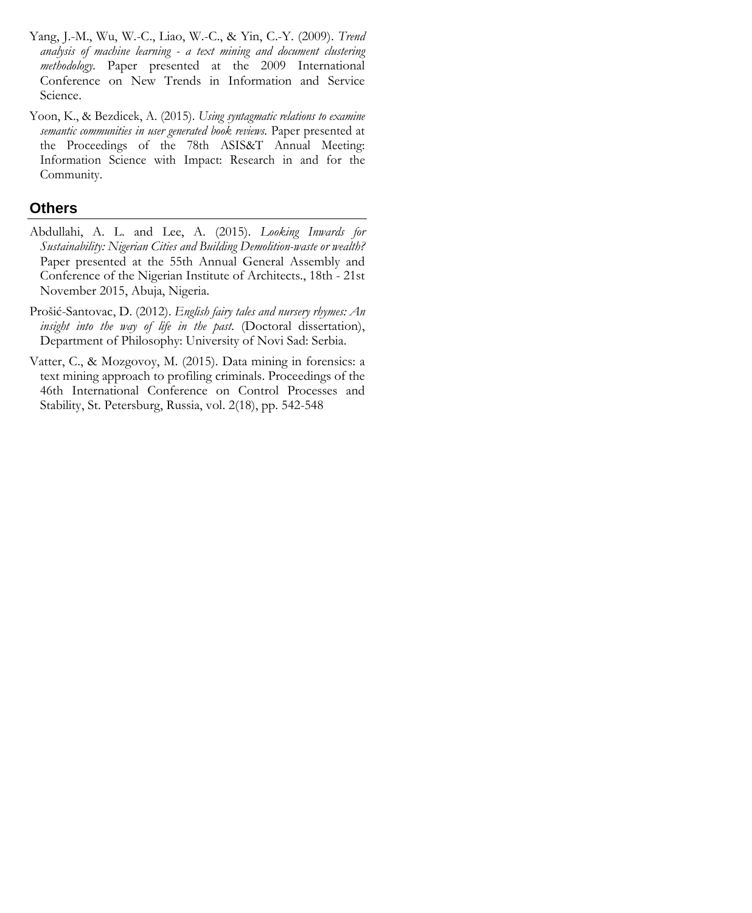Yang, J.-M., Wu, W.-C., Liao, W.-C., & Yin, C.-Y. (2009). *Trend analysis of machine learning - a text mining and document clustering methodology*. Paper presented at the 2009 International Conference on New Trends in Information and Service Science.

Yoon, K., & Bezdicek, A. (2015). *Using syntagmatic relations to examine semantic communities in user generated book reviews.* Paper presented at the Proceedings of the 78th ASIS&T Annual Meeting: Information Science with Impact: Research in and for the Community.

## Others

Abdullahi, A. L. and Lee, A. (2015). *Looking Inwards for Sustainability: Nigerian Cities and Building Demolition-waste or wealth?* Paper presented at the 55th Annual General Assembly and Conference of the Nigerian Institute of Architects., 18th - 21st November 2015, Abuja, Nigeria.

Prošić-Santovac, D. (2012). *English fairy tales and nursery rhymes: An insight into the way of life in the past*. (Doctoral dissertation), Department of Philosophy: University of Novi Sad: Serbia.

Vatter, C., & Mozgovoy, M. (2015). Data mining in forensics: a text mining approach to profiling criminals. Proceedings of the 46th International Conference on Control Processes and Stability, St. Petersburg, Russia, vol. 2(18), pp. 542-548